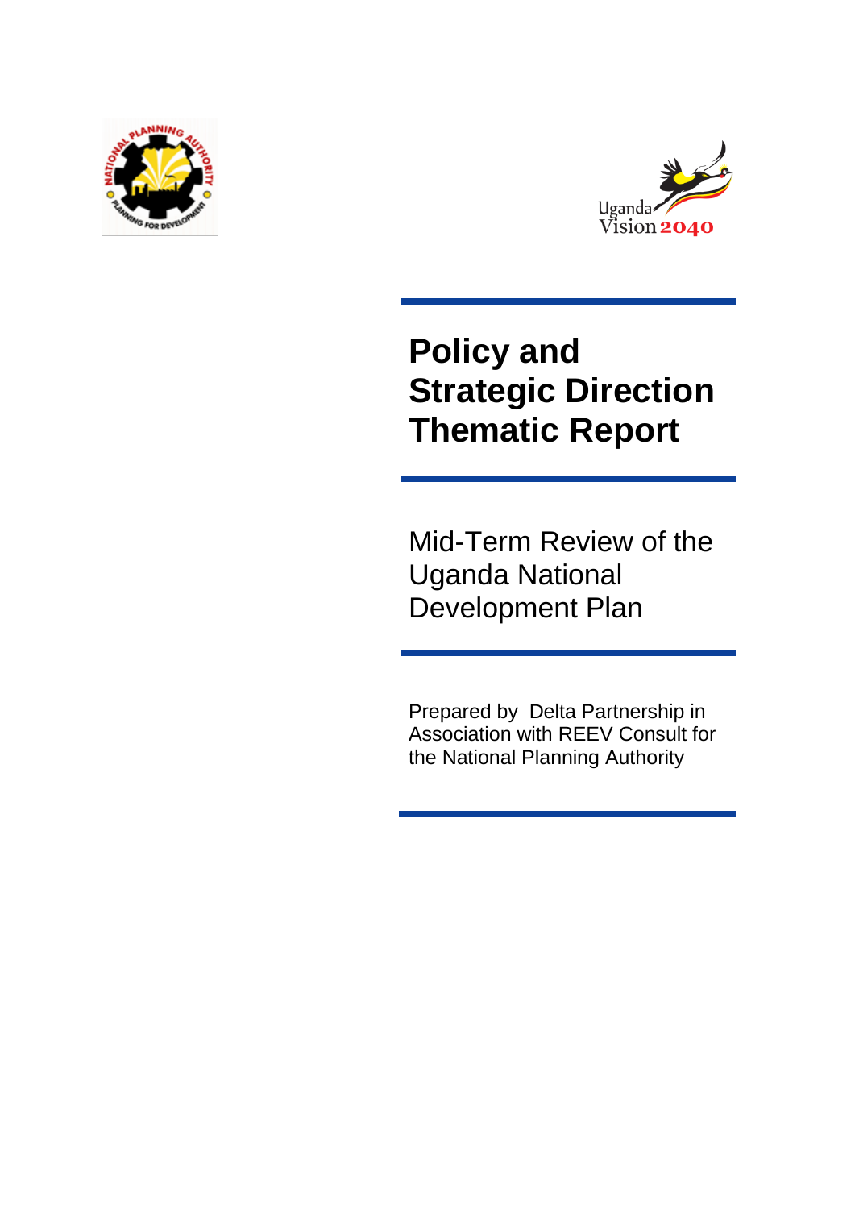# Policy and Strategic Direction Thematic Report

## Mid-Term Review of the Uganda National Development Plan

Prepared by Delta Partnership in Association with REEV Consult for the National Planning Authority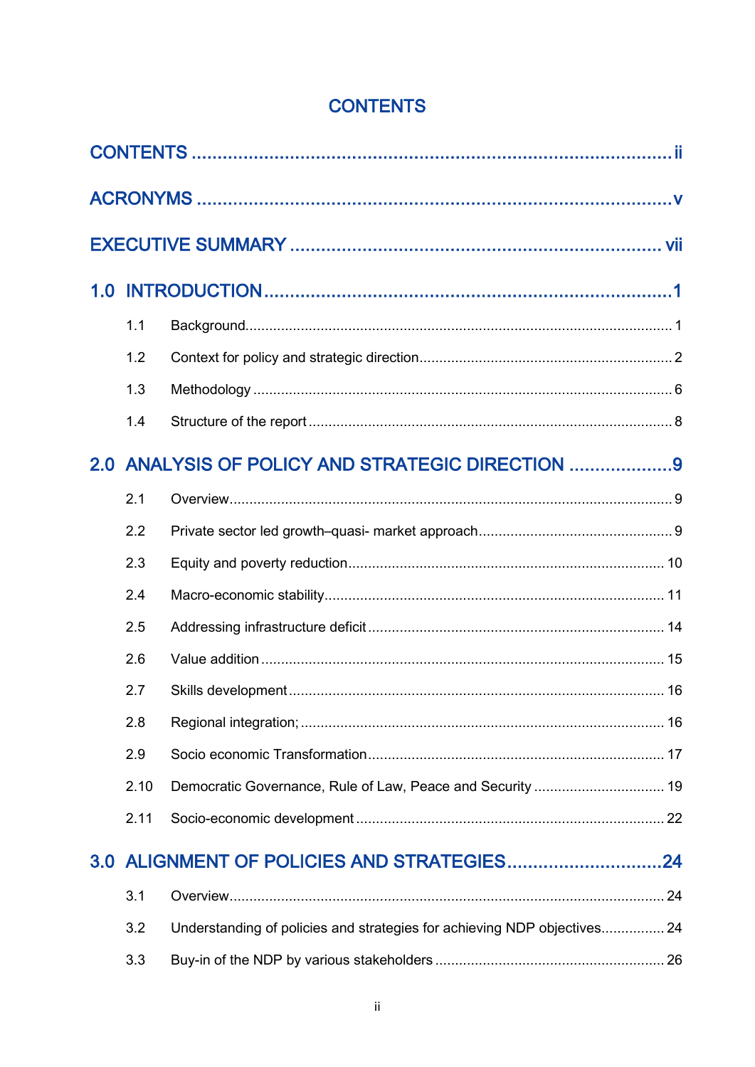# CONTENTS

CONTENTS ..... ii

ACRONYMS ..... v

EXECUTIVE SUMMARY ..... vii

1.0 INTRODUCTION ..... 1

- 1.1 Background ..... 1
- 1.2 Context for policy and strategic direction ..... 2
- 1.3 Methodology ..... 6
- 1.4 Structure of the report ..... 8

2.0 ANALYSIS OF POLICY AND STRATEGIC DIRECTION ..... 9

- 2.1 Overview ..... 9
- 2.2 Private sector led growth–quasi- market approach ..... 9
- 2.3 Equity and poverty reduction ..... 10
- 2.4 Macro-economic stability ..... 11
- 2.5 Addressing infrastructure deficit ..... 14
- 2.6 Value addition ..... 15
- 2.7 Skills development ..... 16
- 2.8 Regional integration; ..... 16
- 2.9 Socio economic Transformation ..... 17
- 2.10 Democratic Governance, Rule of Law, Peace and Security ..... 19
- 2.11 Socio-economic development ..... 22

3.0 ALIGNMENT OF POLICIES AND STRATEGIES ..... 24

- 3.1 Overview ..... 24
- 3.2 Understanding of policies and strategies for achieving NDP objectives ..... 24
- 3.3 Buy-in of the NDP by various stakeholders ..... 26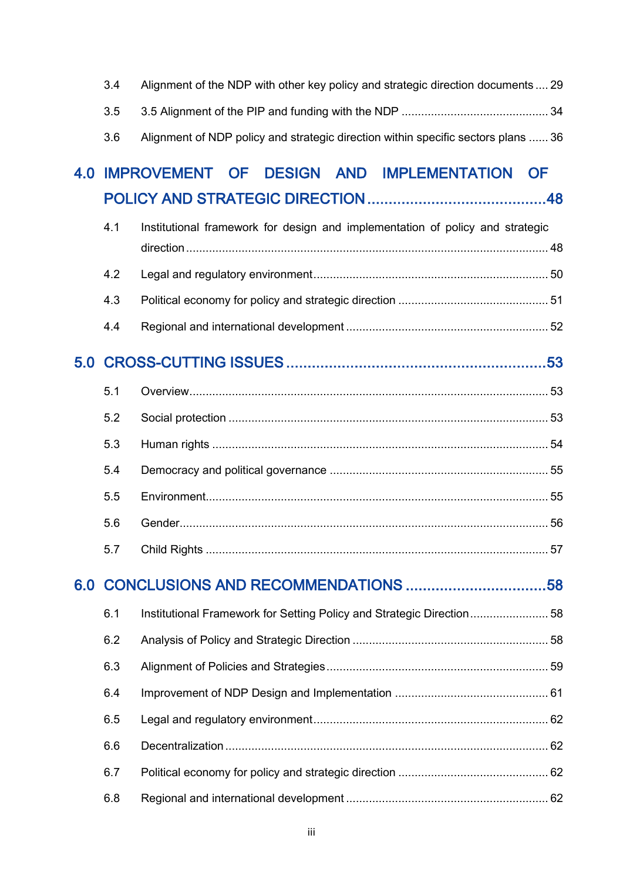3.4 Alignment of the NDP with other key policy and strategic direction documents .... 29

3.5 3.5 Alignment of the PIP and funding with the NDP ............................................. 34

3.6 Alignment of NDP policy and strategic direction within specific sectors plans ...... 36

**4.0 IMPROVEMENT OF DESIGN AND IMPLEMENTATION OF POLICY AND STRATEGIC DIRECTION ......................................... 48**

4.1 Institutional framework for design and implementation of policy and strategic direction ............................................................................................................. 48

4.2 Legal and regulatory environment....................................................................... 50

4.3 Political economy for policy and strategic direction .............................................. 51

4.4 Regional and international development ............................................................. 52

**5.0 CROSS-CUTTING ISSUES ............................................................ 53**

5.1 Overview............................................................................................................. 53

5.2 Social protection ................................................................................................. 53

5.3 Human rights ...................................................................................................... 54

5.4 Democracy and political governance .................................................................. 55

5.5 Environment........................................................................................................ 55

5.6 Gender................................................................................................................ 56

5.7 Child Rights ........................................................................................................ 57

**6.0 CONCLUSIONS AND RECOMMENDATIONS ................................ 58**

6.1 Institutional Framework for Setting Policy and Strategic Direction........................ 58

6.2 Analysis of Policy and Strategic Direction ............................................................ 58

6.3 Alignment of Policies and Strategies.................................................................... 59

6.4 Improvement of NDP Design and Implementation ............................................... 61

6.5 Legal and regulatory environment....................................................................... 62

6.6 Decentralization ................................................................................................... 62

6.7 Political economy for policy and strategic direction .............................................. 62

6.8 Regional and international development ............................................................. 62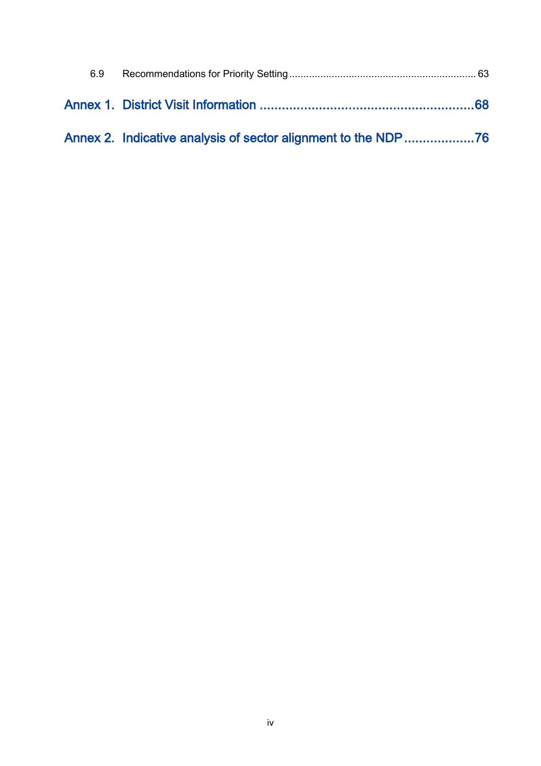6.9 Recommendations for Priority Setting ................................................................. 63

**Annex 1. District Visit Information .........................................................68**

**Annex 2. Indicative analysis of sector alignment to the NDP ...................76**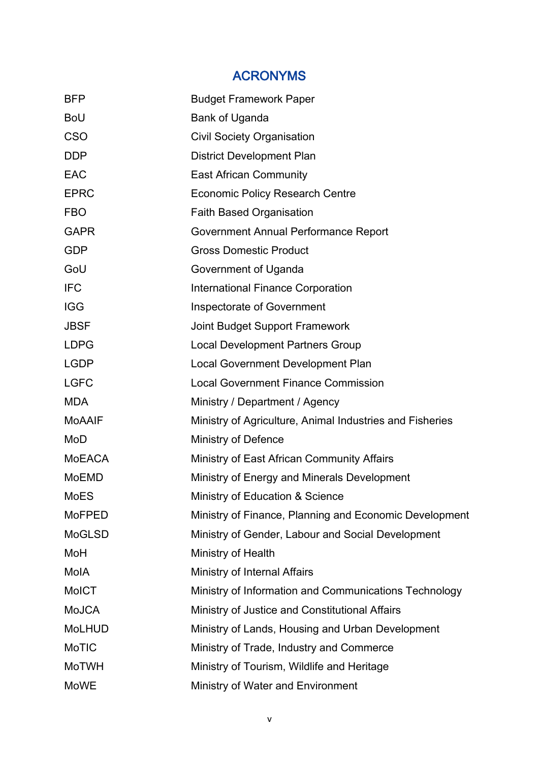# ACRONYMS

| | |
|---|---|
| BFP | Budget Framework Paper |
| BoU | Bank of Uganda |
| CSO | Civil Society Organisation |
| DDP | District Development Plan |
| EAC | East African Community |
| EPRC | Economic Policy Research Centre |
| FBO | Faith Based Organisation |
| GAPR | Government Annual Performance Report |
| GDP | Gross Domestic Product |
| GoU | Government of Uganda |
| IFC | International Finance Corporation |
| IGG | Inspectorate of Government |
| JBSF | Joint Budget Support Framework |
| LDPG | Local Development Partners Group |
| LGDP | Local Government Development Plan |
| LGFC | Local Government Finance Commission |
| MDA | Ministry / Department / Agency |
| MoAAIF | Ministry of Agriculture, Animal Industries and Fisheries |
| MoD | Ministry of Defence |
| MoEACA | Ministry of East African Community Affairs |
| MoEMD | Ministry of Energy and Minerals Development |
| MoES | Ministry of Education & Science |
| MoFPED | Ministry of Finance, Planning and Economic Development |
| MoGLSD | Ministry of Gender, Labour and Social Development |
| MoH | Ministry of Health |
| MoIA | Ministry of Internal Affairs |
| MoICT | Ministry of Information and Communications Technology |
| MoJCA | Ministry of Justice and Constitutional Affairs |
| MoLHUD | Ministry of Lands, Housing and Urban Development |
| MoTIC | Ministry of Trade, Industry and Commerce |
| MoTWH | Ministry of Tourism, Wildlife and Heritage |
| MoWE | Ministry of Water and Environment |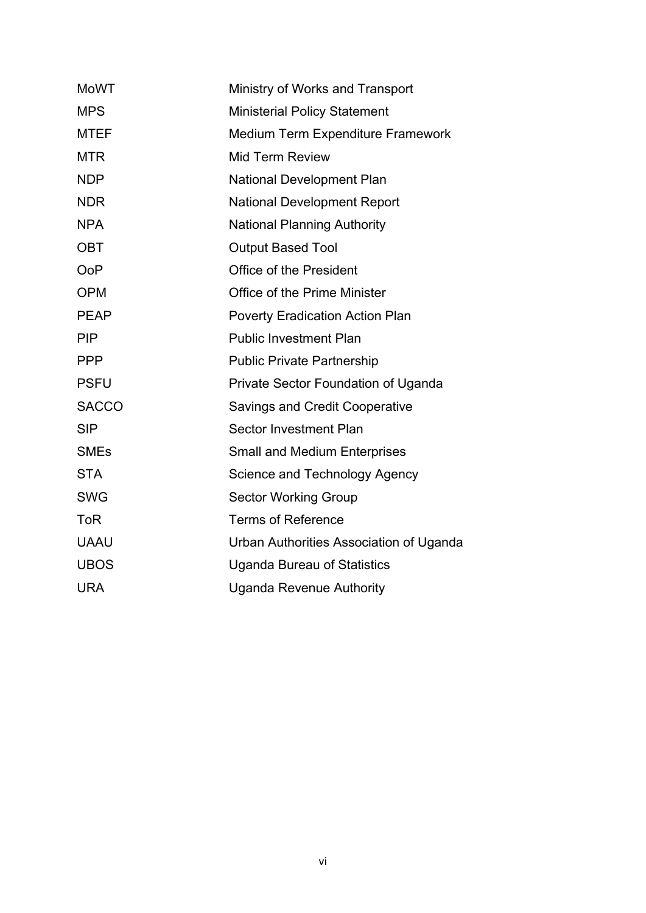| | |
|---|---|
| MoWT | Ministry of Works and Transport |
| MPS | Ministerial Policy Statement |
| MTEF | Medium Term Expenditure Framework |
| MTR | Mid Term Review |
| NDP | National Development Plan |
| NDR | National Development Report |
| NPA | National Planning Authority |
| OBT | Output Based Tool |
| OoP | Office of the President |
| OPM | Office of the Prime Minister |
| PEAP | Poverty Eradication Action Plan |
| PIP | Public Investment Plan |
| PPP | Public Private Partnership |
| PSFU | Private Sector Foundation of Uganda |
| SACCO | Savings and Credit Cooperative |
| SIP | Sector Investment Plan |
| SMEs | Small and Medium Enterprises |
| STA | Science and Technology Agency |
| SWG | Sector Working Group |
| ToR | Terms of Reference |
| UAAU | Urban Authorities Association of Uganda |
| UBOS | Uganda Bureau of Statistics |
| URA | Uganda Revenue Authority |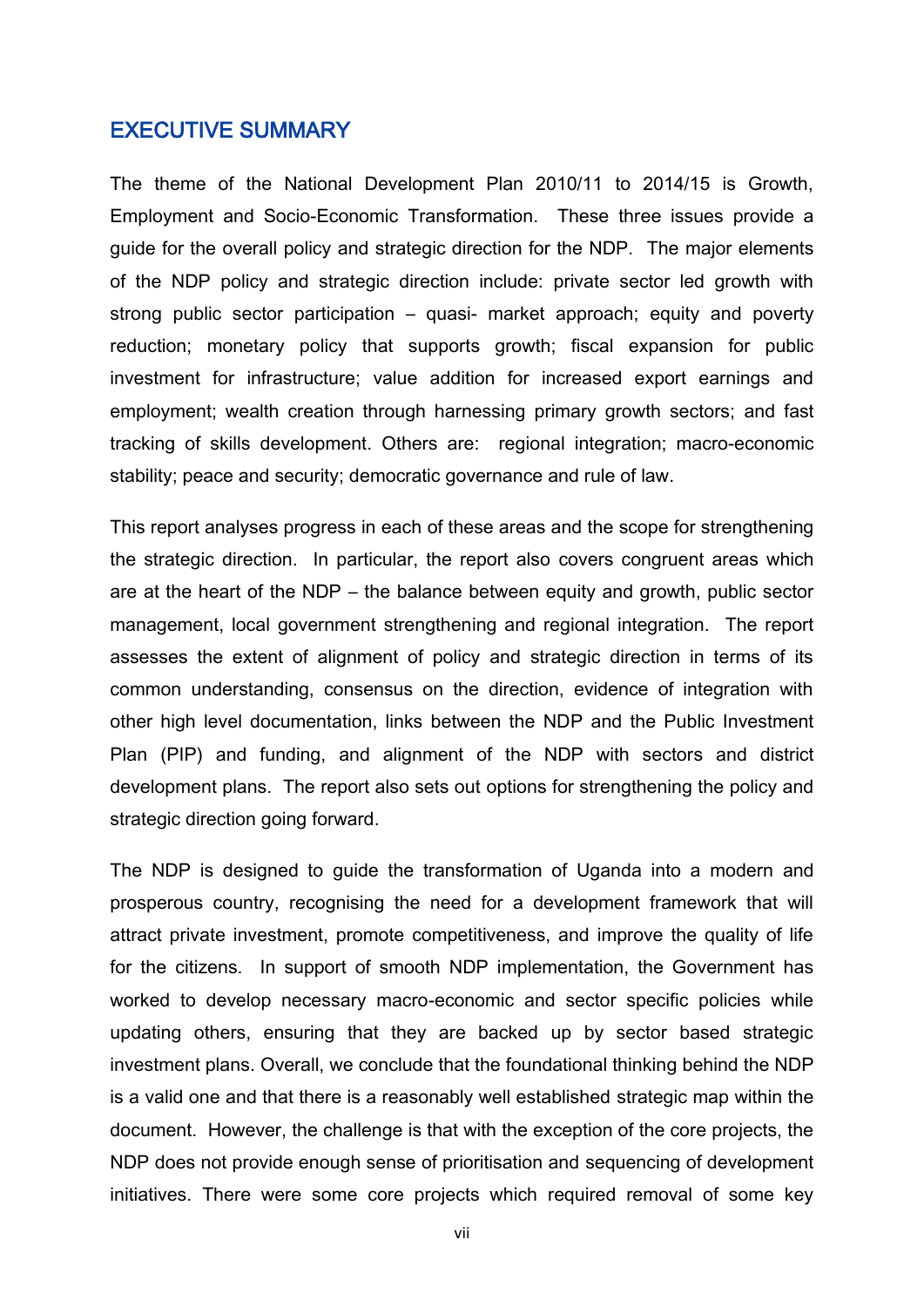## EXECUTIVE SUMMARY

The theme of the National Development Plan 2010/11 to 2014/15 is Growth, Employment and Socio-Economic Transformation. These three issues provide a guide for the overall policy and strategic direction for the NDP. The major elements of the NDP policy and strategic direction include: private sector led growth with strong public sector participation – quasi- market approach; equity and poverty reduction; monetary policy that supports growth; fiscal expansion for public investment for infrastructure; value addition for increased export earnings and employment; wealth creation through harnessing primary growth sectors; and fast tracking of skills development. Others are: regional integration; macro-economic stability; peace and security; democratic governance and rule of law.

This report analyses progress in each of these areas and the scope for strengthening the strategic direction. In particular, the report also covers congruent areas which are at the heart of the NDP – the balance between equity and growth, public sector management, local government strengthening and regional integration. The report assesses the extent of alignment of policy and strategic direction in terms of its common understanding, consensus on the direction, evidence of integration with other high level documentation, links between the NDP and the Public Investment Plan (PIP) and funding, and alignment of the NDP with sectors and district development plans. The report also sets out options for strengthening the policy and strategic direction going forward.

The NDP is designed to guide the transformation of Uganda into a modern and prosperous country, recognising the need for a development framework that will attract private investment, promote competitiveness, and improve the quality of life for the citizens. In support of smooth NDP implementation, the Government has worked to develop necessary macro-economic and sector specific policies while updating others, ensuring that they are backed up by sector based strategic investment plans. Overall, we conclude that the foundational thinking behind the NDP is a valid one and that there is a reasonably well established strategic map within the document. However, the challenge is that with the exception of the core projects, the NDP does not provide enough sense of prioritisation and sequencing of development initiatives. There were some core projects which required removal of some key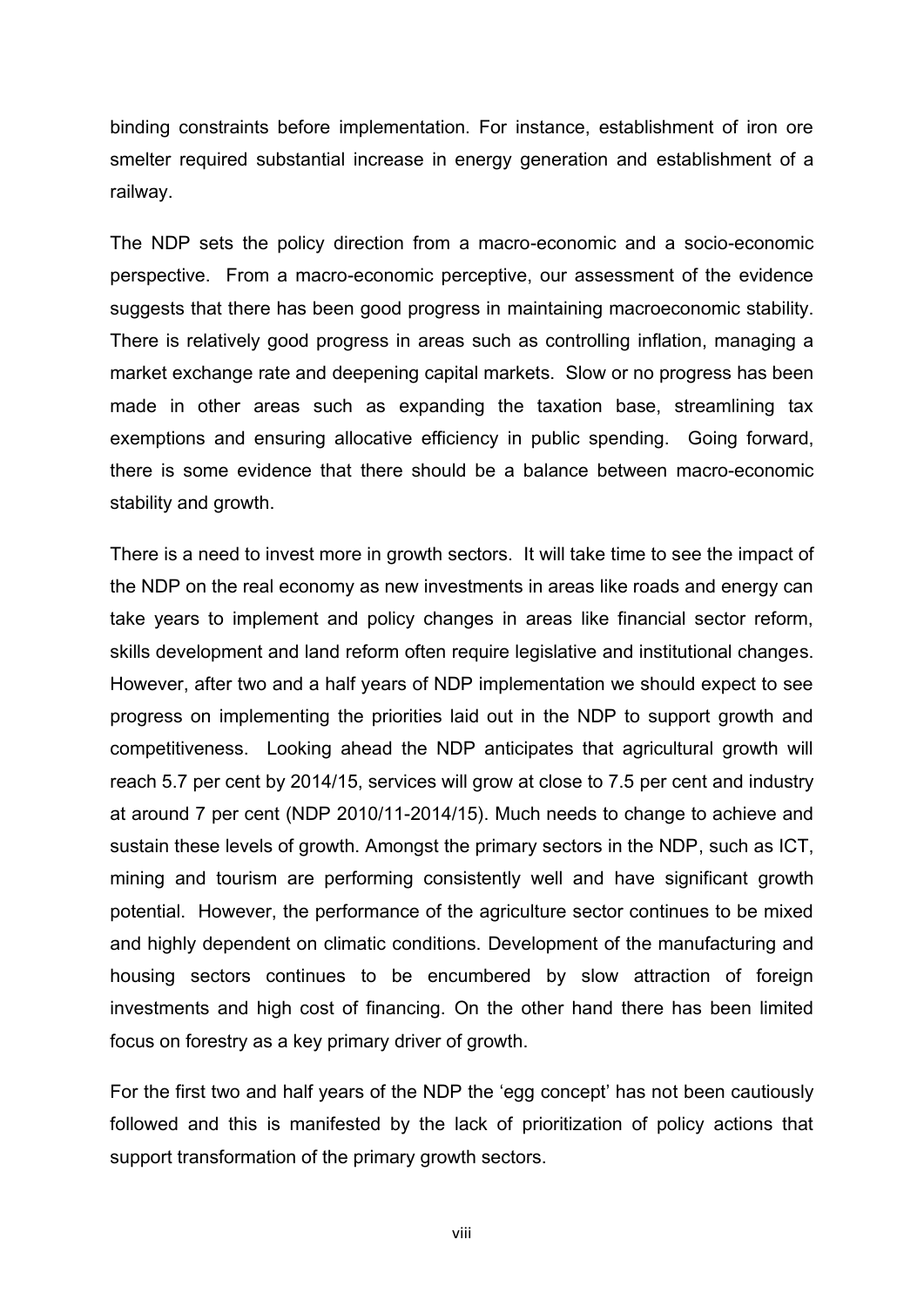binding constraints before implementation. For instance, establishment of iron ore smelter required substantial increase in energy generation and establishment of a railway.

The NDP sets the policy direction from a macro-economic and a socio-economic perspective. From a macro-economic perceptive, our assessment of the evidence suggests that there has been good progress in maintaining macroeconomic stability. There is relatively good progress in areas such as controlling inflation, managing a market exchange rate and deepening capital markets. Slow or no progress has been made in other areas such as expanding the taxation base, streamlining tax exemptions and ensuring allocative efficiency in public spending. Going forward, there is some evidence that there should be a balance between macro-economic stability and growth.

There is a need to invest more in growth sectors. It will take time to see the impact of the NDP on the real economy as new investments in areas like roads and energy can take years to implement and policy changes in areas like financial sector reform, skills development and land reform often require legislative and institutional changes. However, after two and a half years of NDP implementation we should expect to see progress on implementing the priorities laid out in the NDP to support growth and competitiveness. Looking ahead the NDP anticipates that agricultural growth will reach 5.7 per cent by 2014/15, services will grow at close to 7.5 per cent and industry at around 7 per cent (NDP 2010/11-2014/15). Much needs to change to achieve and sustain these levels of growth. Amongst the primary sectors in the NDP, such as ICT, mining and tourism are performing consistently well and have significant growth potential. However, the performance of the agriculture sector continues to be mixed and highly dependent on climatic conditions. Development of the manufacturing and housing sectors continues to be encumbered by slow attraction of foreign investments and high cost of financing. On the other hand there has been limited focus on forestry as a key primary driver of growth.

For the first two and half years of the NDP the 'egg concept' has not been cautiously followed and this is manifested by the lack of prioritization of policy actions that support transformation of the primary growth sectors.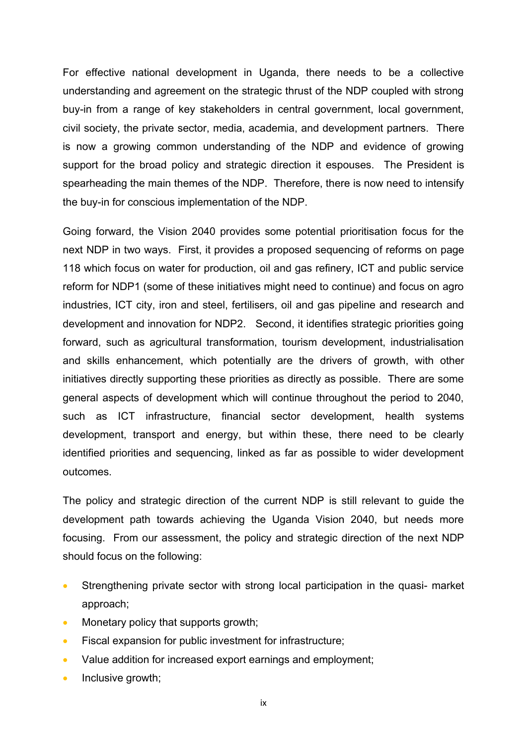For effective national development in Uganda, there needs to be a collective understanding and agreement on the strategic thrust of the NDP coupled with strong buy-in from a range of key stakeholders in central government, local government, civil society, the private sector, media, academia, and development partners. There is now a growing common understanding of the NDP and evidence of growing support for the broad policy and strategic direction it espouses. The President is spearheading the main themes of the NDP. Therefore, there is now need to intensify the buy-in for conscious implementation of the NDP.

Going forward, the Vision 2040 provides some potential prioritisation focus for the next NDP in two ways. First, it provides a proposed sequencing of reforms on page 118 which focus on water for production, oil and gas refinery, ICT and public service reform for NDP1 (some of these initiatives might need to continue) and focus on agro industries, ICT city, iron and steel, fertilisers, oil and gas pipeline and research and development and innovation for NDP2. Second, it identifies strategic priorities going forward, such as agricultural transformation, tourism development, industrialisation and skills enhancement, which potentially are the drivers of growth, with other initiatives directly supporting these priorities as directly as possible. There are some general aspects of development which will continue throughout the period to 2040, such as ICT infrastructure, financial sector development, health systems development, transport and energy, but within these, there need to be clearly identified priorities and sequencing, linked as far as possible to wider development outcomes.

The policy and strategic direction of the current NDP is still relevant to guide the development path towards achieving the Uganda Vision 2040, but needs more focusing. From our assessment, the policy and strategic direction of the next NDP should focus on the following:

- Strengthening private sector with strong local participation in the quasi- market approach;
- Monetary policy that supports growth;
- Fiscal expansion for public investment for infrastructure;
- Value addition for increased export earnings and employment;
- Inclusive growth;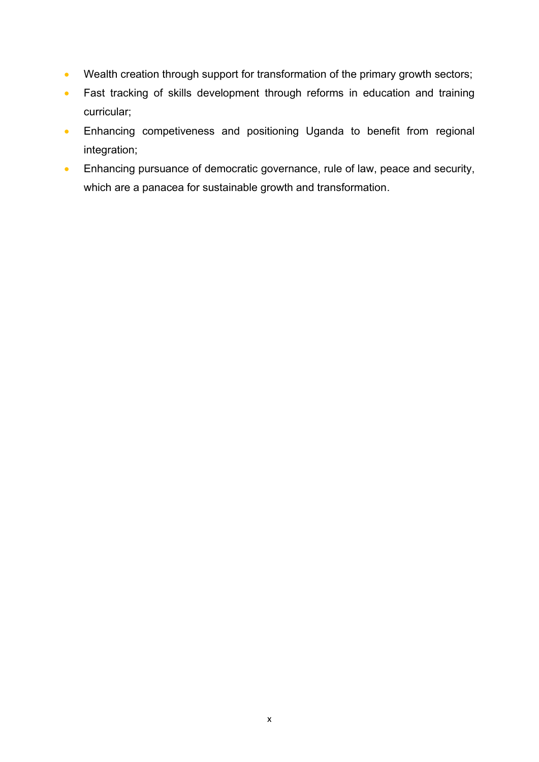- Wealth creation through support for transformation of the primary growth sectors;
- Fast tracking of skills development through reforms in education and training curricular;
- Enhancing competiveness and positioning Uganda to benefit from regional integration;
- Enhancing pursuance of democratic governance, rule of law, peace and security, which are a panacea for sustainable growth and transformation.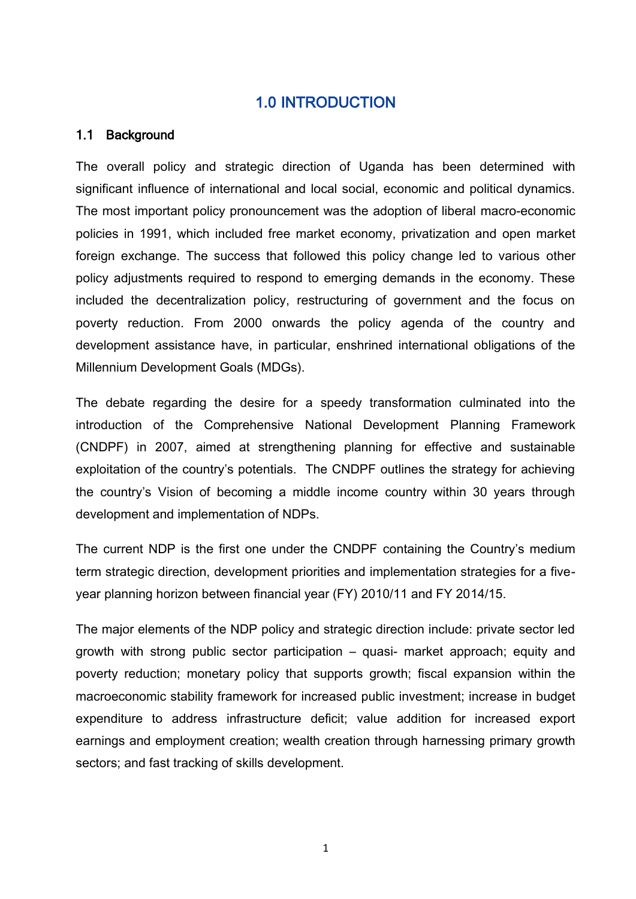# 1.0 INTRODUCTION

## 1.1 Background

The overall policy and strategic direction of Uganda has been determined with significant influence of international and local social, economic and political dynamics. The most important policy pronouncement was the adoption of liberal macro-economic policies in 1991, which included free market economy, privatization and open market foreign exchange. The success that followed this policy change led to various other policy adjustments required to respond to emerging demands in the economy. These included the decentralization policy, restructuring of government and the focus on poverty reduction. From 2000 onwards the policy agenda of the country and development assistance have, in particular, enshrined international obligations of the Millennium Development Goals (MDGs).

The debate regarding the desire for a speedy transformation culminated into the introduction of the Comprehensive National Development Planning Framework (CNDPF) in 2007, aimed at strengthening planning for effective and sustainable exploitation of the country's potentials. The CNDPF outlines the strategy for achieving the country's Vision of becoming a middle income country within 30 years through development and implementation of NDPs.

The current NDP is the first one under the CNDPF containing the Country's medium term strategic direction, development priorities and implementation strategies for a five-year planning horizon between financial year (FY) 2010/11 and FY 2014/15.

The major elements of the NDP policy and strategic direction include: private sector led growth with strong public sector participation – quasi- market approach; equity and poverty reduction; monetary policy that supports growth; fiscal expansion within the macroeconomic stability framework for increased public investment; increase in budget expenditure to address infrastructure deficit; value addition for increased export earnings and employment creation; wealth creation through harnessing primary growth sectors; and fast tracking of skills development.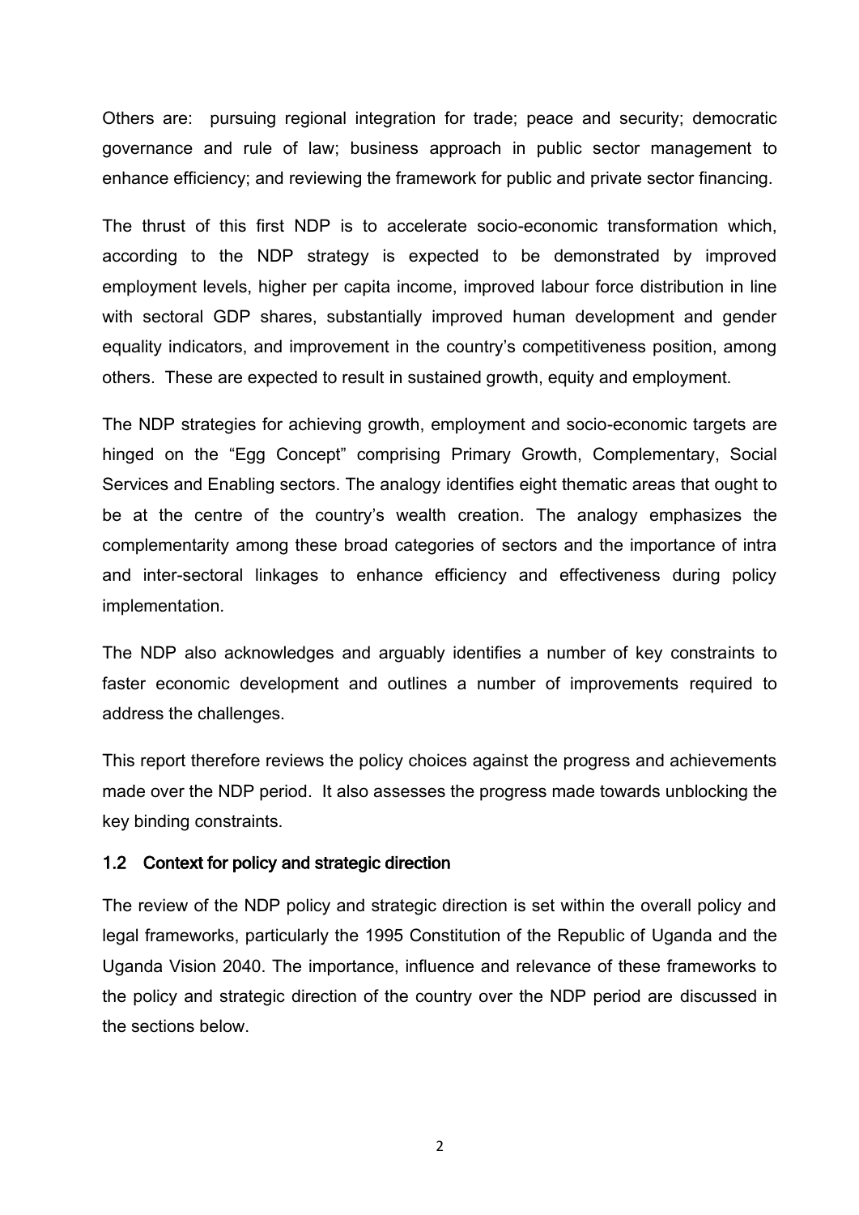Others are: pursuing regional integration for trade; peace and security; democratic governance and rule of law; business approach in public sector management to enhance efficiency; and reviewing the framework for public and private sector financing.

The thrust of this first NDP is to accelerate socio-economic transformation which, according to the NDP strategy is expected to be demonstrated by improved employment levels, higher per capita income, improved labour force distribution in line with sectoral GDP shares, substantially improved human development and gender equality indicators, and improvement in the country's competitiveness position, among others. These are expected to result in sustained growth, equity and employment.

The NDP strategies for achieving growth, employment and socio-economic targets are hinged on the "Egg Concept" comprising Primary Growth, Complementary, Social Services and Enabling sectors. The analogy identifies eight thematic areas that ought to be at the centre of the country's wealth creation. The analogy emphasizes the complementarity among these broad categories of sectors and the importance of intra and inter-sectoral linkages to enhance efficiency and effectiveness during policy implementation.

The NDP also acknowledges and arguably identifies a number of key constraints to faster economic development and outlines a number of improvements required to address the challenges.

This report therefore reviews the policy choices against the progress and achievements made over the NDP period. It also assesses the progress made towards unblocking the key binding constraints.

### 1.2 Context for policy and strategic direction

The review of the NDP policy and strategic direction is set within the overall policy and legal frameworks, particularly the 1995 Constitution of the Republic of Uganda and the Uganda Vision 2040. The importance, influence and relevance of these frameworks to the policy and strategic direction of the country over the NDP period are discussed in the sections below.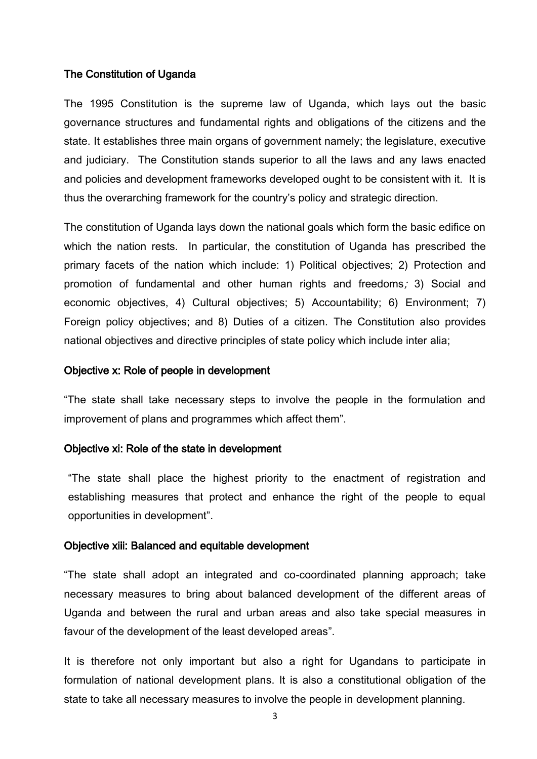## The Constitution of Uganda

The 1995 Constitution is the supreme law of Uganda, which lays out the basic governance structures and fundamental rights and obligations of the citizens and the state. It establishes three main organs of government namely; the legislature, executive and judiciary. The Constitution stands superior to all the laws and any laws enacted and policies and development frameworks developed ought to be consistent with it. It is thus the overarching framework for the country's policy and strategic direction.

The constitution of Uganda lays down the national goals which form the basic edifice on which the nation rests. In particular, the constitution of Uganda has prescribed the primary facets of the nation which include: 1) Political objectives; 2) Protection and promotion of fundamental and other human rights and freedoms; 3) Social and economic objectives, 4) Cultural objectives; 5) Accountability; 6) Environment; 7) Foreign policy objectives; and 8) Duties of a citizen. The Constitution also provides national objectives and directive principles of state policy which include inter alia;

### Objective x: Role of people in development

"The state shall take necessary steps to involve the people in the formulation and improvement of plans and programmes which affect them".

### Objective xi: Role of the state in development

"The state shall place the highest priority to the enactment of registration and establishing measures that protect and enhance the right of the people to equal opportunities in development".

### Objective xiii: Balanced and equitable development

"The state shall adopt an integrated and co-coordinated planning approach; take necessary measures to bring about balanced development of the different areas of Uganda and between the rural and urban areas and also take special measures in favour of the development of the least developed areas".

It is therefore not only important but also a right for Ugandans to participate in formulation of national development plans. It is also a constitutional obligation of the state to take all necessary measures to involve the people in development planning.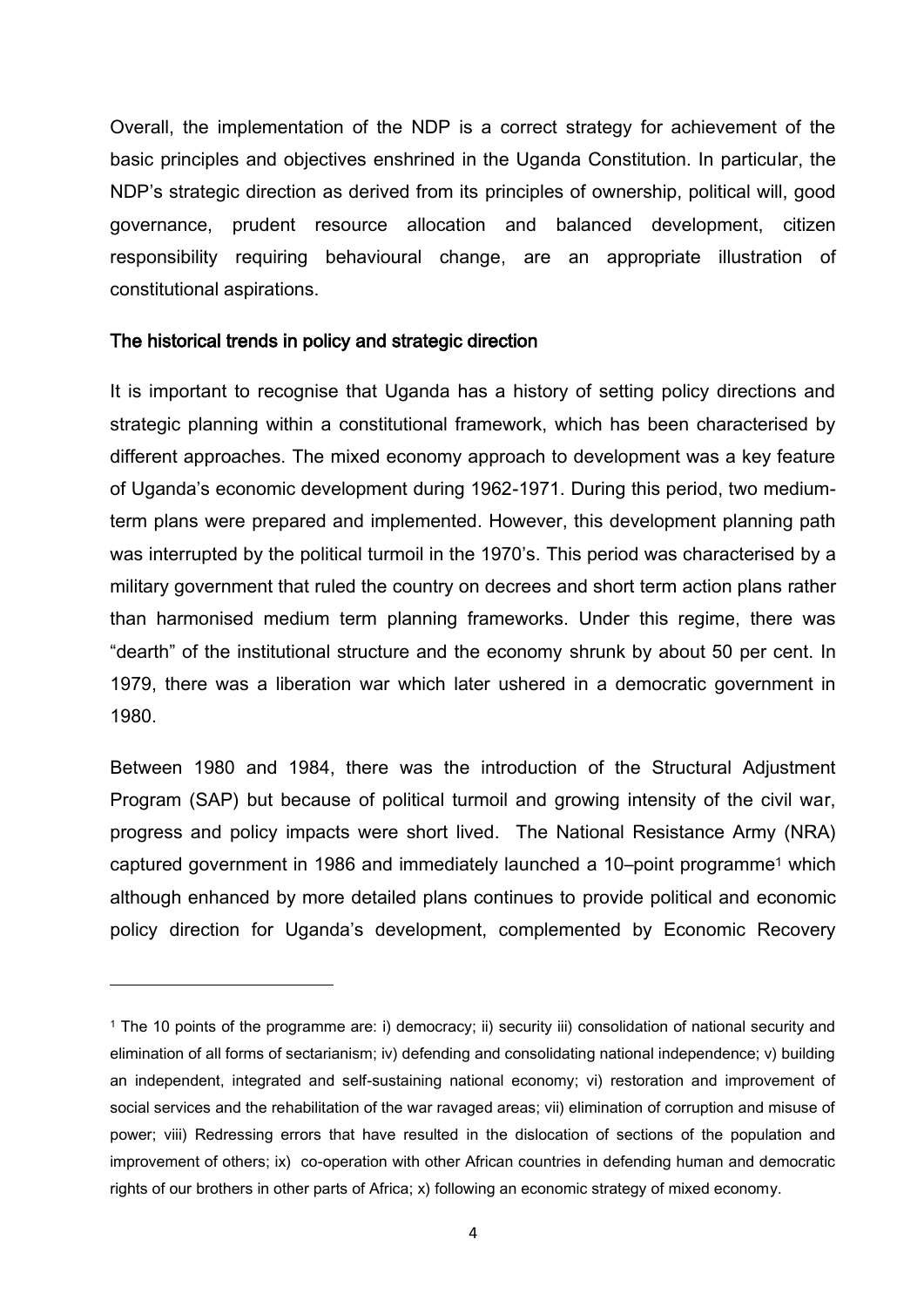Overall, the implementation of the NDP is a correct strategy for achievement of the basic principles and objectives enshrined in the Uganda Constitution. In particular, the NDP's strategic direction as derived from its principles of ownership, political will, good governance, prudent resource allocation and balanced development, citizen responsibility requiring behavioural change, are an appropriate illustration of constitutional aspirations.

## The historical trends in policy and strategic direction

It is important to recognise that Uganda has a history of setting policy directions and strategic planning within a constitutional framework, which has been characterised by different approaches. The mixed economy approach to development was a key feature of Uganda's economic development during 1962-1971. During this period, two medium-term plans were prepared and implemented. However, this development planning path was interrupted by the political turmoil in the 1970's. This period was characterised by a military government that ruled the country on decrees and short term action plans rather than harmonised medium term planning frameworks. Under this regime, there was "dearth" of the institutional structure and the economy shrunk by about 50 per cent. In 1979, there was a liberation war which later ushered in a democratic government in 1980.

Between 1980 and 1984, there was the introduction of the Structural Adjustment Program (SAP) but because of political turmoil and growing intensity of the civil war, progress and policy impacts were short lived. The National Resistance Army (NRA) captured government in 1986 and immediately launched a 10–point programme[1] which although enhanced by more detailed plans continues to provide political and economic policy direction for Uganda's development, complemented by Economic Recovery

---

[1] The 10 points of the programme are: i) democracy; ii) security iii) consolidation of national security and elimination of all forms of sectarianism; iv) defending and consolidating national independence; v) building an independent, integrated and self-sustaining national economy; vi) restoration and improvement of social services and the rehabilitation of the war ravaged areas; vii) elimination of corruption and misuse of power; viii) Redressing errors that have resulted in the dislocation of sections of the population and improvement of others; ix) co-operation with other African countries in defending human and democratic rights of our brothers in other parts of Africa; x) following an economic strategy of mixed economy.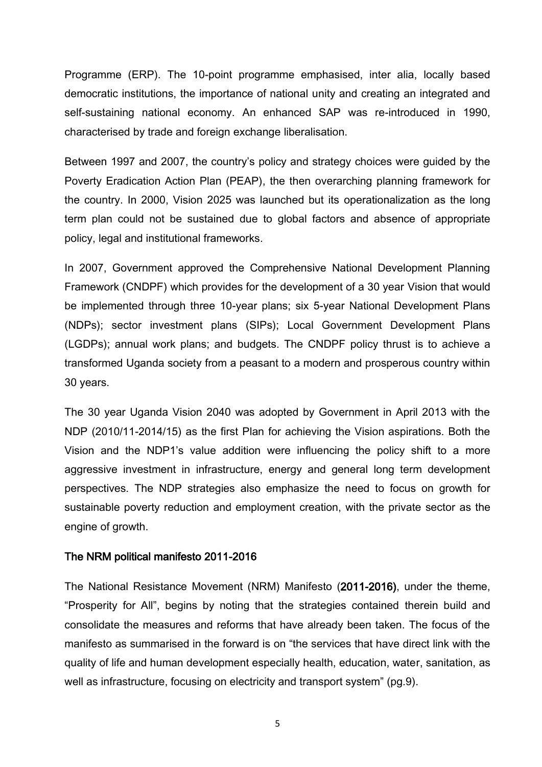Programme (ERP). The 10-point programme emphasised, inter alia, locally based democratic institutions, the importance of national unity and creating an integrated and self-sustaining national economy. An enhanced SAP was re-introduced in 1990, characterised by trade and foreign exchange liberalisation.

Between 1997 and 2007, the country's policy and strategy choices were guided by the Poverty Eradication Action Plan (PEAP), the then overarching planning framework for the country. In 2000, Vision 2025 was launched but its operationalization as the long term plan could not be sustained due to global factors and absence of appropriate policy, legal and institutional frameworks.

In 2007, Government approved the Comprehensive National Development Planning Framework (CNDPF) which provides for the development of a 30 year Vision that would be implemented through three 10-year plans; six 5-year National Development Plans (NDPs); sector investment plans (SIPs); Local Government Development Plans (LGDPs); annual work plans; and budgets. The CNDPF policy thrust is to achieve a transformed Uganda society from a peasant to a modern and prosperous country within 30 years.

The 30 year Uganda Vision 2040 was adopted by Government in April 2013 with the NDP (2010/11-2014/15) as the first Plan for achieving the Vision aspirations. Both the Vision and the NDP1's value addition were influencing the policy shift to a more aggressive investment in infrastructure, energy and general long term development perspectives. The NDP strategies also emphasize the need to focus on growth for sustainable poverty reduction and employment creation, with the private sector as the engine of growth.

### The NRM political manifesto 2011-2016

The National Resistance Movement (NRM) Manifesto (**2011-2016)**, under the theme, "Prosperity for All", begins by noting that the strategies contained therein build and consolidate the measures and reforms that have already been taken. The focus of the manifesto as summarised in the forward is on "the services that have direct link with the quality of life and human development especially health, education, water, sanitation, as well as infrastructure, focusing on electricity and transport system" (pg.9).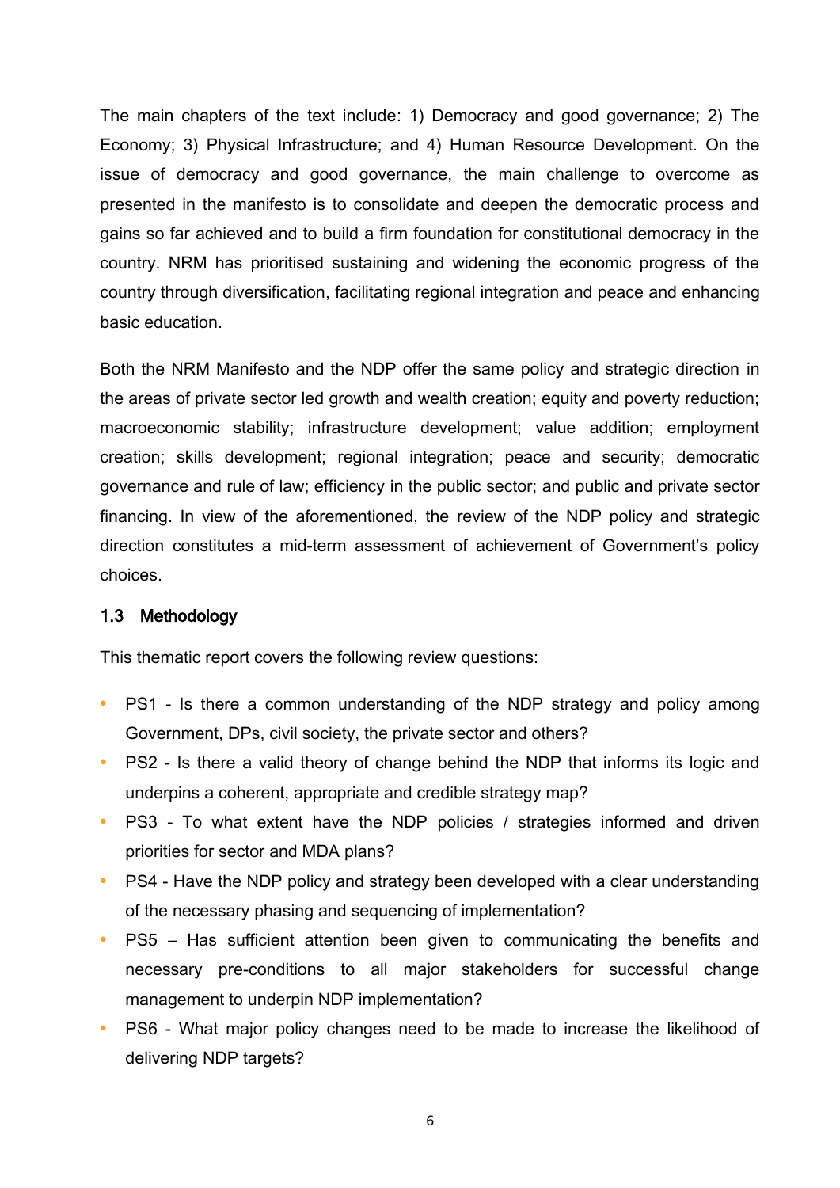The main chapters of the text include: 1) Democracy and good governance; 2) The Economy; 3) Physical Infrastructure; and 4) Human Resource Development. On the issue of democracy and good governance, the main challenge to overcome as presented in the manifesto is to consolidate and deepen the democratic process and gains so far achieved and to build a firm foundation for constitutional democracy in the country. NRM has prioritised sustaining and widening the economic progress of the country through diversification, facilitating regional integration and peace and enhancing basic education.

Both the NRM Manifesto and the NDP offer the same policy and strategic direction in the areas of private sector led growth and wealth creation; equity and poverty reduction; macroeconomic stability; infrastructure development; value addition; employment creation; skills development; regional integration; peace and security; democratic governance and rule of law; efficiency in the public sector; and public and private sector financing. In view of the aforementioned, the review of the NDP policy and strategic direction constitutes a mid-term assessment of achievement of Government's policy choices.

### 1.3 Methodology

This thematic report covers the following review questions:

- PS1 - Is there a common understanding of the NDP strategy and policy among Government, DPs, civil society, the private sector and others?
- PS2 - Is there a valid theory of change behind the NDP that informs its logic and underpins a coherent, appropriate and credible strategy map?
- PS3 - To what extent have the NDP policies / strategies informed and driven priorities for sector and MDA plans?
- PS4 - Have the NDP policy and strategy been developed with a clear understanding of the necessary phasing and sequencing of implementation?
- PS5 – Has sufficient attention been given to communicating the benefits and necessary pre-conditions to all major stakeholders for successful change management to underpin NDP implementation?
- PS6 - What major policy changes need to be made to increase the likelihood of delivering NDP targets?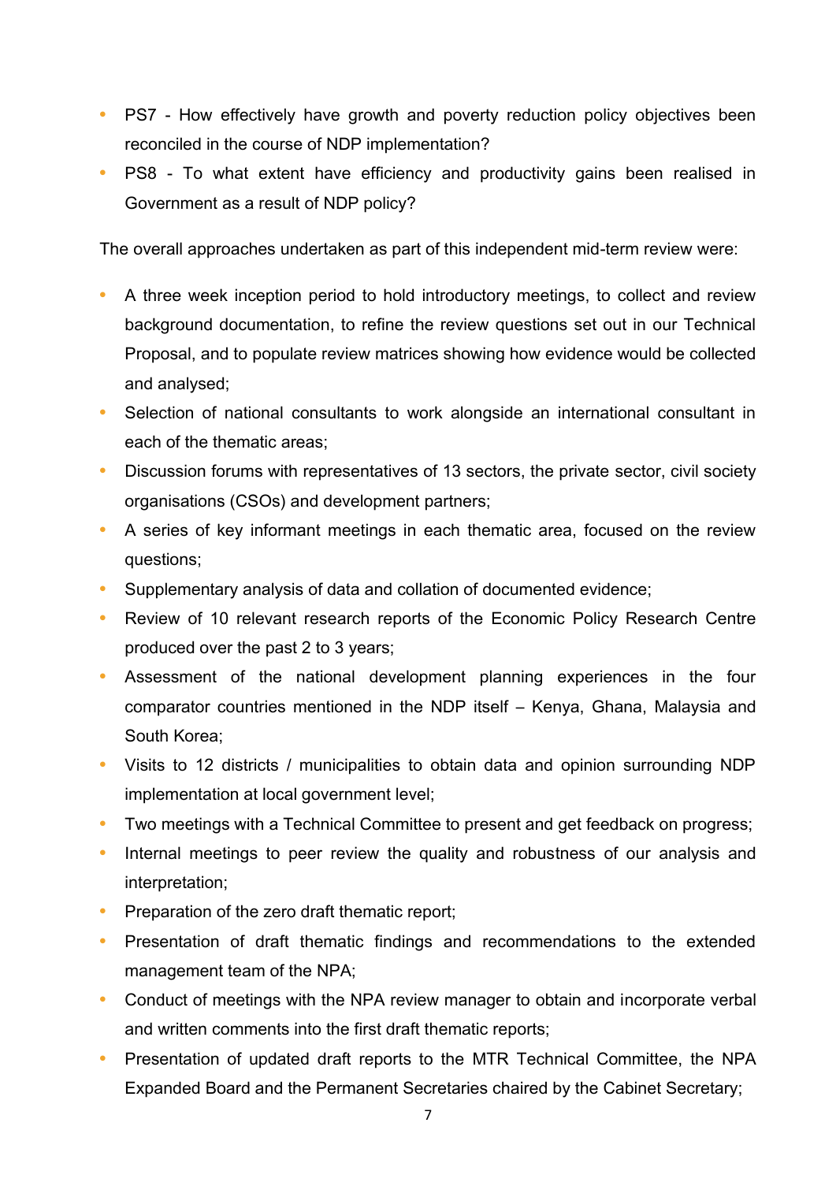- PS7 - How effectively have growth and poverty reduction policy objectives been reconciled in the course of NDP implementation?
- PS8 - To what extent have efficiency and productivity gains been realised in Government as a result of NDP policy?

The overall approaches undertaken as part of this independent mid-term review were:

- A three week inception period to hold introductory meetings, to collect and review background documentation, to refine the review questions set out in our Technical Proposal, and to populate review matrices showing how evidence would be collected and analysed;
- Selection of national consultants to work alongside an international consultant in each of the thematic areas;
- Discussion forums with representatives of 13 sectors, the private sector, civil society organisations (CSOs) and development partners;
- A series of key informant meetings in each thematic area, focused on the review questions;
- Supplementary analysis of data and collation of documented evidence;
- Review of 10 relevant research reports of the Economic Policy Research Centre produced over the past 2 to 3 years;
- Assessment of the national development planning experiences in the four comparator countries mentioned in the NDP itself – Kenya, Ghana, Malaysia and South Korea;
- Visits to 12 districts / municipalities to obtain data and opinion surrounding NDP implementation at local government level;
- Two meetings with a Technical Committee to present and get feedback on progress;
- Internal meetings to peer review the quality and robustness of our analysis and interpretation;
- Preparation of the zero draft thematic report;
- Presentation of draft thematic findings and recommendations to the extended management team of the NPA;
- Conduct of meetings with the NPA review manager to obtain and incorporate verbal and written comments into the first draft thematic reports;
- Presentation of updated draft reports to the MTR Technical Committee, the NPA Expanded Board and the Permanent Secretaries chaired by the Cabinet Secretary;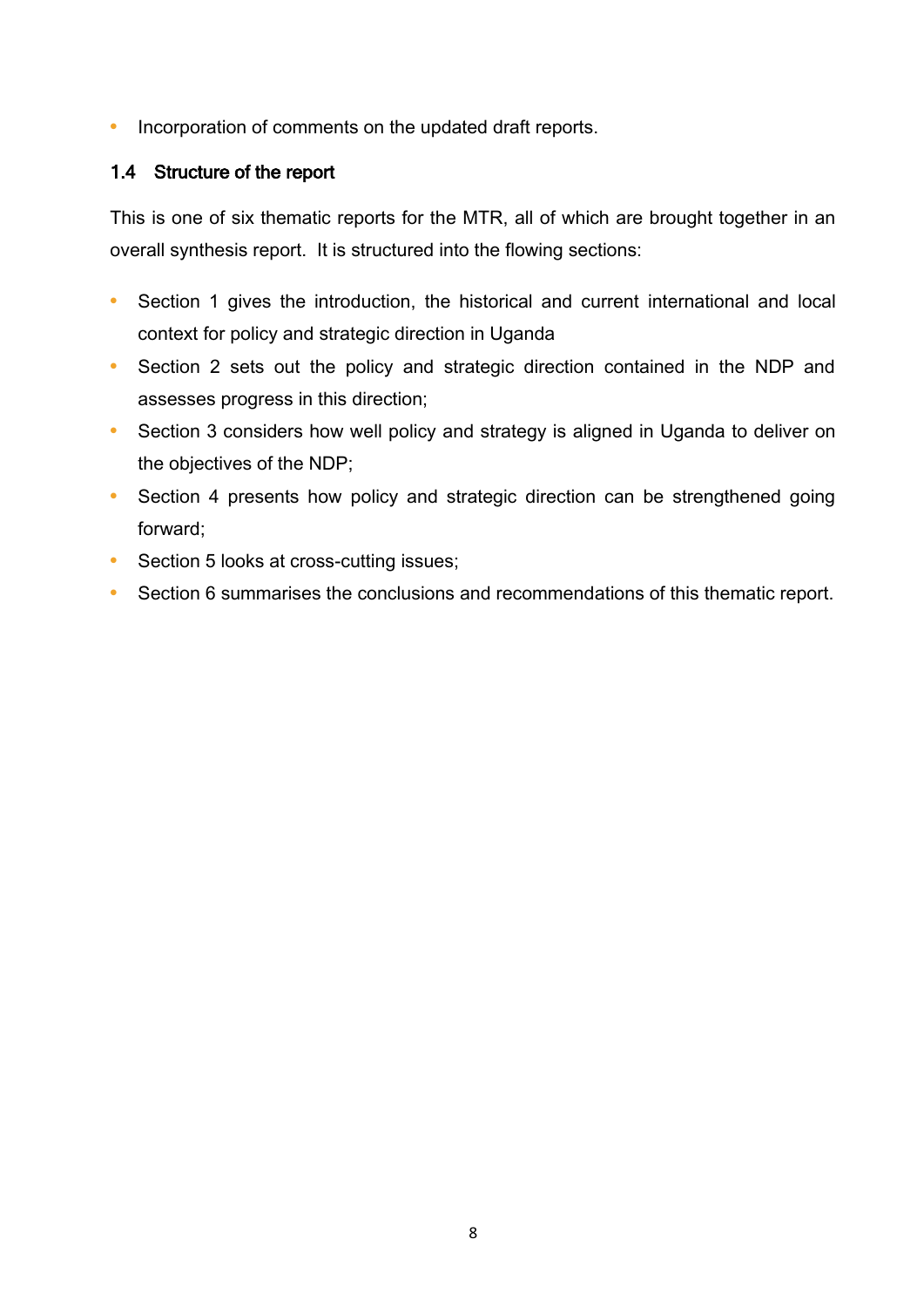- Incorporation of comments on the updated draft reports.

## 1.4 Structure of the report

This is one of six thematic reports for the MTR, all of which are brought together in an overall synthesis report. It is structured into the flowing sections:

- Section 1 gives the introduction, the historical and current international and local context for policy and strategic direction in Uganda
- Section 2 sets out the policy and strategic direction contained in the NDP and assesses progress in this direction;
- Section 3 considers how well policy and strategy is aligned in Uganda to deliver on the objectives of the NDP;
- Section 4 presents how policy and strategic direction can be strengthened going forward;
- Section 5 looks at cross-cutting issues;
- Section 6 summarises the conclusions and recommendations of this thematic report.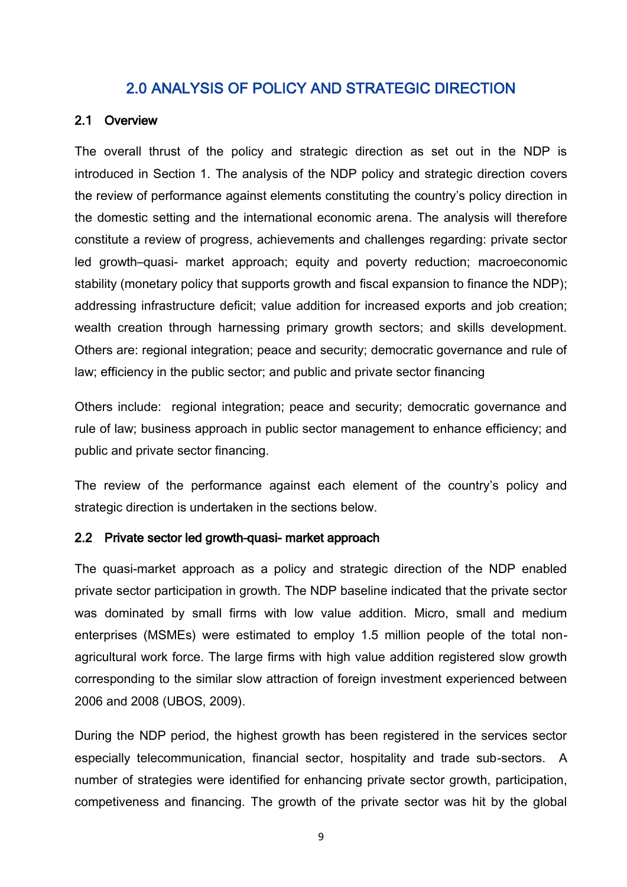# 2.0 ANALYSIS OF POLICY AND STRATEGIC DIRECTION

## 2.1 Overview

The overall thrust of the policy and strategic direction as set out in the NDP is introduced in Section 1. The analysis of the NDP policy and strategic direction covers the review of performance against elements constituting the country's policy direction in the domestic setting and the international economic arena. The analysis will therefore constitute a review of progress, achievements and challenges regarding: private sector led growth–quasi- market approach; equity and poverty reduction; macroeconomic stability (monetary policy that supports growth and fiscal expansion to finance the NDP); addressing infrastructure deficit; value addition for increased exports and job creation; wealth creation through harnessing primary growth sectors; and skills development. Others are: regional integration; peace and security; democratic governance and rule of law; efficiency in the public sector; and public and private sector financing

Others include: regional integration; peace and security; democratic governance and rule of law; business approach in public sector management to enhance efficiency; and public and private sector financing.

The review of the performance against each element of the country's policy and strategic direction is undertaken in the sections below.

## 2.2 Private sector led growth-quasi- market approach

The quasi-market approach as a policy and strategic direction of the NDP enabled private sector participation in growth. The NDP baseline indicated that the private sector was dominated by small firms with low value addition. Micro, small and medium enterprises (MSMEs) were estimated to employ 1.5 million people of the total non-agricultural work force. The large firms with high value addition registered slow growth corresponding to the similar slow attraction of foreign investment experienced between 2006 and 2008 (UBOS, 2009).

During the NDP period, the highest growth has been registered in the services sector especially telecommunication, financial sector, hospitality and trade sub-sectors. A number of strategies were identified for enhancing private sector growth, participation, competiveness and financing. The growth of the private sector was hit by the global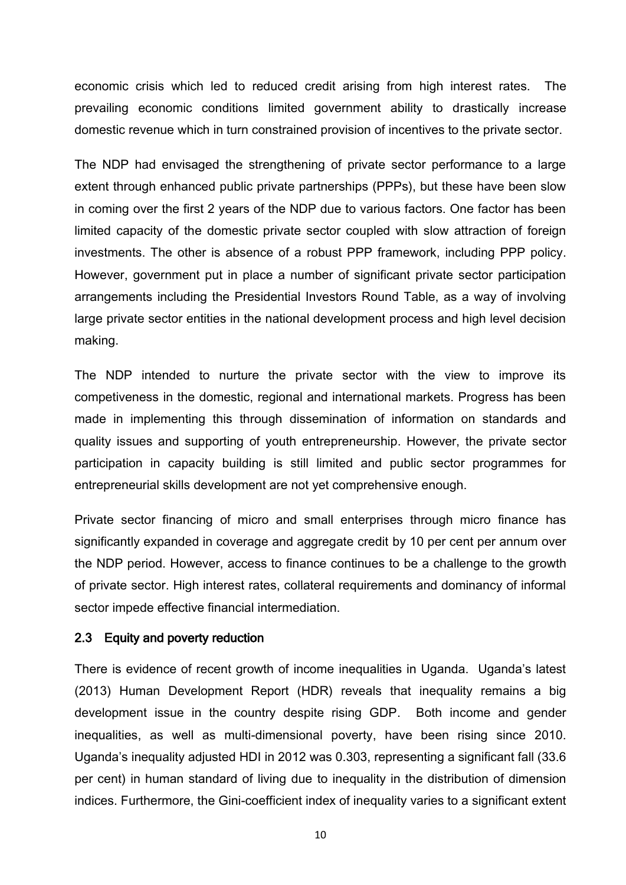economic crisis which led to reduced credit arising from high interest rates. The prevailing economic conditions limited government ability to drastically increase domestic revenue which in turn constrained provision of incentives to the private sector.

The NDP had envisaged the strengthening of private sector performance to a large extent through enhanced public private partnerships (PPPs), but these have been slow in coming over the first 2 years of the NDP due to various factors. One factor has been limited capacity of the domestic private sector coupled with slow attraction of foreign investments. The other is absence of a robust PPP framework, including PPP policy. However, government put in place a number of significant private sector participation arrangements including the Presidential Investors Round Table, as a way of involving large private sector entities in the national development process and high level decision making.

The NDP intended to nurture the private sector with the view to improve its competiveness in the domestic, regional and international markets. Progress has been made in implementing this through dissemination of information on standards and quality issues and supporting of youth entrepreneurship. However, the private sector participation in capacity building is still limited and public sector programmes for entrepreneurial skills development are not yet comprehensive enough.

Private sector financing of micro and small enterprises through micro finance has significantly expanded in coverage and aggregate credit by 10 per cent per annum over the NDP period. However, access to finance continues to be a challenge to the growth of private sector. High interest rates, collateral requirements and dominancy of informal sector impede effective financial intermediation.

### 2.3 Equity and poverty reduction

There is evidence of recent growth of income inequalities in Uganda. Uganda's latest (2013) Human Development Report (HDR) reveals that inequality remains a big development issue in the country despite rising GDP. Both income and gender inequalities, as well as multi-dimensional poverty, have been rising since 2010. Uganda's inequality adjusted HDI in 2012 was 0.303, representing a significant fall (33.6 per cent) in human standard of living due to inequality in the distribution of dimension indices. Furthermore, the Gini-coefficient index of inequality varies to a significant extent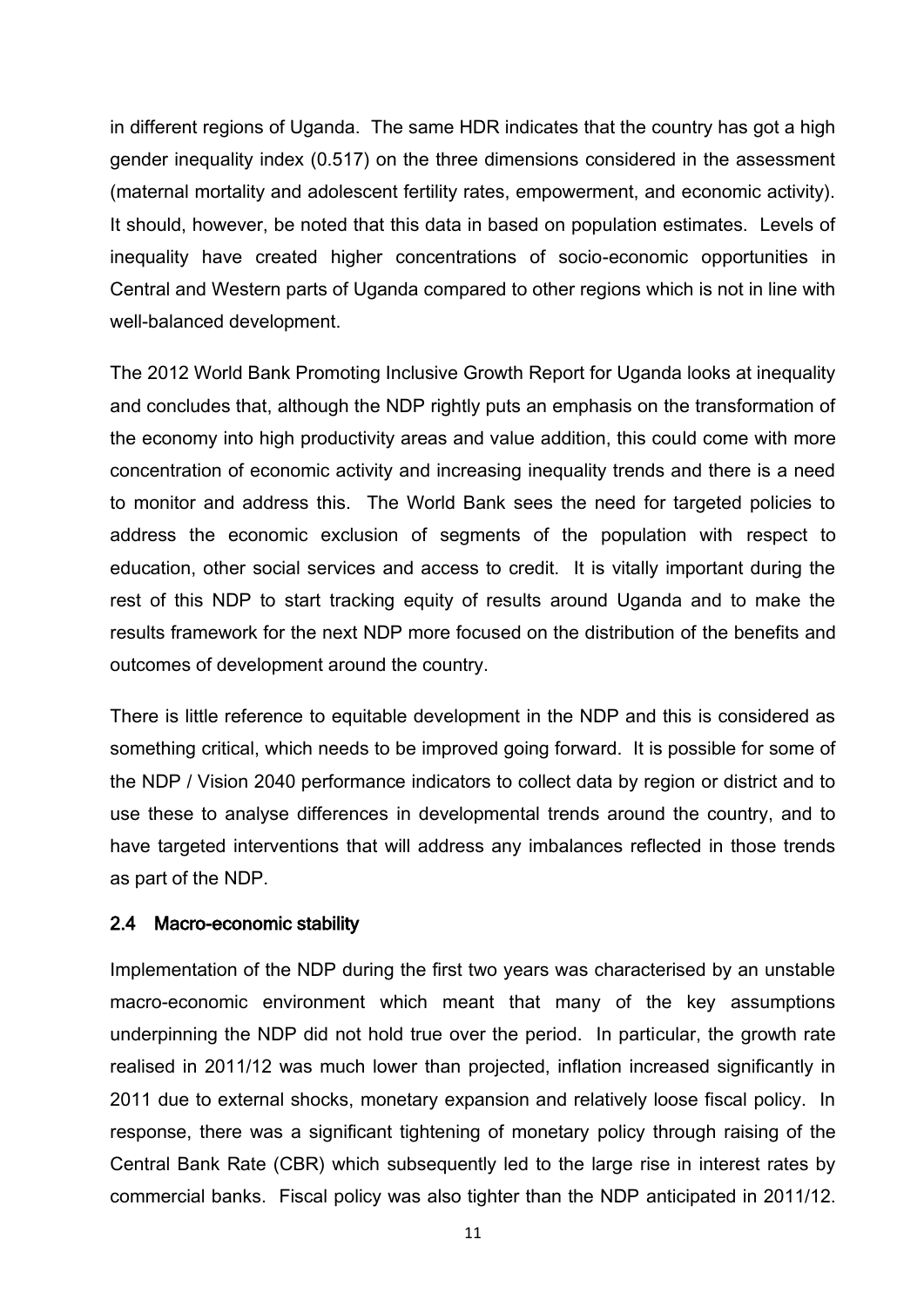in different regions of Uganda. The same HDR indicates that the country has got a high gender inequality index (0.517) on the three dimensions considered in the assessment (maternal mortality and adolescent fertility rates, empowerment, and economic activity). It should, however, be noted that this data in based on population estimates. Levels of inequality have created higher concentrations of socio-economic opportunities in Central and Western parts of Uganda compared to other regions which is not in line with well-balanced development.

The 2012 World Bank Promoting Inclusive Growth Report for Uganda looks at inequality and concludes that, although the NDP rightly puts an emphasis on the transformation of the economy into high productivity areas and value addition, this could come with more concentration of economic activity and increasing inequality trends and there is a need to monitor and address this. The World Bank sees the need for targeted policies to address the economic exclusion of segments of the population with respect to education, other social services and access to credit. It is vitally important during the rest of this NDP to start tracking equity of results around Uganda and to make the results framework for the next NDP more focused on the distribution of the benefits and outcomes of development around the country.

There is little reference to equitable development in the NDP and this is considered as something critical, which needs to be improved going forward. It is possible for some of the NDP / Vision 2040 performance indicators to collect data by region or district and to use these to analyse differences in developmental trends around the country, and to have targeted interventions that will address any imbalances reflected in those trends as part of the NDP.

### 2.4 Macro-economic stability

Implementation of the NDP during the first two years was characterised by an unstable macro-economic environment which meant that many of the key assumptions underpinning the NDP did not hold true over the period. In particular, the growth rate realised in 2011/12 was much lower than projected, inflation increased significantly in 2011 due to external shocks, monetary expansion and relatively loose fiscal policy. In response, there was a significant tightening of monetary policy through raising of the Central Bank Rate (CBR) which subsequently led to the large rise in interest rates by commercial banks. Fiscal policy was also tighter than the NDP anticipated in 2011/12.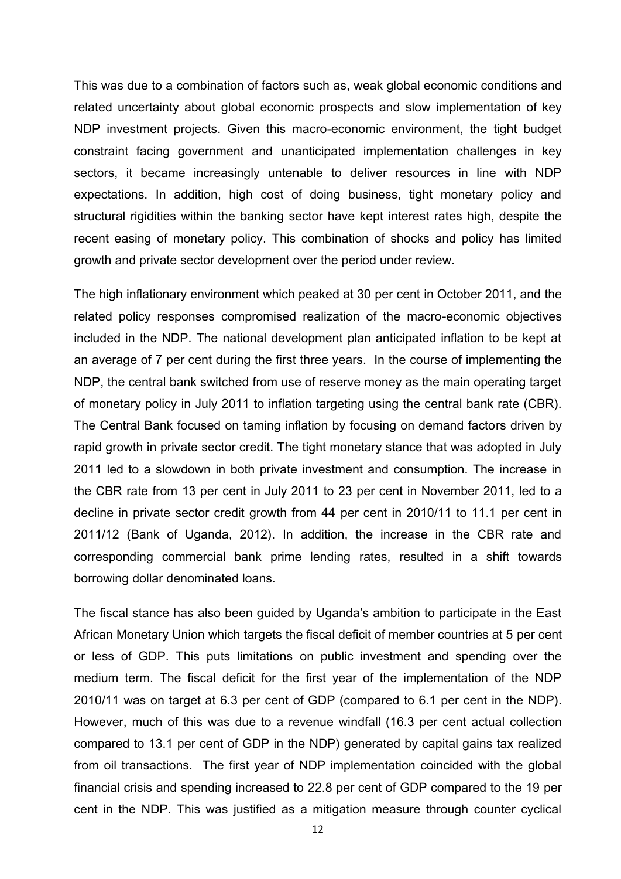This was due to a combination of factors such as, weak global economic conditions and related uncertainty about global economic prospects and slow implementation of key NDP investment projects. Given this macro-economic environment, the tight budget constraint facing government and unanticipated implementation challenges in key sectors, it became increasingly untenable to deliver resources in line with NDP expectations. In addition, high cost of doing business, tight monetary policy and structural rigidities within the banking sector have kept interest rates high, despite the recent easing of monetary policy. This combination of shocks and policy has limited growth and private sector development over the period under review.

The high inflationary environment which peaked at 30 per cent in October 2011, and the related policy responses compromised realization of the macro-economic objectives included in the NDP. The national development plan anticipated inflation to be kept at an average of 7 per cent during the first three years. In the course of implementing the NDP, the central bank switched from use of reserve money as the main operating target of monetary policy in July 2011 to inflation targeting using the central bank rate (CBR). The Central Bank focused on taming inflation by focusing on demand factors driven by rapid growth in private sector credit. The tight monetary stance that was adopted in July 2011 led to a slowdown in both private investment and consumption. The increase in the CBR rate from 13 per cent in July 2011 to 23 per cent in November 2011, led to a decline in private sector credit growth from 44 per cent in 2010/11 to 11.1 per cent in 2011/12 (Bank of Uganda, 2012). In addition, the increase in the CBR rate and corresponding commercial bank prime lending rates, resulted in a shift towards borrowing dollar denominated loans.

The fiscal stance has also been guided by Uganda's ambition to participate in the East African Monetary Union which targets the fiscal deficit of member countries at 5 per cent or less of GDP. This puts limitations on public investment and spending over the medium term. The fiscal deficit for the first year of the implementation of the NDP 2010/11 was on target at 6.3 per cent of GDP (compared to 6.1 per cent in the NDP). However, much of this was due to a revenue windfall (16.3 per cent actual collection compared to 13.1 per cent of GDP in the NDP) generated by capital gains tax realized from oil transactions. The first year of NDP implementation coincided with the global financial crisis and spending increased to 22.8 per cent of GDP compared to the 19 per cent in the NDP. This was justified as a mitigation measure through counter cyclical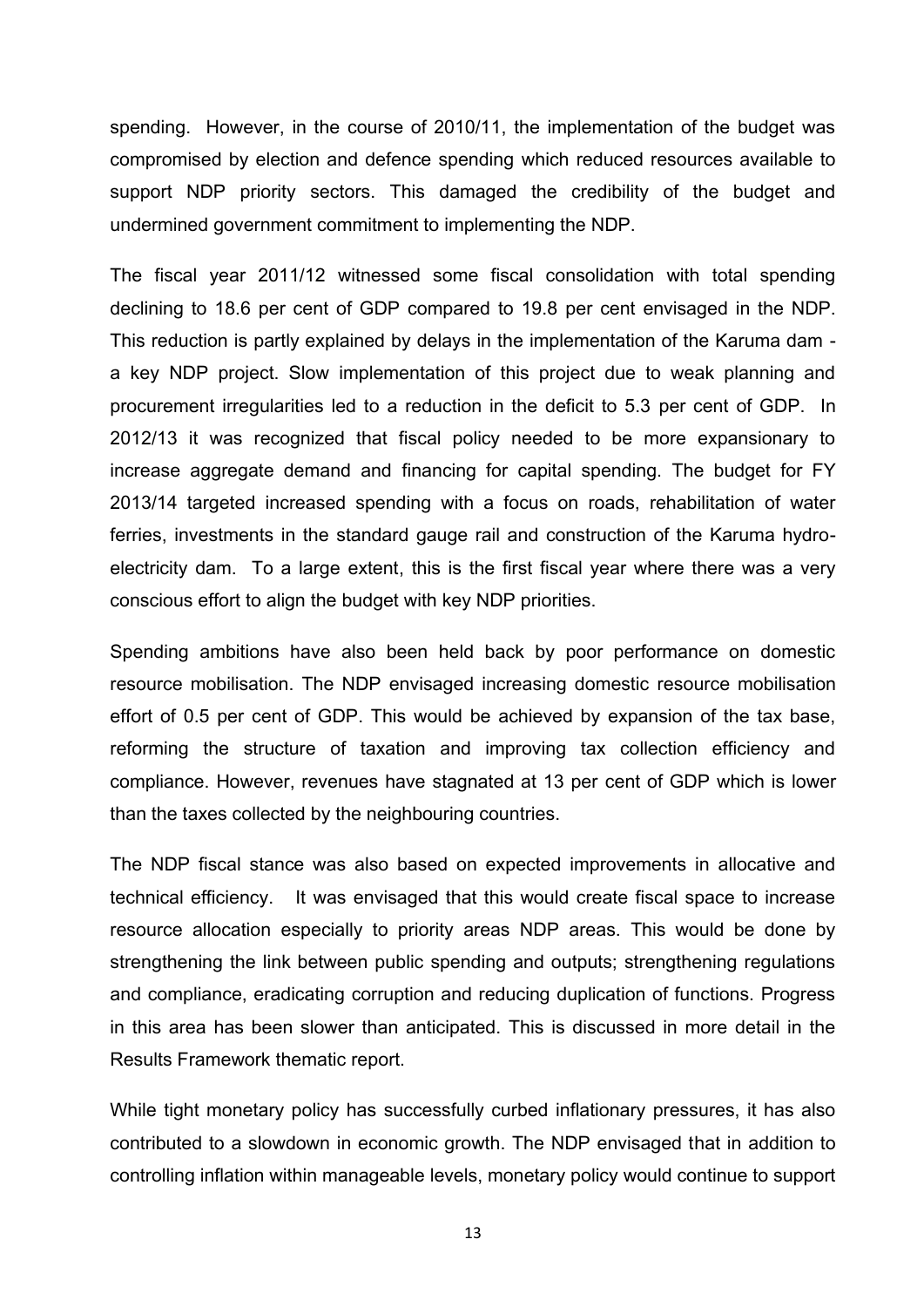spending. However, in the course of 2010/11, the implementation of the budget was compromised by election and defence spending which reduced resources available to support NDP priority sectors. This damaged the credibility of the budget and undermined government commitment to implementing the NDP.

The fiscal year 2011/12 witnessed some fiscal consolidation with total spending declining to 18.6 per cent of GDP compared to 19.8 per cent envisaged in the NDP. This reduction is partly explained by delays in the implementation of the Karuma dam - a key NDP project. Slow implementation of this project due to weak planning and procurement irregularities led to a reduction in the deficit to 5.3 per cent of GDP. In 2012/13 it was recognized that fiscal policy needed to be more expansionary to increase aggregate demand and financing for capital spending. The budget for FY 2013/14 targeted increased spending with a focus on roads, rehabilitation of water ferries, investments in the standard gauge rail and construction of the Karuma hydro-electricity dam. To a large extent, this is the first fiscal year where there was a very conscious effort to align the budget with key NDP priorities.

Spending ambitions have also been held back by poor performance on domestic resource mobilisation. The NDP envisaged increasing domestic resource mobilisation effort of 0.5 per cent of GDP. This would be achieved by expansion of the tax base, reforming the structure of taxation and improving tax collection efficiency and compliance. However, revenues have stagnated at 13 per cent of GDP which is lower than the taxes collected by the neighbouring countries.

The NDP fiscal stance was also based on expected improvements in allocative and technical efficiency. It was envisaged that this would create fiscal space to increase resource allocation especially to priority areas NDP areas. This would be done by strengthening the link between public spending and outputs; strengthening regulations and compliance, eradicating corruption and reducing duplication of functions. Progress in this area has been slower than anticipated. This is discussed in more detail in the Results Framework thematic report.

While tight monetary policy has successfully curbed inflationary pressures, it has also contributed to a slowdown in economic growth. The NDP envisaged that in addition to controlling inflation within manageable levels, monetary policy would continue to support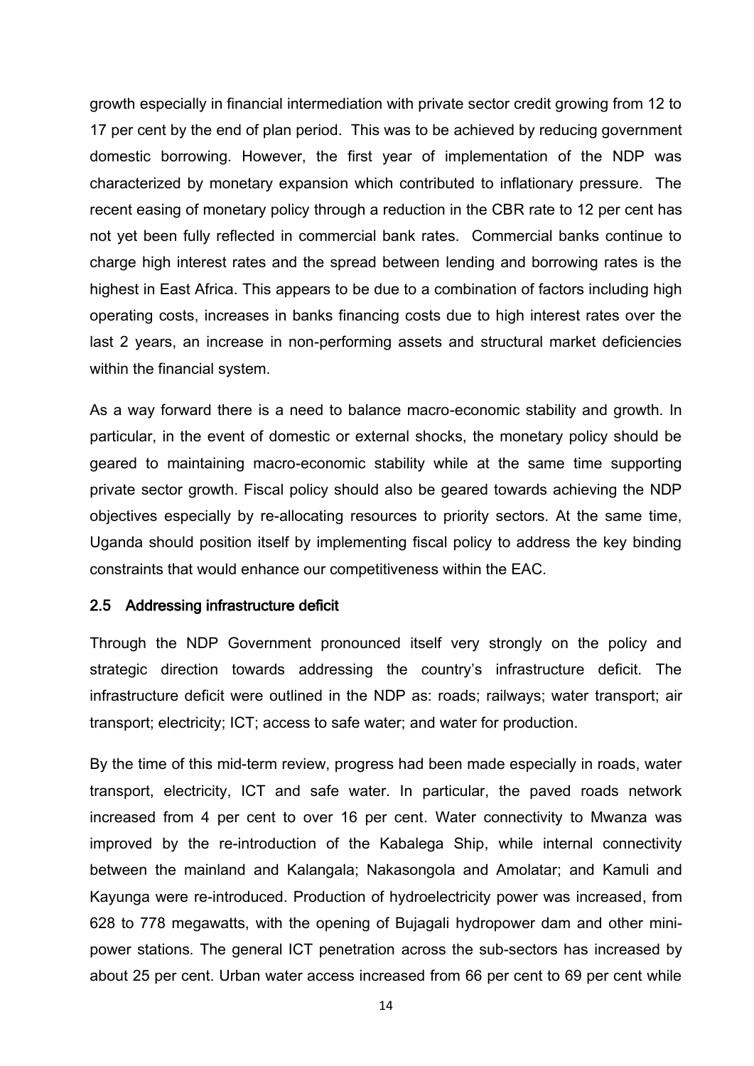growth especially in financial intermediation with private sector credit growing from 12 to 17 per cent by the end of plan period. This was to be achieved by reducing government domestic borrowing. However, the first year of implementation of the NDP was characterized by monetary expansion which contributed to inflationary pressure. The recent easing of monetary policy through a reduction in the CBR rate to 12 per cent has not yet been fully reflected in commercial bank rates. Commercial banks continue to charge high interest rates and the spread between lending and borrowing rates is the highest in East Africa. This appears to be due to a combination of factors including high operating costs, increases in banks financing costs due to high interest rates over the last 2 years, an increase in non-performing assets and structural market deficiencies within the financial system.

As a way forward there is a need to balance macro-economic stability and growth. In particular, in the event of domestic or external shocks, the monetary policy should be geared to maintaining macro-economic stability while at the same time supporting private sector growth. Fiscal policy should also be geared towards achieving the NDP objectives especially by re-allocating resources to priority sectors. At the same time, Uganda should position itself by implementing fiscal policy to address the key binding constraints that would enhance our competitiveness within the EAC.

### 2.5 Addressing infrastructure deficit

Through the NDP Government pronounced itself very strongly on the policy and strategic direction towards addressing the country's infrastructure deficit. The infrastructure deficit were outlined in the NDP as: roads; railways; water transport; air transport; electricity; ICT; access to safe water; and water for production.

By the time of this mid-term review, progress had been made especially in roads, water transport, electricity, ICT and safe water. In particular, the paved roads network increased from 4 per cent to over 16 per cent. Water connectivity to Mwanza was improved by the re-introduction of the Kabalega Ship, while internal connectivity between the mainland and Kalangala; Nakasongola and Amolatar; and Kamuli and Kayunga were re-introduced. Production of hydroelectricity power was increased, from 628 to 778 megawatts, with the opening of Bujagali hydropower dam and other mini-power stations. The general ICT penetration across the sub-sectors has increased by about 25 per cent. Urban water access increased from 66 per cent to 69 per cent while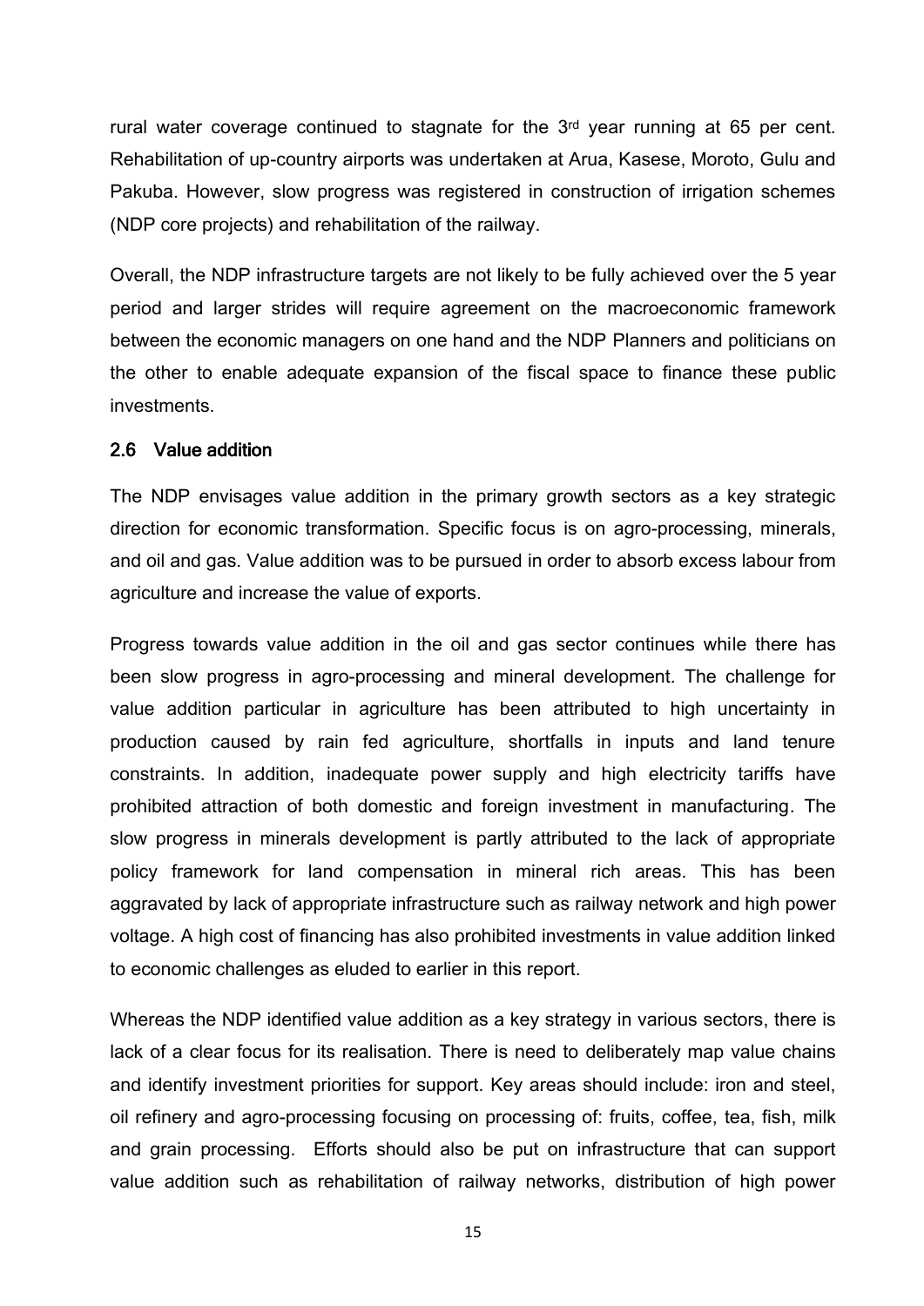rural water coverage continued to stagnate for the 3rd year running at 65 per cent. Rehabilitation of up-country airports was undertaken at Arua, Kasese, Moroto, Gulu and Pakuba. However, slow progress was registered in construction of irrigation schemes (NDP core projects) and rehabilitation of the railway.

Overall, the NDP infrastructure targets are not likely to be fully achieved over the 5 year period and larger strides will require agreement on the macroeconomic framework between the economic managers on one hand and the NDP Planners and politicians on the other to enable adequate expansion of the fiscal space to finance these public investments.

### 2.6 Value addition

The NDP envisages value addition in the primary growth sectors as a key strategic direction for economic transformation. Specific focus is on agro-processing, minerals, and oil and gas. Value addition was to be pursued in order to absorb excess labour from agriculture and increase the value of exports.

Progress towards value addition in the oil and gas sector continues while there has been slow progress in agro-processing and mineral development. The challenge for value addition particular in agriculture has been attributed to high uncertainty in production caused by rain fed agriculture, shortfalls in inputs and land tenure constraints. In addition, inadequate power supply and high electricity tariffs have prohibited attraction of both domestic and foreign investment in manufacturing. The slow progress in minerals development is partly attributed to the lack of appropriate policy framework for land compensation in mineral rich areas. This has been aggravated by lack of appropriate infrastructure such as railway network and high power voltage. A high cost of financing has also prohibited investments in value addition linked to economic challenges as eluded to earlier in this report.

Whereas the NDP identified value addition as a key strategy in various sectors, there is lack of a clear focus for its realisation. There is need to deliberately map value chains and identify investment priorities for support. Key areas should include: iron and steel, oil refinery and agro-processing focusing on processing of: fruits, coffee, tea, fish, milk and grain processing. Efforts should also be put on infrastructure that can support value addition such as rehabilitation of railway networks, distribution of high power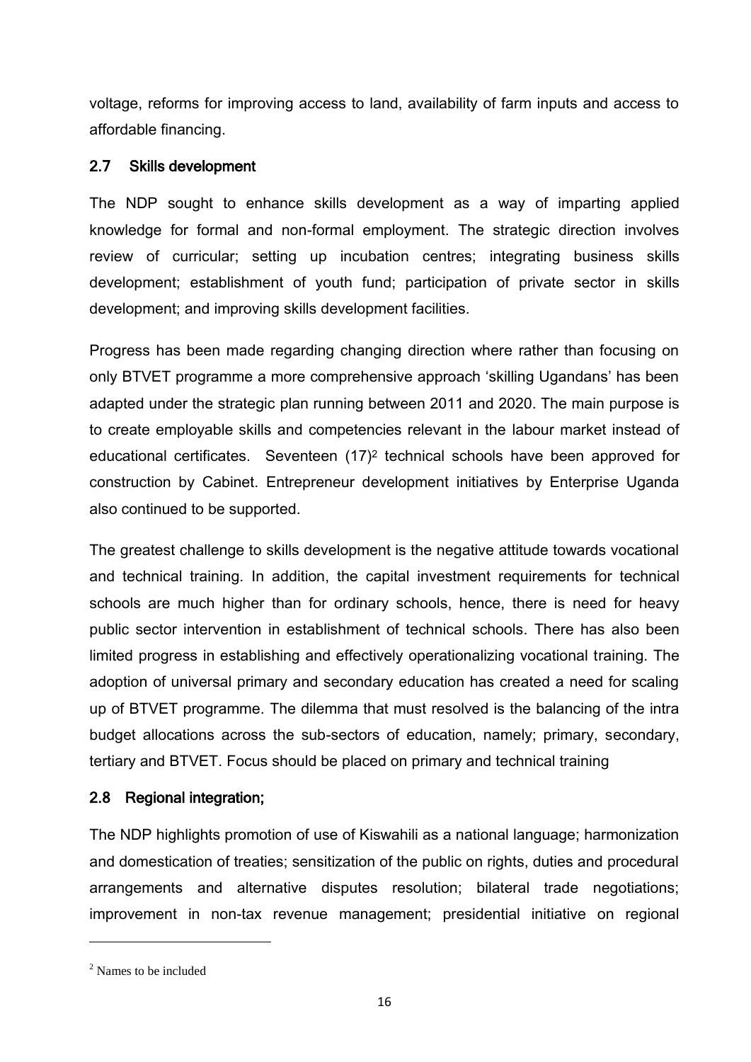voltage, reforms for improving access to land, availability of farm inputs and access to affordable financing.

## 2.7 Skills development

The NDP sought to enhance skills development as a way of imparting applied knowledge for formal and non-formal employment. The strategic direction involves review of curricular; setting up incubation centres; integrating business skills development; establishment of youth fund; participation of private sector in skills development; and improving skills development facilities.

Progress has been made regarding changing direction where rather than focusing on only BTVET programme a more comprehensive approach 'skilling Ugandans' has been adapted under the strategic plan running between 2011 and 2020. The main purpose is to create employable skills and competencies relevant in the labour market instead of educational certificates. Seventeen (17)[2] technical schools have been approved for construction by Cabinet. Entrepreneur development initiatives by Enterprise Uganda also continued to be supported.

The greatest challenge to skills development is the negative attitude towards vocational and technical training. In addition, the capital investment requirements for technical schools are much higher than for ordinary schools, hence, there is need for heavy public sector intervention in establishment of technical schools. There has also been limited progress in establishing and effectively operationalizing vocational training. The adoption of universal primary and secondary education has created a need for scaling up of BTVET programme. The dilemma that must resolved is the balancing of the intra budget allocations across the sub-sectors of education, namely; primary, secondary, tertiary and BTVET. Focus should be placed on primary and technical training

## 2.8 Regional integration;

The NDP highlights promotion of use of Kiswahili as a national language; harmonization and domestication of treaties; sensitization of the public on rights, duties and procedural arrangements and alternative disputes resolution; bilateral trade negotiations; improvement in non-tax revenue management; presidential initiative on regional

[2] Names to be included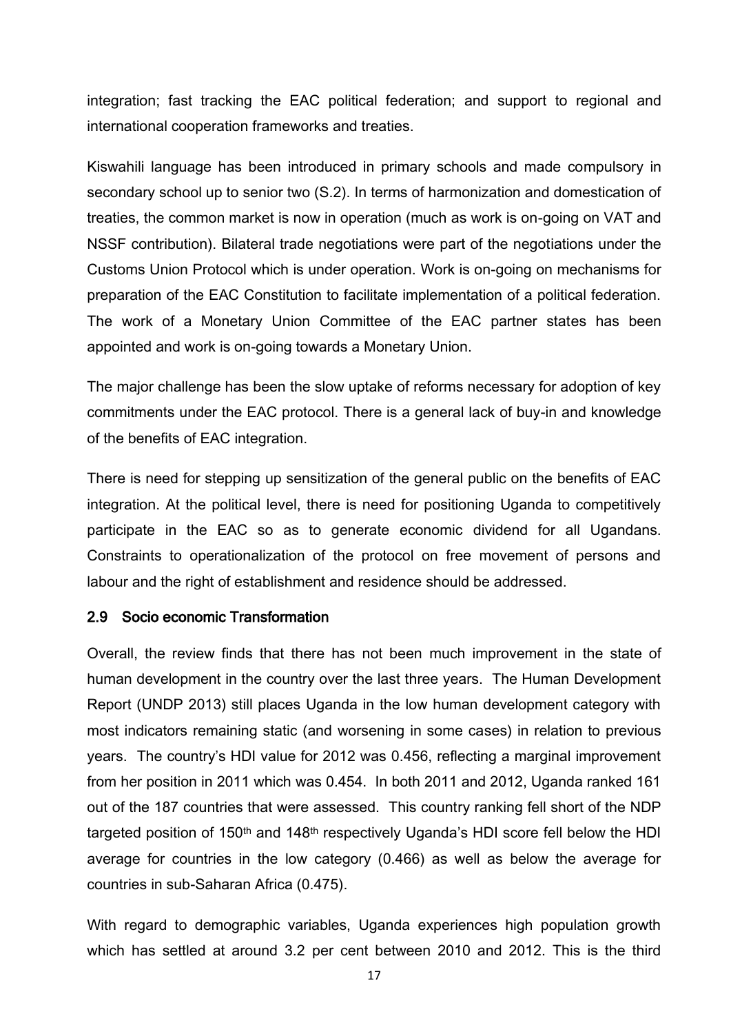integration; fast tracking the EAC political federation; and support to regional and international cooperation frameworks and treaties.

Kiswahili language has been introduced in primary schools and made compulsory in secondary school up to senior two (S.2). In terms of harmonization and domestication of treaties, the common market is now in operation (much as work is on-going on VAT and NSSF contribution). Bilateral trade negotiations were part of the negotiations under the Customs Union Protocol which is under operation. Work is on-going on mechanisms for preparation of the EAC Constitution to facilitate implementation of a political federation. The work of a Monetary Union Committee of the EAC partner states has been appointed and work is on-going towards a Monetary Union.

The major challenge has been the slow uptake of reforms necessary for adoption of key commitments under the EAC protocol. There is a general lack of buy-in and knowledge of the benefits of EAC integration.

There is need for stepping up sensitization of the general public on the benefits of EAC integration. At the political level, there is need for positioning Uganda to competitively participate in the EAC so as to generate economic dividend for all Ugandans. Constraints to operationalization of the protocol on free movement of persons and labour and the right of establishment and residence should be addressed.

## 2.9 Socio economic Transformation

Overall, the review finds that there has not been much improvement in the state of human development in the country over the last three years. The Human Development Report (UNDP 2013) still places Uganda in the low human development category with most indicators remaining static (and worsening in some cases) in relation to previous years. The country's HDI value for 2012 was 0.456, reflecting a marginal improvement from her position in 2011 which was 0.454. In both 2011 and 2012, Uganda ranked 161 out of the 187 countries that were assessed. This country ranking fell short of the NDP targeted position of 150th and 148th respectively Uganda's HDI score fell below the HDI average for countries in the low category (0.466) as well as below the average for countries in sub-Saharan Africa (0.475).

With regard to demographic variables, Uganda experiences high population growth which has settled at around 3.2 per cent between 2010 and 2012. This is the third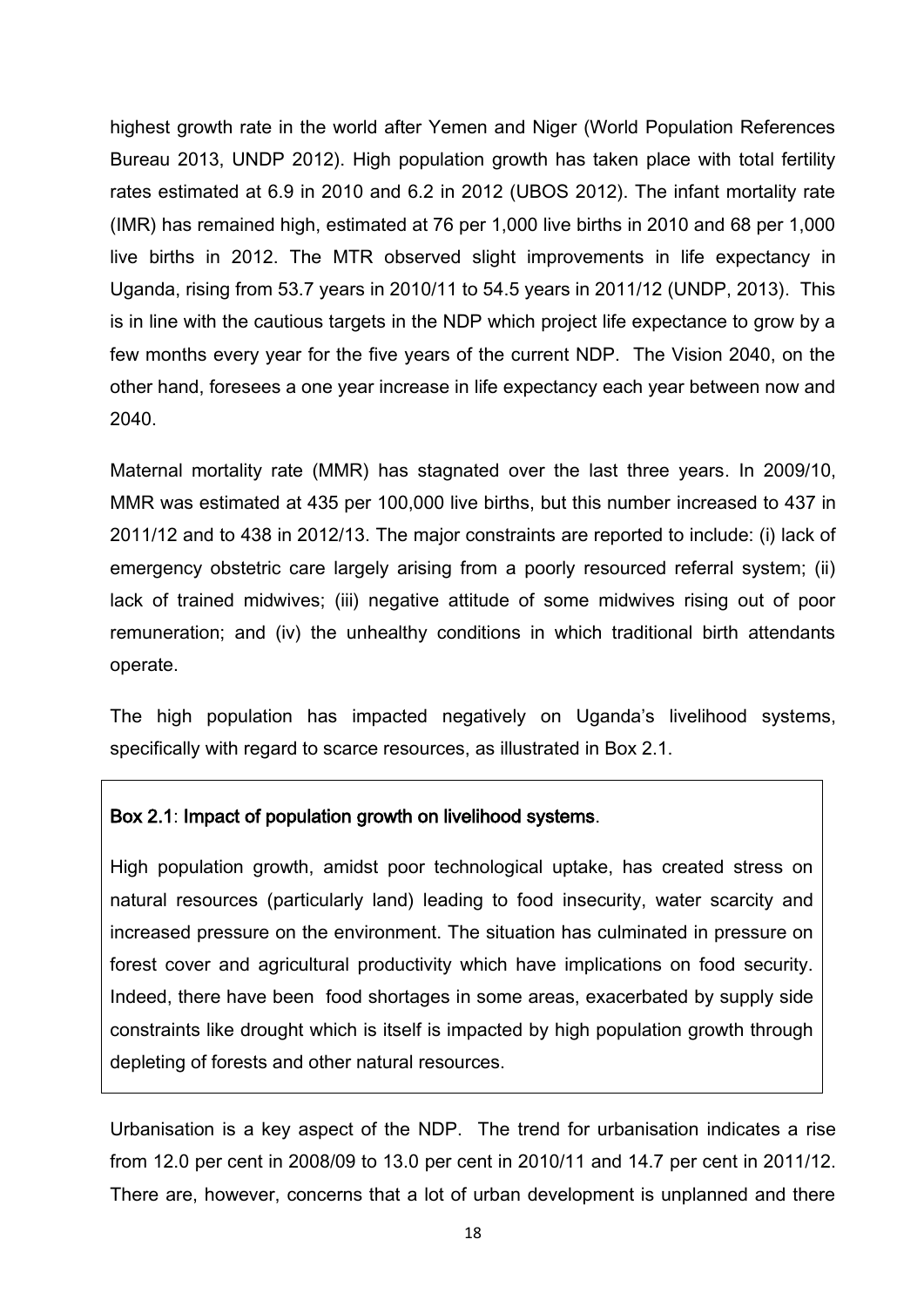highest growth rate in the world after Yemen and Niger (World Population References Bureau 2013, UNDP 2012). High population growth has taken place with total fertility rates estimated at 6.9 in 2010 and 6.2 in 2012 (UBOS 2012). The infant mortality rate (IMR) has remained high, estimated at 76 per 1,000 live births in 2010 and 68 per 1,000 live births in 2012. The MTR observed slight improvements in life expectancy in Uganda, rising from 53.7 years in 2010/11 to 54.5 years in 2011/12 (UNDP, 2013). This is in line with the cautious targets in the NDP which project life expectance to grow by a few months every year for the five years of the current NDP. The Vision 2040, on the other hand, foresees a one year increase in life expectancy each year between now and 2040.

Maternal mortality rate (MMR) has stagnated over the last three years. In 2009/10, MMR was estimated at 435 per 100,000 live births, but this number increased to 437 in 2011/12 and to 438 in 2012/13. The major constraints are reported to include: (i) lack of emergency obstetric care largely arising from a poorly resourced referral system; (ii) lack of trained midwives; (iii) negative attitude of some midwives rising out of poor remuneration; and (iv) the unhealthy conditions in which traditional birth attendants operate.

The high population has impacted negatively on Uganda's livelihood systems, specifically with regard to scarce resources, as illustrated in Box 2.1.

**Box 2.1**: **Impact of population growth on livelihood systems**.

High population growth, amidst poor technological uptake, has created stress on natural resources (particularly land) leading to food insecurity, water scarcity and increased pressure on the environment. The situation has culminated in pressure on forest cover and agricultural productivity which have implications on food security. Indeed, there have been food shortages in some areas, exacerbated by supply side constraints like drought which is itself is impacted by high population growth through depleting of forests and other natural resources.

Urbanisation is a key aspect of the NDP. The trend for urbanisation indicates a rise from 12.0 per cent in 2008/09 to 13.0 per cent in 2010/11 and 14.7 per cent in 2011/12. There are, however, concerns that a lot of urban development is unplanned and there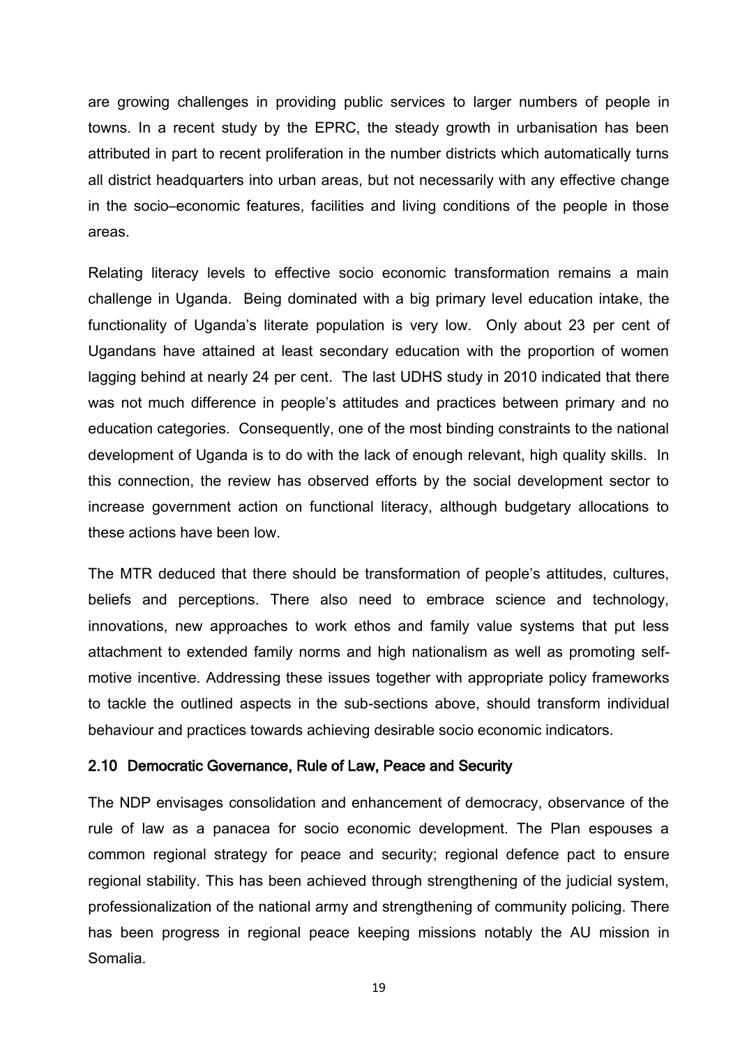are growing challenges in providing public services to larger numbers of people in towns. In a recent study by the EPRC, the steady growth in urbanisation has been attributed in part to recent proliferation in the number districts which automatically turns all district headquarters into urban areas, but not necessarily with any effective change in the socio–economic features, facilities and living conditions of the people in those areas.

Relating literacy levels to effective socio economic transformation remains a main challenge in Uganda. Being dominated with a big primary level education intake, the functionality of Uganda's literate population is very low. Only about 23 per cent of Ugandans have attained at least secondary education with the proportion of women lagging behind at nearly 24 per cent. The last UDHS study in 2010 indicated that there was not much difference in people's attitudes and practices between primary and no education categories. Consequently, one of the most binding constraints to the national development of Uganda is to do with the lack of enough relevant, high quality skills. In this connection, the review has observed efforts by the social development sector to increase government action on functional literacy, although budgetary allocations to these actions have been low.

The MTR deduced that there should be transformation of people's attitudes, cultures, beliefs and perceptions. There also need to embrace science and technology, innovations, new approaches to work ethos and family value systems that put less attachment to extended family norms and high nationalism as well as promoting self-motive incentive. Addressing these issues together with appropriate policy frameworks to tackle the outlined aspects in the sub-sections above, should transform individual behaviour and practices towards achieving desirable socio economic indicators.

## 2.10 Democratic Governance, Rule of Law, Peace and Security

The NDP envisages consolidation and enhancement of democracy, observance of the rule of law as a panacea for socio economic development. The Plan espouses a common regional strategy for peace and security; regional defence pact to ensure regional stability. This has been achieved through strengthening of the judicial system, professionalization of the national army and strengthening of community policing. There has been progress in regional peace keeping missions notably the AU mission in Somalia.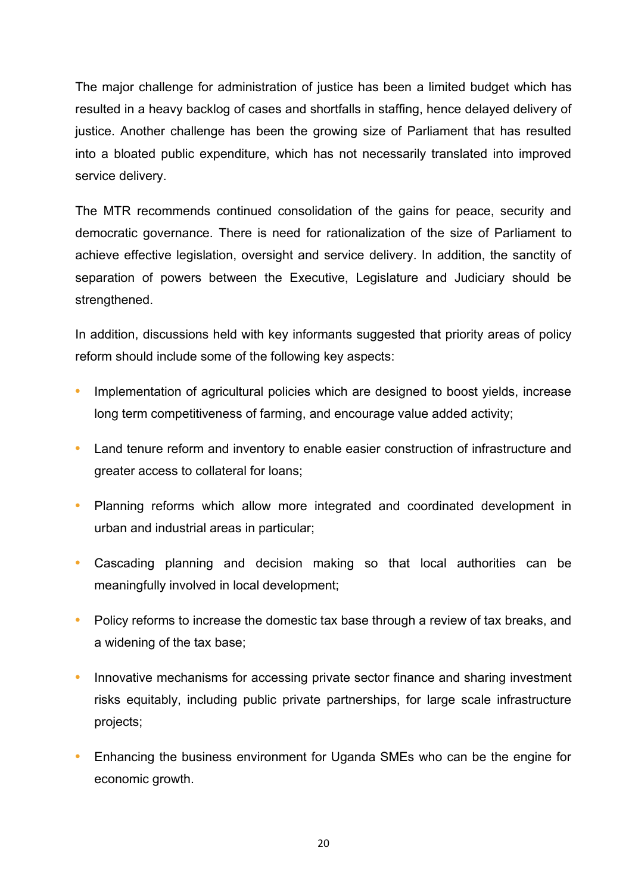The major challenge for administration of justice has been a limited budget which has resulted in a heavy backlog of cases and shortfalls in staffing, hence delayed delivery of justice. Another challenge has been the growing size of Parliament that has resulted into a bloated public expenditure, which has not necessarily translated into improved service delivery.

The MTR recommends continued consolidation of the gains for peace, security and democratic governance. There is need for rationalization of the size of Parliament to achieve effective legislation, oversight and service delivery. In addition, the sanctity of separation of powers between the Executive, Legislature and Judiciary should be strengthened.

In addition, discussions held with key informants suggested that priority areas of policy reform should include some of the following key aspects:

- Implementation of agricultural policies which are designed to boost yields, increase long term competitiveness of farming, and encourage value added activity;
- Land tenure reform and inventory to enable easier construction of infrastructure and greater access to collateral for loans;
- Planning reforms which allow more integrated and coordinated development in urban and industrial areas in particular;
- Cascading planning and decision making so that local authorities can be meaningfully involved in local development;
- Policy reforms to increase the domestic tax base through a review of tax breaks, and a widening of the tax base;
- Innovative mechanisms for accessing private sector finance and sharing investment risks equitably, including public private partnerships, for large scale infrastructure projects;
- Enhancing the business environment for Uganda SMEs who can be the engine for economic growth.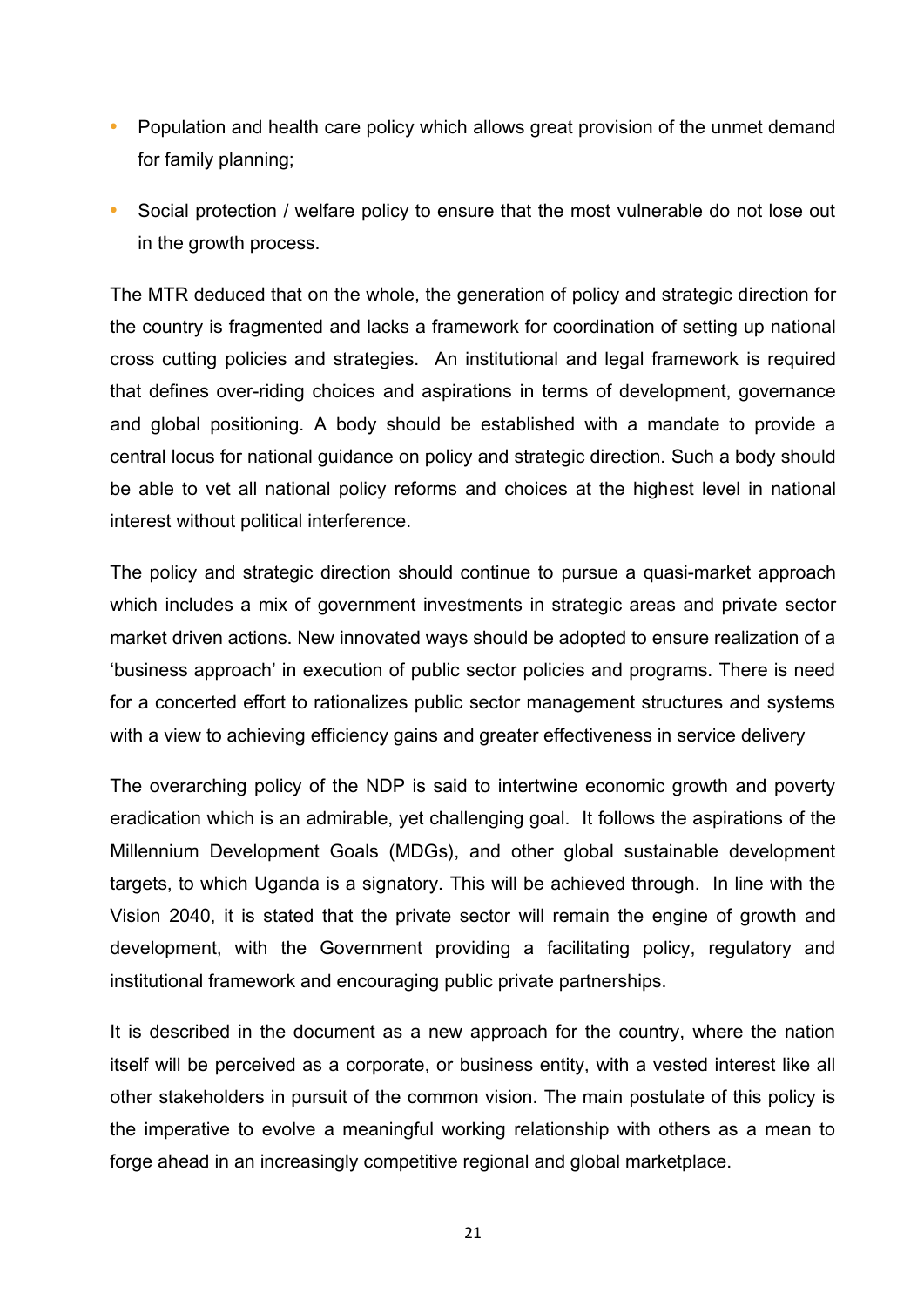- Population and health care policy which allows great provision of the unmet demand for family planning;
- Social protection / welfare policy to ensure that the most vulnerable do not lose out in the growth process.

The MTR deduced that on the whole, the generation of policy and strategic direction for the country is fragmented and lacks a framework for coordination of setting up national cross cutting policies and strategies. An institutional and legal framework is required that defines over-riding choices and aspirations in terms of development, governance and global positioning. A body should be established with a mandate to provide a central locus for national guidance on policy and strategic direction. Such a body should be able to vet all national policy reforms and choices at the highest level in national interest without political interference.

The policy and strategic direction should continue to pursue a quasi-market approach which includes a mix of government investments in strategic areas and private sector market driven actions. New innovated ways should be adopted to ensure realization of a 'business approach' in execution of public sector policies and programs. There is need for a concerted effort to rationalizes public sector management structures and systems with a view to achieving efficiency gains and greater effectiveness in service delivery

The overarching policy of the NDP is said to intertwine economic growth and poverty eradication which is an admirable, yet challenging goal. It follows the aspirations of the Millennium Development Goals (MDGs), and other global sustainable development targets, to which Uganda is a signatory. This will be achieved through. In line with the Vision 2040, it is stated that the private sector will remain the engine of growth and development, with the Government providing a facilitating policy, regulatory and institutional framework and encouraging public private partnerships.

It is described in the document as a new approach for the country, where the nation itself will be perceived as a corporate, or business entity, with a vested interest like all other stakeholders in pursuit of the common vision. The main postulate of this policy is the imperative to evolve a meaningful working relationship with others as a mean to forge ahead in an increasingly competitive regional and global marketplace.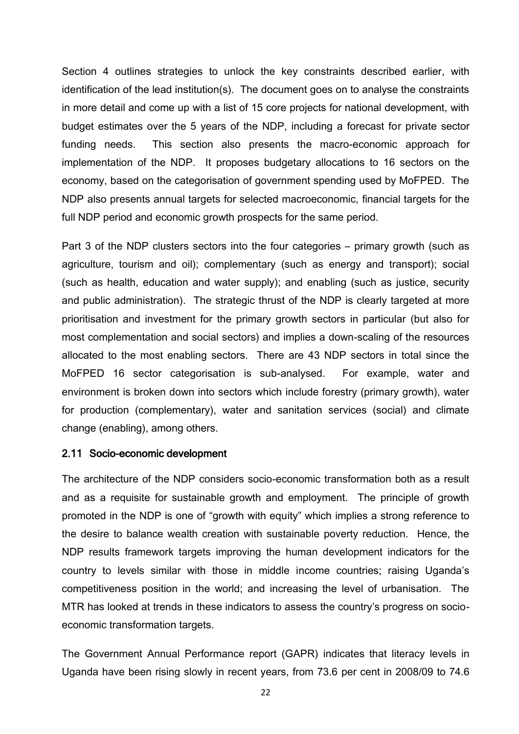Section 4 outlines strategies to unlock the key constraints described earlier, with identification of the lead institution(s). The document goes on to analyse the constraints in more detail and come up with a list of 15 core projects for national development, with budget estimates over the 5 years of the NDP, including a forecast for private sector funding needs. This section also presents the macro-economic approach for implementation of the NDP. It proposes budgetary allocations to 16 sectors on the economy, based on the categorisation of government spending used by MoFPED. The NDP also presents annual targets for selected macroeconomic, financial targets for the full NDP period and economic growth prospects for the same period.

Part 3 of the NDP clusters sectors into the four categories – primary growth (such as agriculture, tourism and oil); complementary (such as energy and transport); social (such as health, education and water supply); and enabling (such as justice, security and public administration). The strategic thrust of the NDP is clearly targeted at more prioritisation and investment for the primary growth sectors in particular (but also for most complementation and social sectors) and implies a down-scaling of the resources allocated to the most enabling sectors. There are 43 NDP sectors in total since the MoFPED 16 sector categorisation is sub-analysed. For example, water and environment is broken down into sectors which include forestry (primary growth), water for production (complementary), water and sanitation services (social) and climate change (enabling), among others.

### 2.11 Socio-economic development

The architecture of the NDP considers socio-economic transformation both as a result and as a requisite for sustainable growth and employment. The principle of growth promoted in the NDP is one of "growth with equity" which implies a strong reference to the desire to balance wealth creation with sustainable poverty reduction. Hence, the NDP results framework targets improving the human development indicators for the country to levels similar with those in middle income countries; raising Uganda's competitiveness position in the world; and increasing the level of urbanisation. The MTR has looked at trends in these indicators to assess the country's progress on socio-economic transformation targets.

The Government Annual Performance report (GAPR) indicates that literacy levels in Uganda have been rising slowly in recent years, from 73.6 per cent in 2008/09 to 74.6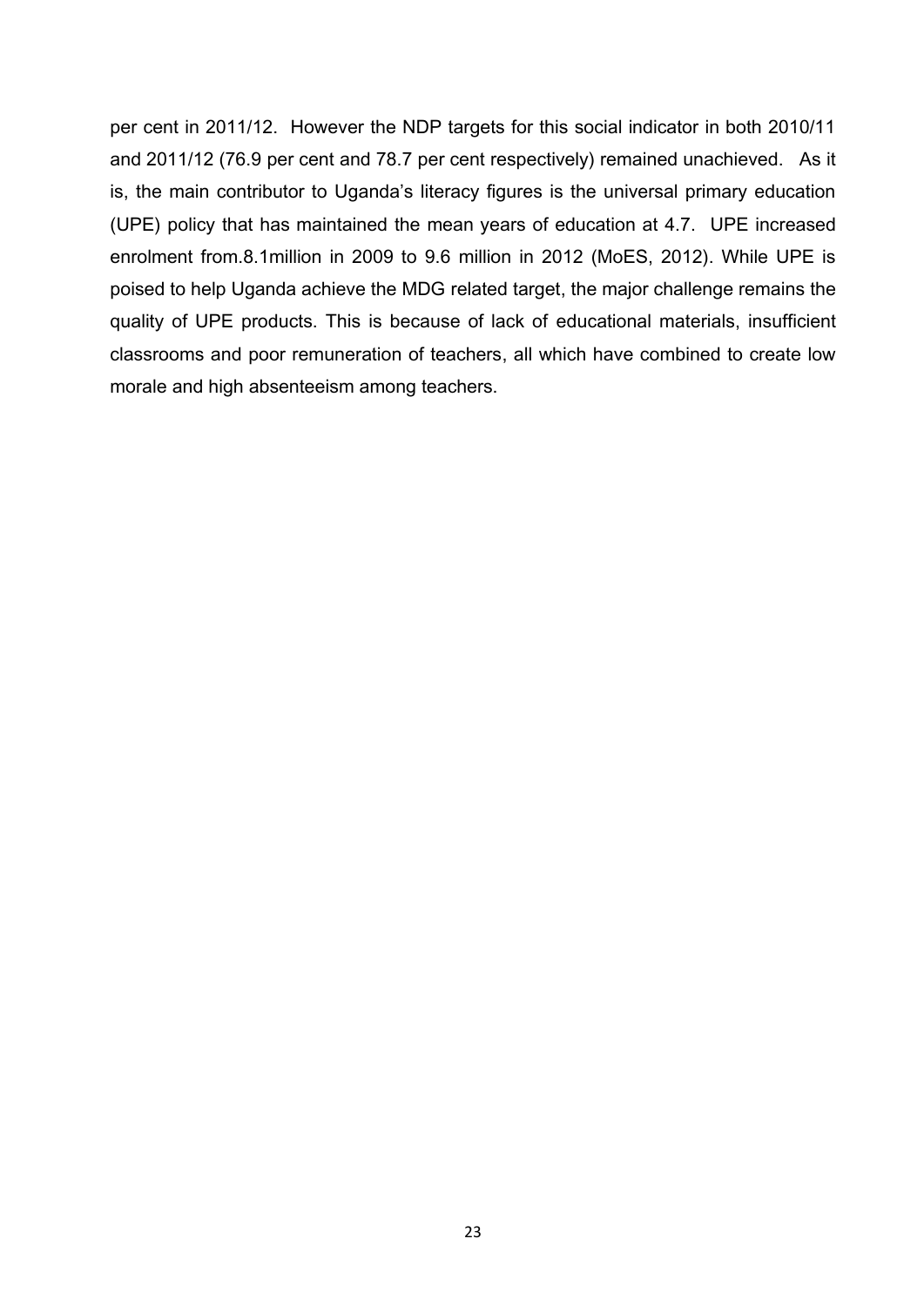per cent in 2011/12. However the NDP targets for this social indicator in both 2010/11 and 2011/12 (76.9 per cent and 78.7 per cent respectively) remained unachieved. As it is, the main contributor to Uganda's literacy figures is the universal primary education (UPE) policy that has maintained the mean years of education at 4.7. UPE increased enrolment from.8.1million in 2009 to 9.6 million in 2012 (MoES, 2012). While UPE is poised to help Uganda achieve the MDG related target, the major challenge remains the quality of UPE products. This is because of lack of educational materials, insufficient classrooms and poor remuneration of teachers, all which have combined to create low morale and high absenteeism among teachers.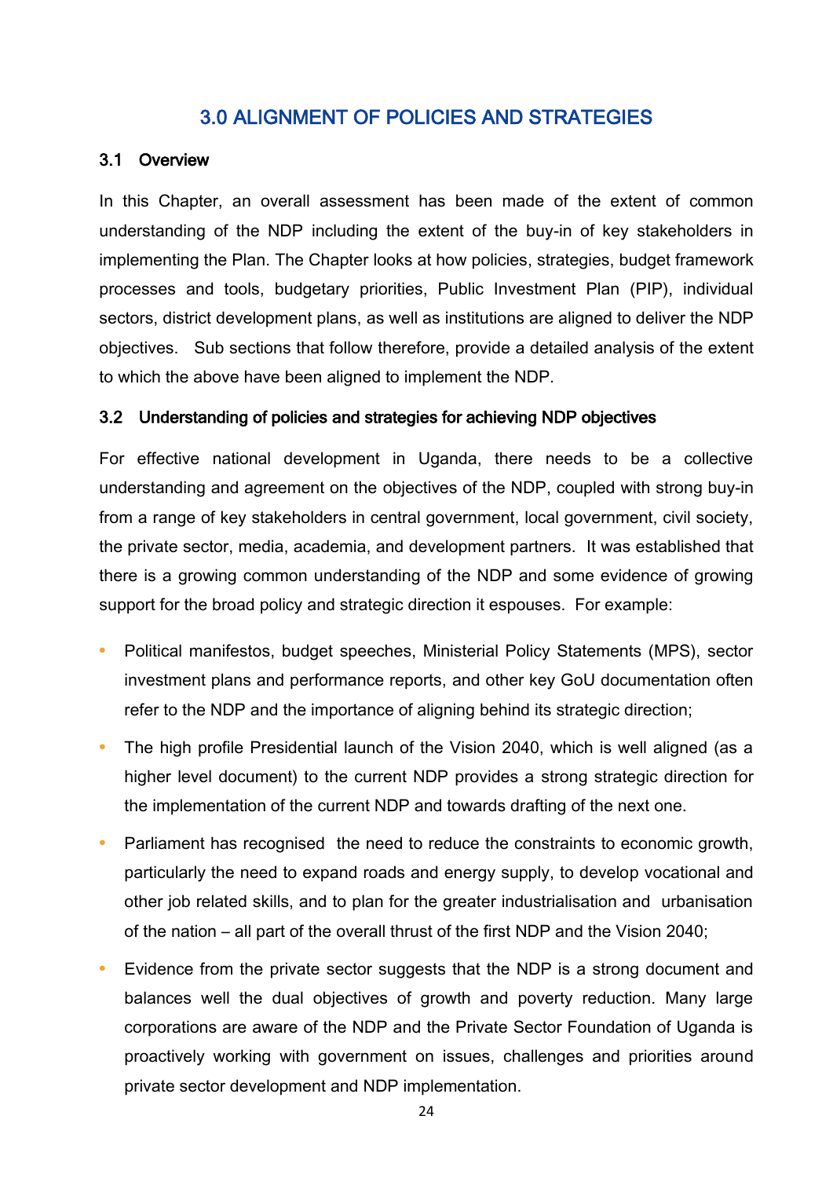# 3.0 ALIGNMENT OF POLICIES AND STRATEGIES

## 3.1 Overview

In this Chapter, an overall assessment has been made of the extent of common understanding of the NDP including the extent of the buy-in of key stakeholders in implementing the Plan. The Chapter looks at how policies, strategies, budget framework processes and tools, budgetary priorities, Public Investment Plan (PIP), individual sectors, district development plans, as well as institutions are aligned to deliver the NDP objectives. Sub sections that follow therefore, provide a detailed analysis of the extent to which the above have been aligned to implement the NDP.

## 3.2 Understanding of policies and strategies for achieving NDP objectives

For effective national development in Uganda, there needs to be a collective understanding and agreement on the objectives of the NDP, coupled with strong buy-in from a range of key stakeholders in central government, local government, civil society, the private sector, media, academia, and development partners. It was established that there is a growing common understanding of the NDP and some evidence of growing support for the broad policy and strategic direction it espouses. For example:

- Political manifestos, budget speeches, Ministerial Policy Statements (MPS), sector investment plans and performance reports, and other key GoU documentation often refer to the NDP and the importance of aligning behind its strategic direction;
- The high profile Presidential launch of the Vision 2040, which is well aligned (as a higher level document) to the current NDP provides a strong strategic direction for the implementation of the current NDP and towards drafting of the next one.
- Parliament has recognised the need to reduce the constraints to economic growth, particularly the need to expand roads and energy supply, to develop vocational and other job related skills, and to plan for the greater industrialisation and urbanisation of the nation – all part of the overall thrust of the first NDP and the Vision 2040;
- Evidence from the private sector suggests that the NDP is a strong document and balances well the dual objectives of growth and poverty reduction. Many large corporations are aware of the NDP and the Private Sector Foundation of Uganda is proactively working with government on issues, challenges and priorities around private sector development and NDP implementation.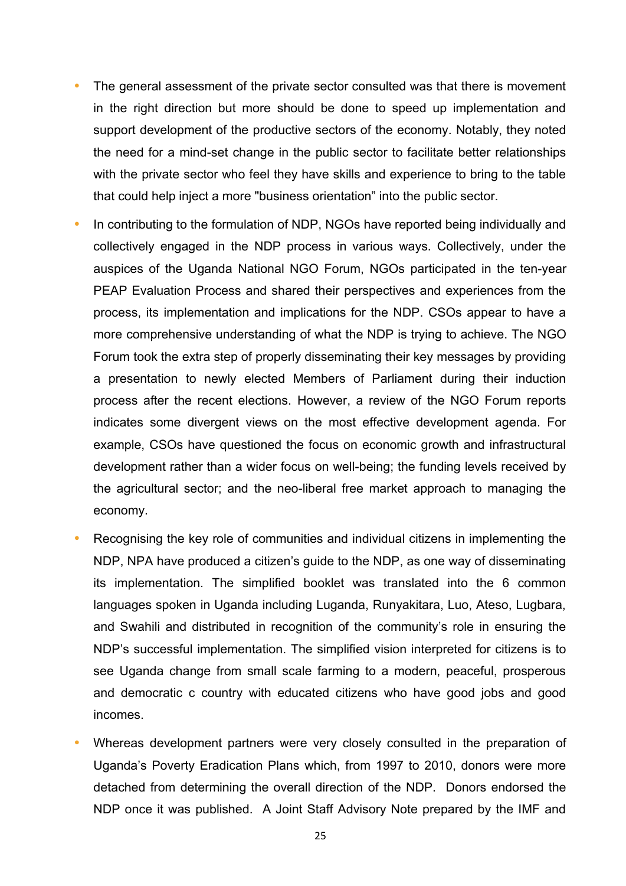- The general assessment of the private sector consulted was that there is movement in the right direction but more should be done to speed up implementation and support development of the productive sectors of the economy. Notably, they noted the need for a mind-set change in the public sector to facilitate better relationships with the private sector who feel they have skills and experience to bring to the table that could help inject a more "business orientation" into the public sector.
- In contributing to the formulation of NDP, NGOs have reported being individually and collectively engaged in the NDP process in various ways. Collectively, under the auspices of the Uganda National NGO Forum, NGOs participated in the ten-year PEAP Evaluation Process and shared their perspectives and experiences from the process, its implementation and implications for the NDP. CSOs appear to have a more comprehensive understanding of what the NDP is trying to achieve. The NGO Forum took the extra step of properly disseminating their key messages by providing a presentation to newly elected Members of Parliament during their induction process after the recent elections. However, a review of the NGO Forum reports indicates some divergent views on the most effective development agenda. For example, CSOs have questioned the focus on economic growth and infrastructural development rather than a wider focus on well-being; the funding levels received by the agricultural sector; and the neo-liberal free market approach to managing the economy.
- Recognising the key role of communities and individual citizens in implementing the NDP, NPA have produced a citizen's guide to the NDP, as one way of disseminating its implementation. The simplified booklet was translated into the 6 common languages spoken in Uganda including Luganda, Runyakitara, Luo, Ateso, Lugbara, and Swahili and distributed in recognition of the community's role in ensuring the NDP's successful implementation. The simplified vision interpreted for citizens is to see Uganda change from small scale farming to a modern, peaceful, prosperous and democratic c country with educated citizens who have good jobs and good incomes.
- Whereas development partners were very closely consulted in the preparation of Uganda's Poverty Eradication Plans which, from 1997 to 2010, donors were more detached from determining the overall direction of the NDP. Donors endorsed the NDP once it was published. A Joint Staff Advisory Note prepared by the IMF and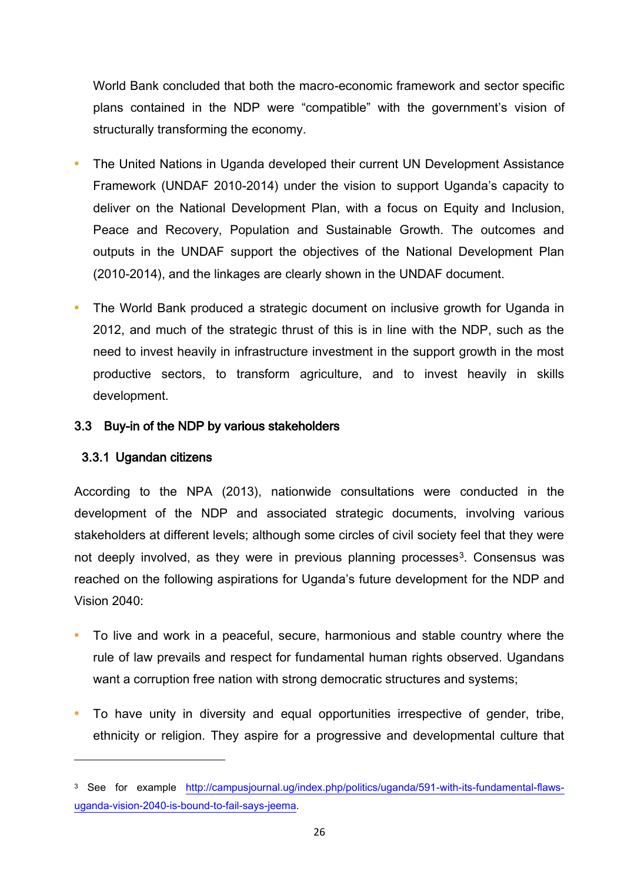World Bank concluded that both the macro-economic framework and sector specific plans contained in the NDP were "compatible" with the government's vision of structurally transforming the economy.

- The United Nations in Uganda developed their current UN Development Assistance Framework (UNDAF 2010-2014) under the vision to support Uganda's capacity to deliver on the National Development Plan, with a focus on Equity and Inclusion, Peace and Recovery, Population and Sustainable Growth. The outcomes and outputs in the UNDAF support the objectives of the National Development Plan (2010-2014), and the linkages are clearly shown in the UNDAF document.
- The World Bank produced a strategic document on inclusive growth for Uganda in 2012, and much of the strategic thrust of this is in line with the NDP, such as the need to invest heavily in infrastructure investment in the support growth in the most productive sectors, to transform agriculture, and to invest heavily in skills development.

## 3.3 Buy-in of the NDP by various stakeholders

### 3.3.1 Ugandan citizens

According to the NPA (2013), nationwide consultations were conducted in the development of the NDP and associated strategic documents, involving various stakeholders at different levels; although some circles of civil society feel that they were not deeply involved, as they were in previous planning processes[3]. Consensus was reached on the following aspirations for Uganda's future development for the NDP and Vision 2040:

- To live and work in a peaceful, secure, harmonious and stable country where the rule of law prevails and respect for fundamental human rights observed. Ugandans want a corruption free nation with strong democratic structures and systems;
- To have unity in diversity and equal opportunities irrespective of gender, tribe, ethnicity or religion. They aspire for a progressive and developmental culture that

---

[3] See for example http://campusjournal.ug/index.php/politics/uganda/591-with-its-fundamental-flaws-uganda-vision-2040-is-bound-to-fail-says-jeema.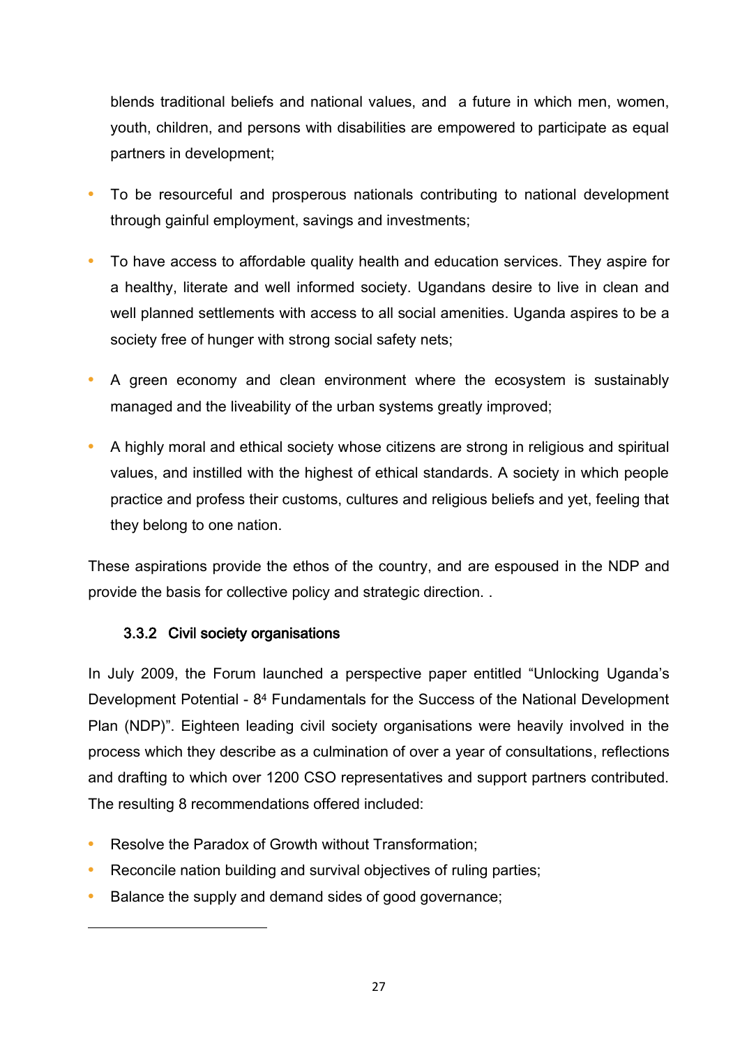blends traditional beliefs and national values, and a future in which men, women, youth, children, and persons with disabilities are empowered to participate as equal partners in development;

- To be resourceful and prosperous nationals contributing to national development through gainful employment, savings and investments;
- To have access to affordable quality health and education services. They aspire for a healthy, literate and well informed society. Ugandans desire to live in clean and well planned settlements with access to all social amenities. Uganda aspires to be a society free of hunger with strong social safety nets;
- A green economy and clean environment where the ecosystem is sustainably managed and the liveability of the urban systems greatly improved;
- A highly moral and ethical society whose citizens are strong in religious and spiritual values, and instilled with the highest of ethical standards. A society in which people practice and profess their customs, cultures and religious beliefs and yet, feeling that they belong to one nation.

These aspirations provide the ethos of the country, and are espoused in the NDP and provide the basis for collective policy and strategic direction. .

### 3.3.2 Civil society organisations

In July 2009, the Forum launched a perspective paper entitled "Unlocking Uganda's Development Potential - 8[4] Fundamentals for the Success of the National Development Plan (NDP)". Eighteen leading civil society organisations were heavily involved in the process which they describe as a culmination of over a year of consultations, reflections and drafting to which over 1200 CSO representatives and support partners contributed. The resulting 8 recommendations offered included:

- Resolve the Paradox of Growth without Transformation;
- Reconcile nation building and survival objectives of ruling parties;
- Balance the supply and demand sides of good governance;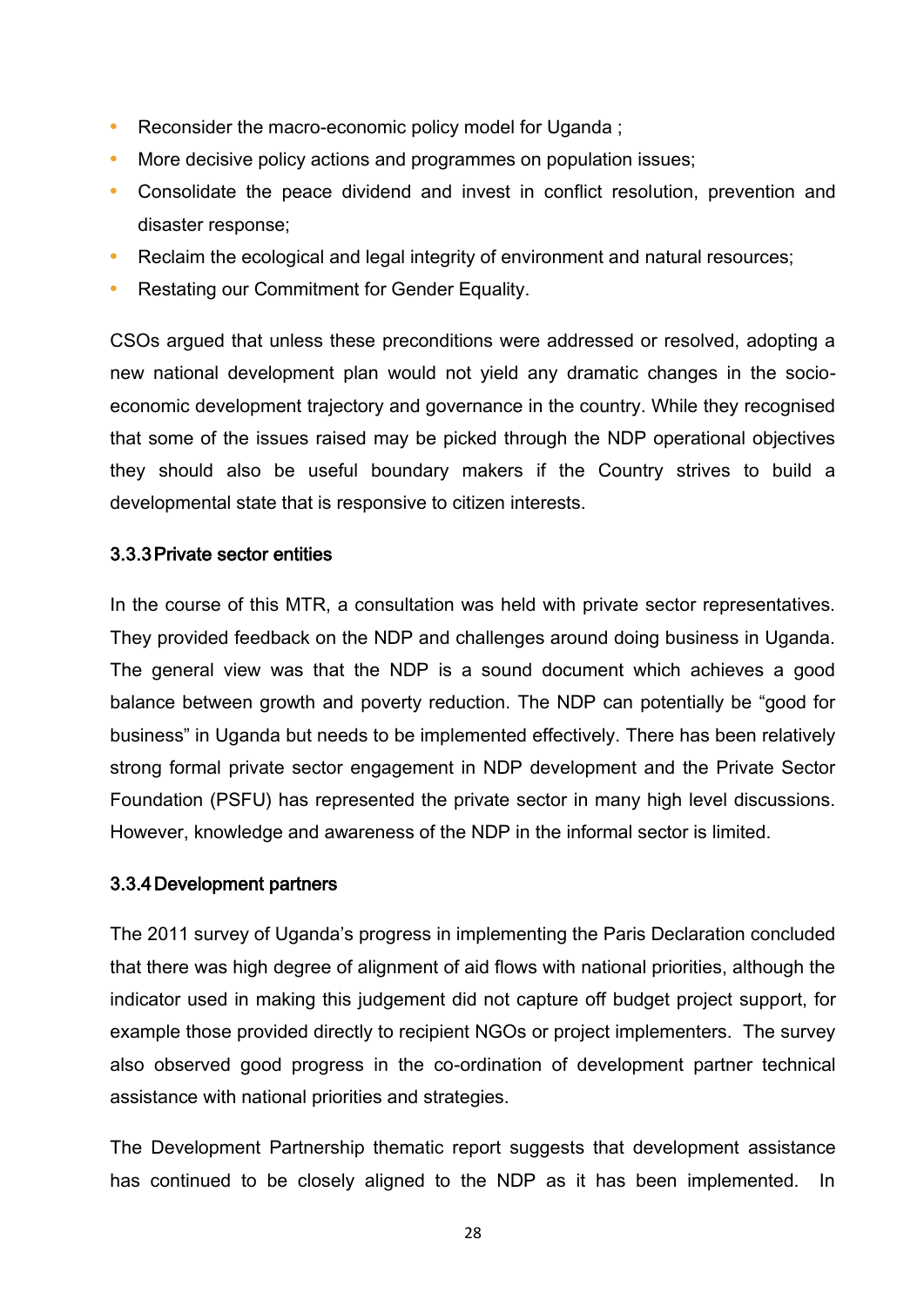- Reconsider the macro-economic policy model for Uganda ;
- More decisive policy actions and programmes on population issues;
- Consolidate the peace dividend and invest in conflict resolution, prevention and disaster response;
- Reclaim the ecological and legal integrity of environment and natural resources;
- Restating our Commitment for Gender Equality.

CSOs argued that unless these preconditions were addressed or resolved, adopting a new national development plan would not yield any dramatic changes in the socio-economic development trajectory and governance in the country. While they recognised that some of the issues raised may be picked through the NDP operational objectives they should also be useful boundary makers if the Country strives to build a developmental state that is responsive to citizen interests.

### 3.3.3 Private sector entities

In the course of this MTR, a consultation was held with private sector representatives. They provided feedback on the NDP and challenges around doing business in Uganda. The general view was that the NDP is a sound document which achieves a good balance between growth and poverty reduction. The NDP can potentially be "good for business" in Uganda but needs to be implemented effectively. There has been relatively strong formal private sector engagement in NDP development and the Private Sector Foundation (PSFU) has represented the private sector in many high level discussions. However, knowledge and awareness of the NDP in the informal sector is limited.

### 3.3.4 Development partners

The 2011 survey of Uganda's progress in implementing the Paris Declaration concluded that there was high degree of alignment of aid flows with national priorities, although the indicator used in making this judgement did not capture off budget project support, for example those provided directly to recipient NGOs or project implementers. The survey also observed good progress in the co-ordination of development partner technical assistance with national priorities and strategies.

The Development Partnership thematic report suggests that development assistance has continued to be closely aligned to the NDP as it has been implemented. In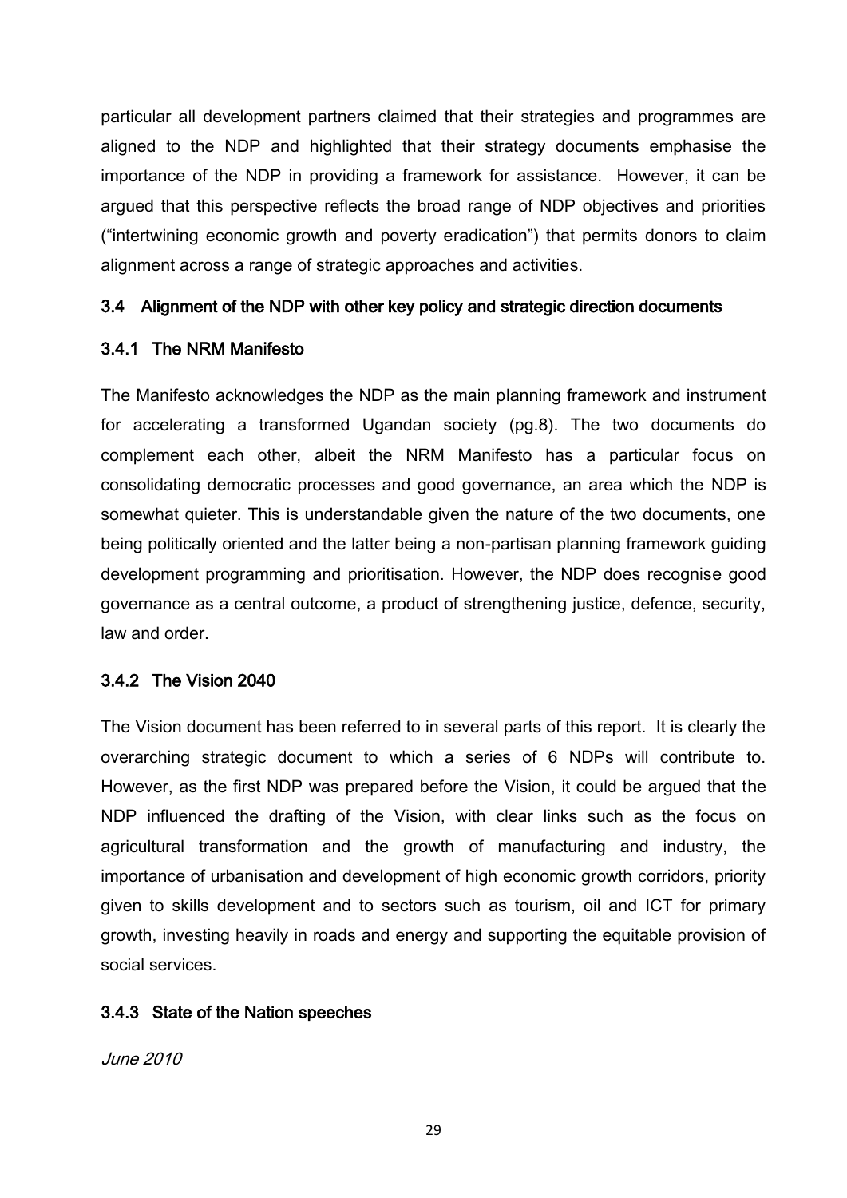particular all development partners claimed that their strategies and programmes are aligned to the NDP and highlighted that their strategy documents emphasise the importance of the NDP in providing a framework for assistance. However, it can be argued that this perspective reflects the broad range of NDP objectives and priorities ("intertwining economic growth and poverty eradication") that permits donors to claim alignment across a range of strategic approaches and activities.

## 3.4 Alignment of the NDP with other key policy and strategic direction documents

### 3.4.1 The NRM Manifesto

The Manifesto acknowledges the NDP as the main planning framework and instrument for accelerating a transformed Ugandan society (pg.8). The two documents do complement each other, albeit the NRM Manifesto has a particular focus on consolidating democratic processes and good governance, an area which the NDP is somewhat quieter. This is understandable given the nature of the two documents, one being politically oriented and the latter being a non-partisan planning framework guiding development programming and prioritisation. However, the NDP does recognise good governance as a central outcome, a product of strengthening justice, defence, security, law and order.

### 3.4.2 The Vision 2040

The Vision document has been referred to in several parts of this report. It is clearly the overarching strategic document to which a series of 6 NDPs will contribute to. However, as the first NDP was prepared before the Vision, it could be argued that the NDP influenced the drafting of the Vision, with clear links such as the focus on agricultural transformation and the growth of manufacturing and industry, the importance of urbanisation and development of high economic growth corridors, priority given to skills development and to sectors such as tourism, oil and ICT for primary growth, investing heavily in roads and energy and supporting the equitable provision of social services.

### 3.4.3 State of the Nation speeches

*June 2010*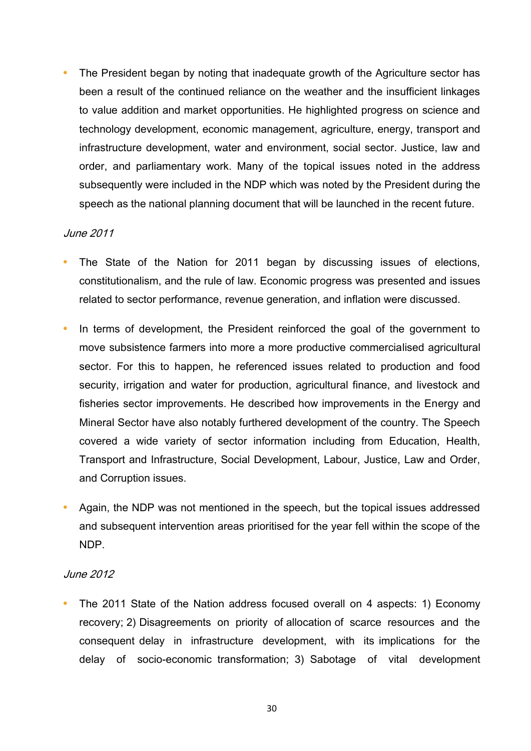- The President began by noting that inadequate growth of the Agriculture sector has been a result of the continued reliance on the weather and the insufficient linkages to value addition and market opportunities. He highlighted progress on science and technology development, economic management, agriculture, energy, transport and infrastructure development, water and environment, social sector. Justice, law and order, and parliamentary work. Many of the topical issues noted in the address subsequently were included in the NDP which was noted by the President during the speech as the national planning document that will be launched in the recent future.

*June 2011*

- The State of the Nation for 2011 began by discussing issues of elections, constitutionalism, and the rule of law. Economic progress was presented and issues related to sector performance, revenue generation, and inflation were discussed.
- In terms of development, the President reinforced the goal of the government to move subsistence farmers into more a more productive commercialised agricultural sector. For this to happen, he referenced issues related to production and food security, irrigation and water for production, agricultural finance, and livestock and fisheries sector improvements. He described how improvements in the Energy and Mineral Sector have also notably furthered development of the country. The Speech covered a wide variety of sector information including from Education, Health, Transport and Infrastructure, Social Development, Labour, Justice, Law and Order, and Corruption issues.
- Again, the NDP was not mentioned in the speech, but the topical issues addressed and subsequent intervention areas prioritised for the year fell within the scope of the NDP.

*June 2012*

- The 2011 State of the Nation address focused overall on 4 aspects: 1) Economy recovery; 2) Disagreements on priority of allocation of scarce resources and the consequent delay in infrastructure development, with its implications for the delay of socio-economic transformation; 3) Sabotage of vital development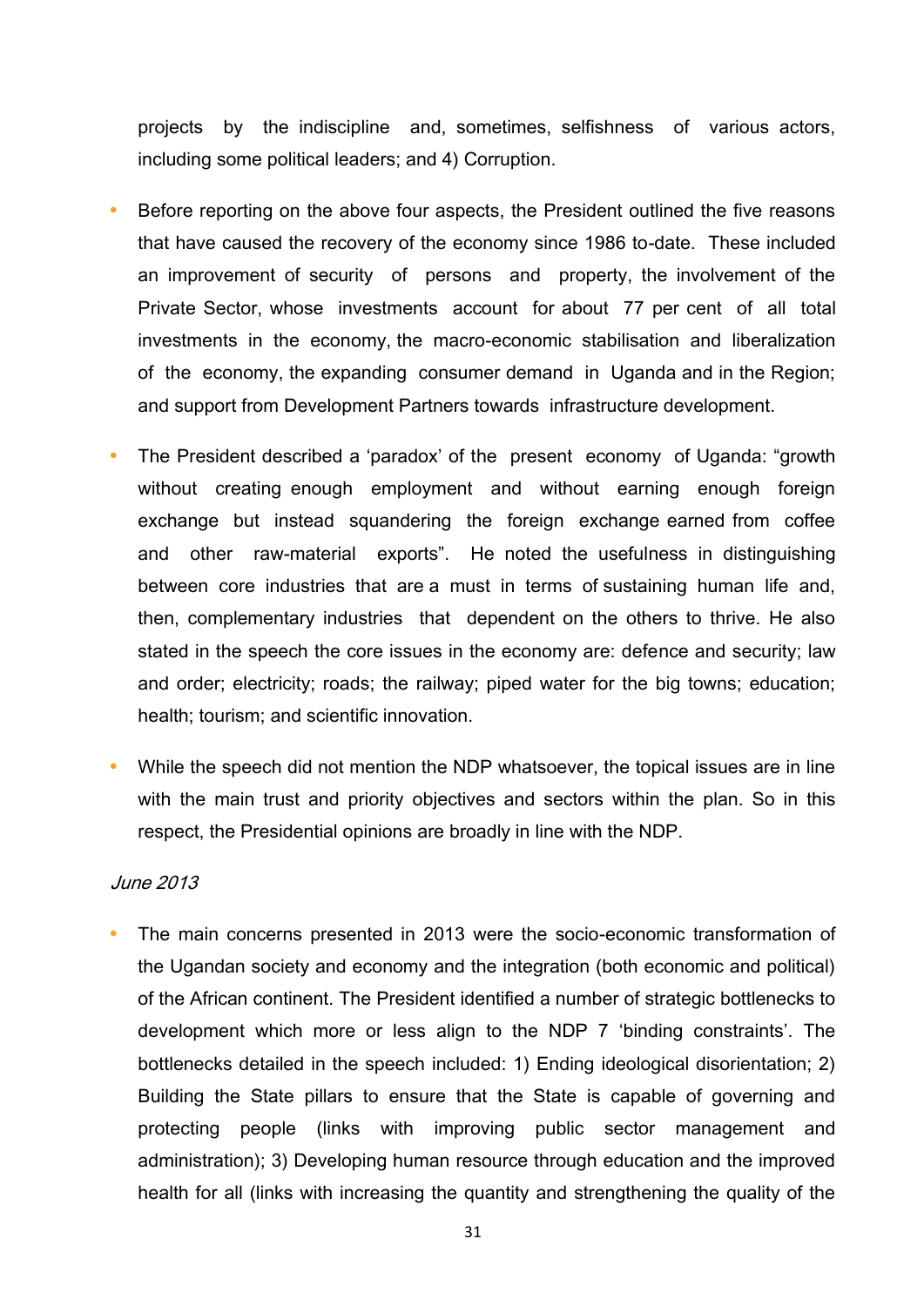projects by the indiscipline and, sometimes, selfishness of various actors, including some political leaders; and 4) Corruption.

- Before reporting on the above four aspects, the President outlined the five reasons that have caused the recovery of the economy since 1986 to-date. These included an improvement of security of persons and property, the involvement of the Private Sector, whose investments account for about 77 per cent of all total investments in the economy, the macro-economic stabilisation and liberalization of the economy, the expanding consumer demand in Uganda and in the Region; and support from Development Partners towards infrastructure development.

- The President described a 'paradox' of the present economy of Uganda: "growth without creating enough employment and without earning enough foreign exchange but instead squandering the foreign exchange earned from coffee and other raw-material exports". He noted the usefulness in distinguishing between core industries that are a must in terms of sustaining human life and, then, complementary industries that dependent on the others to thrive. He also stated in the speech the core issues in the economy are: defence and security; law and order; electricity; roads; the railway; piped water for the big towns; education; health; tourism; and scientific innovation.

- While the speech did not mention the NDP whatsoever, the topical issues are in line with the main trust and priority objectives and sectors within the plan. So in this respect, the Presidential opinions are broadly in line with the NDP.

*June 2013*

- The main concerns presented in 2013 were the socio-economic transformation of the Ugandan society and economy and the integration (both economic and political) of the African continent. The President identified a number of strategic bottlenecks to development which more or less align to the NDP 7 'binding constraints'. The bottlenecks detailed in the speech included: 1) Ending ideological disorientation; 2) Building the State pillars to ensure that the State is capable of governing and protecting people (links with improving public sector management and administration); 3) Developing human resource through education and the improved health for all (links with increasing the quantity and strengthening the quality of the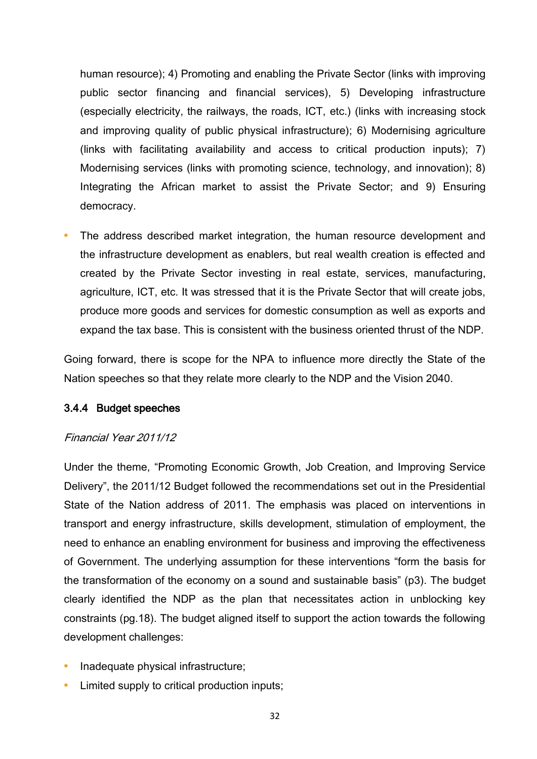human resource); 4) Promoting and enabling the Private Sector (links with improving public sector financing and financial services), 5) Developing infrastructure (especially electricity, the railways, the roads, ICT, etc.) (links with increasing stock and improving quality of public physical infrastructure); 6) Modernising agriculture (links with facilitating availability and access to critical production inputs); 7) Modernising services (links with promoting science, technology, and innovation); 8) Integrating the African market to assist the Private Sector; and 9) Ensuring democracy.

- The address described market integration, the human resource development and the infrastructure development as enablers, but real wealth creation is effected and created by the Private Sector investing in real estate, services, manufacturing, agriculture, ICT, etc. It was stressed that it is the Private Sector that will create jobs, produce more goods and services for domestic consumption as well as exports and expand the tax base. This is consistent with the business oriented thrust of the NDP.

Going forward, there is scope for the NPA to influence more directly the State of the Nation speeches so that they relate more clearly to the NDP and the Vision 2040.

### 3.4.4 Budget speeches

*Financial Year 2011/12*

Under the theme, "Promoting Economic Growth, Job Creation, and Improving Service Delivery", the 2011/12 Budget followed the recommendations set out in the Presidential State of the Nation address of 2011. The emphasis was placed on interventions in transport and energy infrastructure, skills development, stimulation of employment, the need to enhance an enabling environment for business and improving the effectiveness of Government. The underlying assumption for these interventions "form the basis for the transformation of the economy on a sound and sustainable basis" (p3). The budget clearly identified the NDP as the plan that necessitates action in unblocking key constraints (pg.18). The budget aligned itself to support the action towards the following development challenges:

- Inadequate physical infrastructure;
- Limited supply to critical production inputs;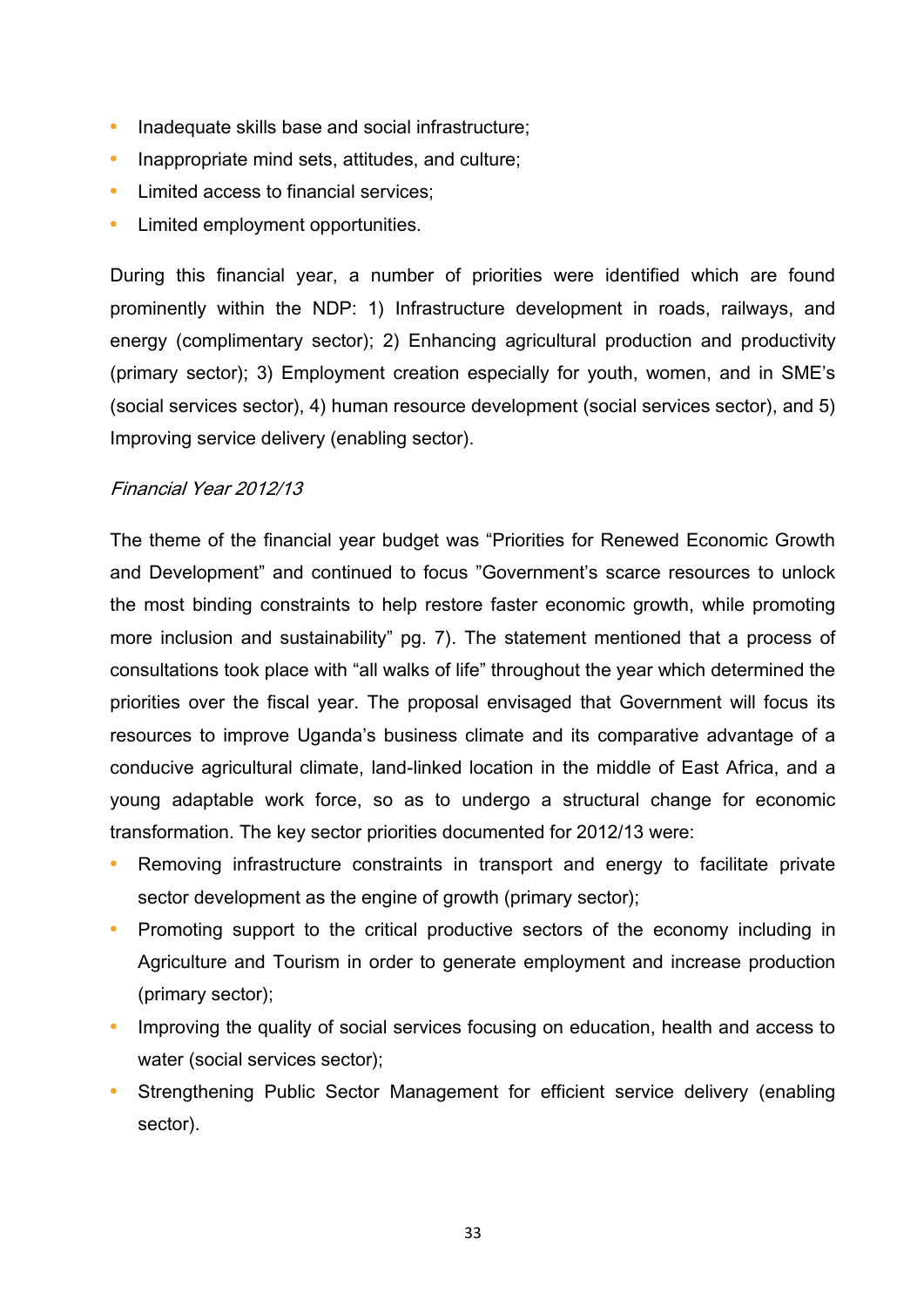- Inadequate skills base and social infrastructure;
- Inappropriate mind sets, attitudes, and culture;
- Limited access to financial services;
- Limited employment opportunities.

During this financial year, a number of priorities were identified which are found prominently within the NDP: 1) Infrastructure development in roads, railways, and energy (complimentary sector); 2) Enhancing agricultural production and productivity (primary sector); 3) Employment creation especially for youth, women, and in SME's (social services sector), 4) human resource development (social services sector), and 5) Improving service delivery (enabling sector).

*Financial Year 2012/13*

The theme of the financial year budget was "Priorities for Renewed Economic Growth and Development" and continued to focus "Government's scarce resources to unlock the most binding constraints to help restore faster economic growth, while promoting more inclusion and sustainability" pg. 7). The statement mentioned that a process of consultations took place with "all walks of life" throughout the year which determined the priorities over the fiscal year. The proposal envisaged that Government will focus its resources to improve Uganda's business climate and its comparative advantage of a conducive agricultural climate, land-linked location in the middle of East Africa, and a young adaptable work force, so as to undergo a structural change for economic transformation. The key sector priorities documented for 2012/13 were:

- Removing infrastructure constraints in transport and energy to facilitate private sector development as the engine of growth (primary sector);
- Promoting support to the critical productive sectors of the economy including in Agriculture and Tourism in order to generate employment and increase production (primary sector);
- Improving the quality of social services focusing on education, health and access to water (social services sector);
- Strengthening Public Sector Management for efficient service delivery (enabling sector).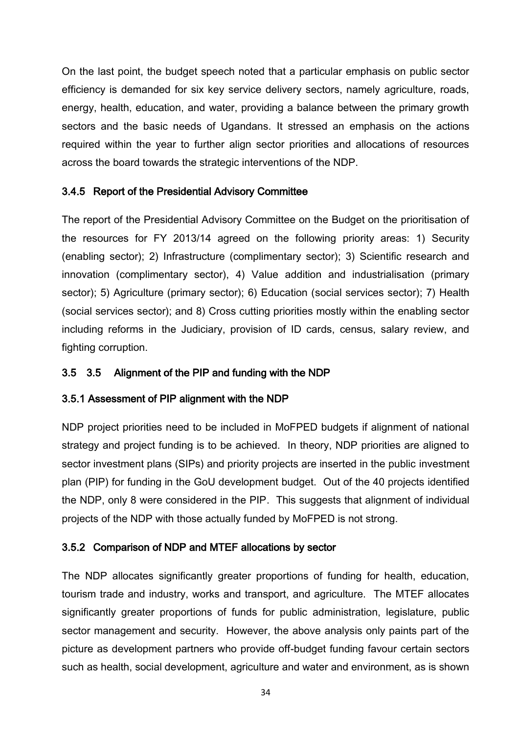On the last point, the budget speech noted that a particular emphasis on public sector efficiency is demanded for six key service delivery sectors, namely agriculture, roads, energy, health, education, and water, providing a balance between the primary growth sectors and the basic needs of Ugandans. It stressed an emphasis on the actions required within the year to further align sector priorities and allocations of resources across the board towards the strategic interventions of the NDP.

### 3.4.5 Report of the Presidential Advisory Committee

The report of the Presidential Advisory Committee on the Budget on the prioritisation of the resources for FY 2013/14 agreed on the following priority areas: 1) Security (enabling sector); 2) Infrastructure (complimentary sector); 3) Scientific research and innovation (complimentary sector), 4) Value addition and industrialisation (primary sector); 5) Agriculture (primary sector); 6) Education (social services sector); 7) Health (social services sector); and 8) Cross cutting priorities mostly within the enabling sector including reforms in the Judiciary, provision of ID cards, census, salary review, and fighting corruption.

## 3.5 3.5 Alignment of the PIP and funding with the NDP

### 3.5.1 Assessment of PIP alignment with the NDP

NDP project priorities need to be included in MoFPED budgets if alignment of national strategy and project funding is to be achieved. In theory, NDP priorities are aligned to sector investment plans (SIPs) and priority projects are inserted in the public investment plan (PIP) for funding in the GoU development budget. Out of the 40 projects identified the NDP, only 8 were considered in the PIP. This suggests that alignment of individual projects of the NDP with those actually funded by MoFPED is not strong.

### 3.5.2 Comparison of NDP and MTEF allocations by sector

The NDP allocates significantly greater proportions of funding for health, education, tourism trade and industry, works and transport, and agriculture. The MTEF allocates significantly greater proportions of funds for public administration, legislature, public sector management and security. However, the above analysis only paints part of the picture as development partners who provide off-budget funding favour certain sectors such as health, social development, agriculture and water and environment, as is shown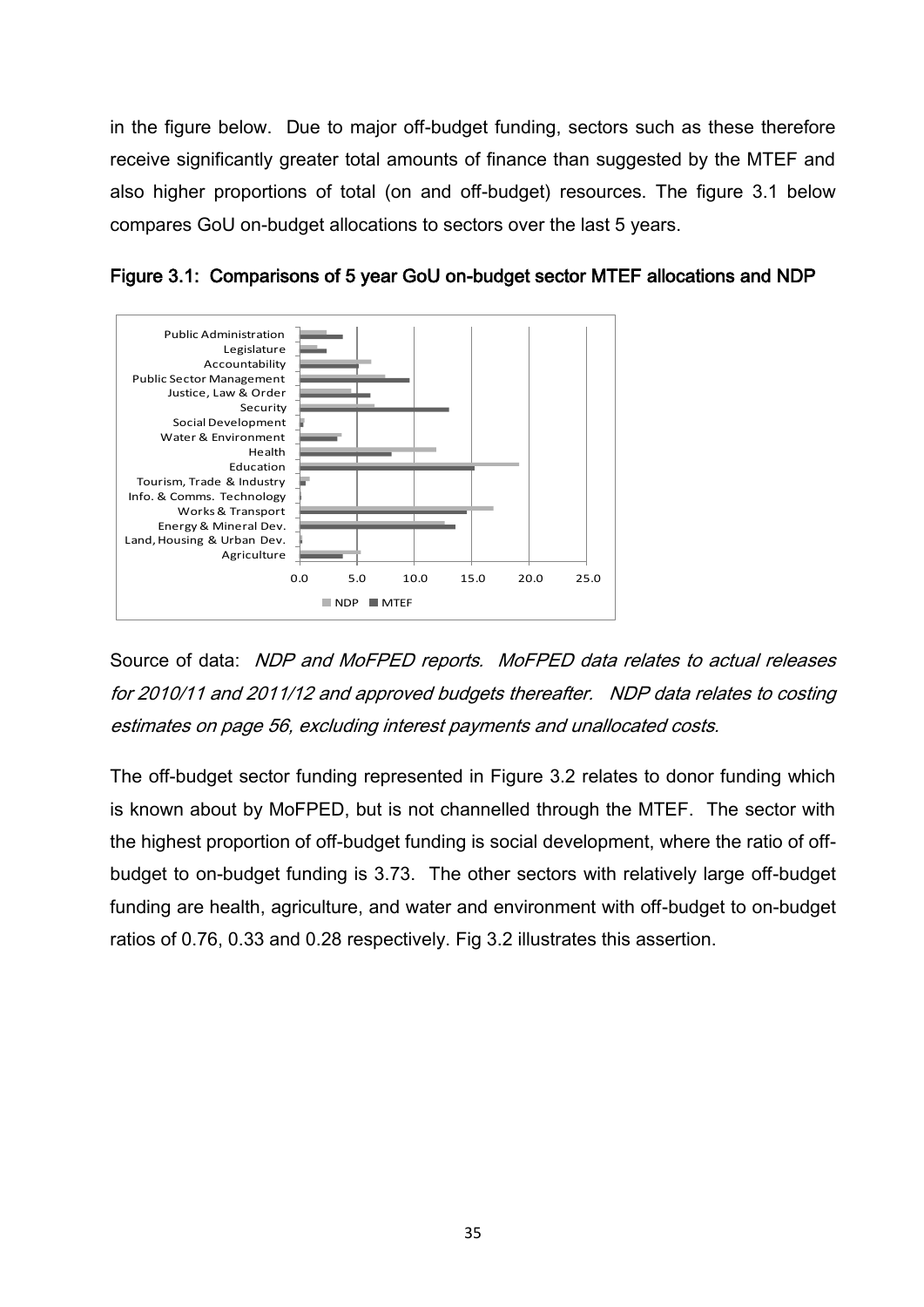in the figure below. Due to major off-budget funding, sectors such as these therefore receive significantly greater total amounts of finance than suggested by the MTEF and also higher proportions of total (on and off-budget) resources. The figure 3.1 below compares GoU on-budget allocations to sectors over the last 5 years.

**Figure 3.1: Comparisons of 5 year GoU on-budget sector MTEF allocations and NDP**

Source of data: *NDP and MoFPED reports. MoFPED data relates to actual releases for 2010/11 and 2011/12 and approved budgets thereafter. NDP data relates to costing estimates on page 56, excluding interest payments and unallocated costs.*

The off-budget sector funding represented in Figure 3.2 relates to donor funding which is known about by MoFPED, but is not channelled through the MTEF. The sector with the highest proportion of off-budget funding is social development, where the ratio of off-budget to on-budget funding is 3.73. The other sectors with relatively large off-budget funding are health, agriculture, and water and environment with off-budget to on-budget ratios of 0.76, 0.33 and 0.28 respectively. Fig 3.2 illustrates this assertion.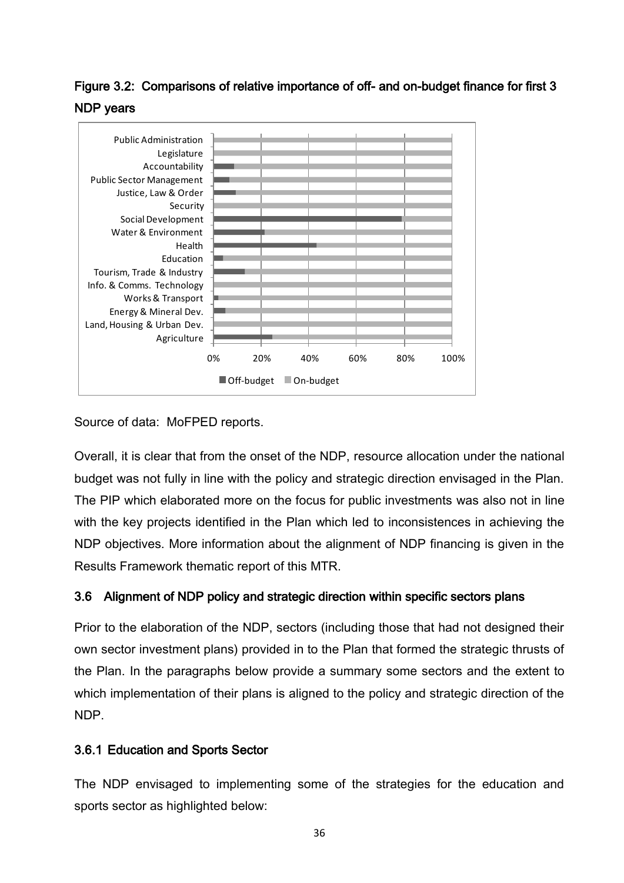### Figure 3.2: Comparisons of relative importance of off- and on-budget finance for first 3 NDP years

Source of data: MoFPED reports.

Overall, it is clear that from the onset of the NDP, resource allocation under the national budget was not fully in line with the policy and strategic direction envisaged in the Plan. The PIP which elaborated more on the focus for public investments was also not in line with the key projects identified in the Plan which led to inconsistences in achieving the NDP objectives. More information about the alignment of NDP financing is given in the Results Framework thematic report of this MTR.

## 3.6 Alignment of NDP policy and strategic direction within specific sectors plans

Prior to the elaboration of the NDP, sectors (including those that had not designed their own sector investment plans) provided in to the Plan that formed the strategic thrusts of the Plan. In the paragraphs below provide a summary some sectors and the extent to which implementation of their plans is aligned to the policy and strategic direction of the NDP.

### 3.6.1 Education and Sports Sector

The NDP envisaged to implementing some of the strategies for the education and sports sector as highlighted below: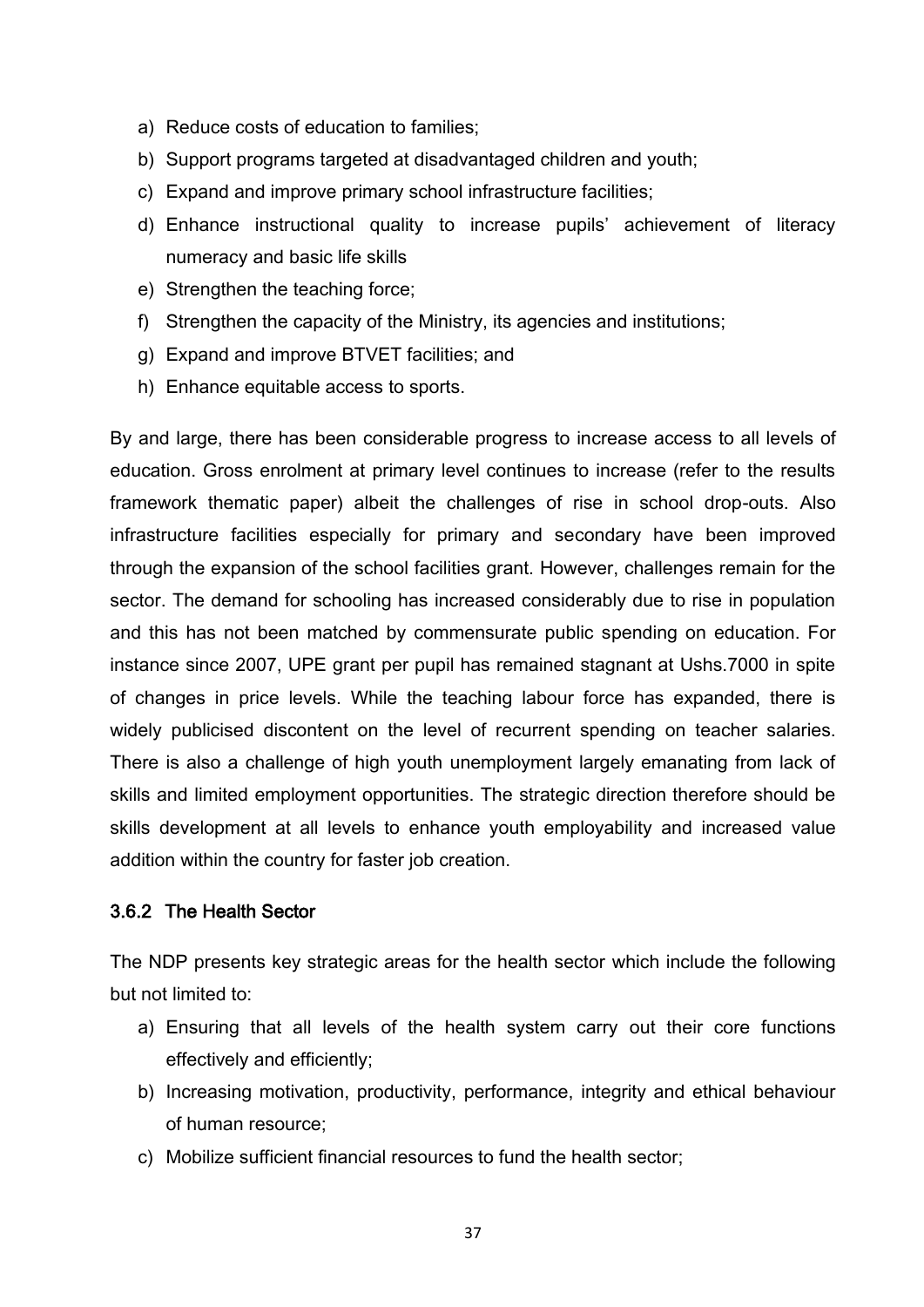a) Reduce costs of education to families;
b) Support programs targeted at disadvantaged children and youth;
c) Expand and improve primary school infrastructure facilities;
d) Enhance instructional quality to increase pupils' achievement of literacy numeracy and basic life skills
e) Strengthen the teaching force;
f) Strengthen the capacity of the Ministry, its agencies and institutions;
g) Expand and improve BTVET facilities; and
h) Enhance equitable access to sports.

By and large, there has been considerable progress to increase access to all levels of education. Gross enrolment at primary level continues to increase (refer to the results framework thematic paper) albeit the challenges of rise in school drop-outs. Also infrastructure facilities especially for primary and secondary have been improved through the expansion of the school facilities grant. However, challenges remain for the sector. The demand for schooling has increased considerably due to rise in population and this has not been matched by commensurate public spending on education. For instance since 2007, UPE grant per pupil has remained stagnant at Ushs.7000 in spite of changes in price levels. While the teaching labour force has expanded, there is widely publicised discontent on the level of recurrent spending on teacher salaries. There is also a challenge of high youth unemployment largely emanating from lack of skills and limited employment opportunities. The strategic direction therefore should be skills development at all levels to enhance youth employability and increased value addition within the country for faster job creation.

### 3.6.2 The Health Sector

The NDP presents key strategic areas for the health sector which include the following but not limited to:

a) Ensuring that all levels of the health system carry out their core functions effectively and efficiently;
b) Increasing motivation, productivity, performance, integrity and ethical behaviour of human resource;
c) Mobilize sufficient financial resources to fund the health sector;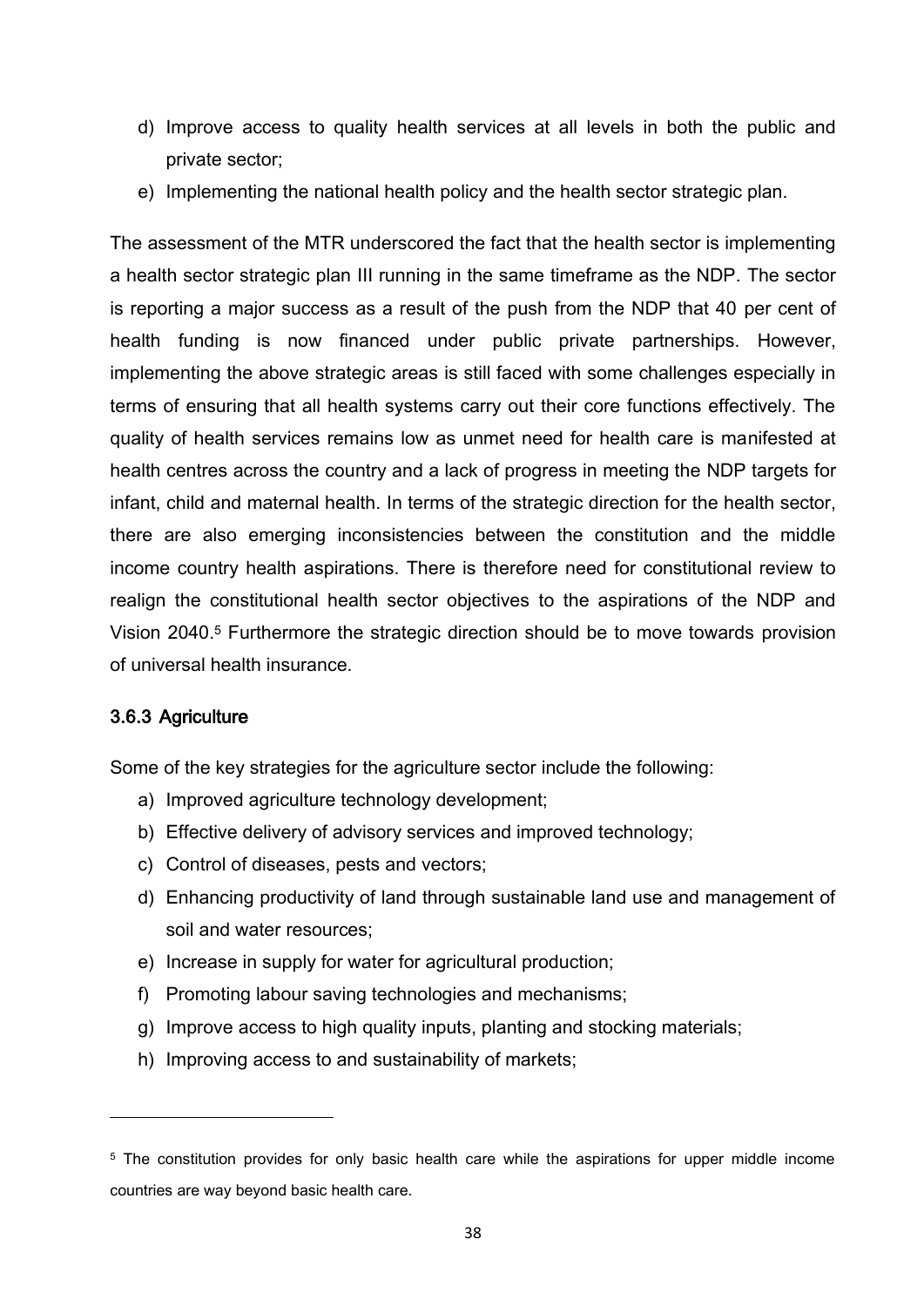d) Improve access to quality health services at all levels in both the public and private sector;
e) Implementing the national health policy and the health sector strategic plan.

The assessment of the MTR underscored the fact that the health sector is implementing a health sector strategic plan III running in the same timeframe as the NDP. The sector is reporting a major success as a result of the push from the NDP that 40 per cent of health funding is now financed under public private partnerships. However, implementing the above strategic areas is still faced with some challenges especially in terms of ensuring that all health systems carry out their core functions effectively. The quality of health services remains low as unmet need for health care is manifested at health centres across the country and a lack of progress in meeting the NDP targets for infant, child and maternal health. In terms of the strategic direction for the health sector, there are also emerging inconsistencies between the constitution and the middle income country health aspirations. There is therefore need for constitutional review to realign the constitutional health sector objectives to the aspirations of the NDP and Vision 2040.[5] Furthermore the strategic direction should be to move towards provision of universal health insurance.

### 3.6.3 Agriculture

Some of the key strategies for the agriculture sector include the following:

a) Improved agriculture technology development;
b) Effective delivery of advisory services and improved technology;
c) Control of diseases, pests and vectors;
d) Enhancing productivity of land through sustainable land use and management of soil and water resources;
e) Increase in supply for water for agricultural production;
f) Promoting labour saving technologies and mechanisms;
g) Improve access to high quality inputs, planting and stocking materials;
h) Improving access to and sustainability of markets;

---

[5] The constitution provides for only basic health care while the aspirations for upper middle income countries are way beyond basic health care.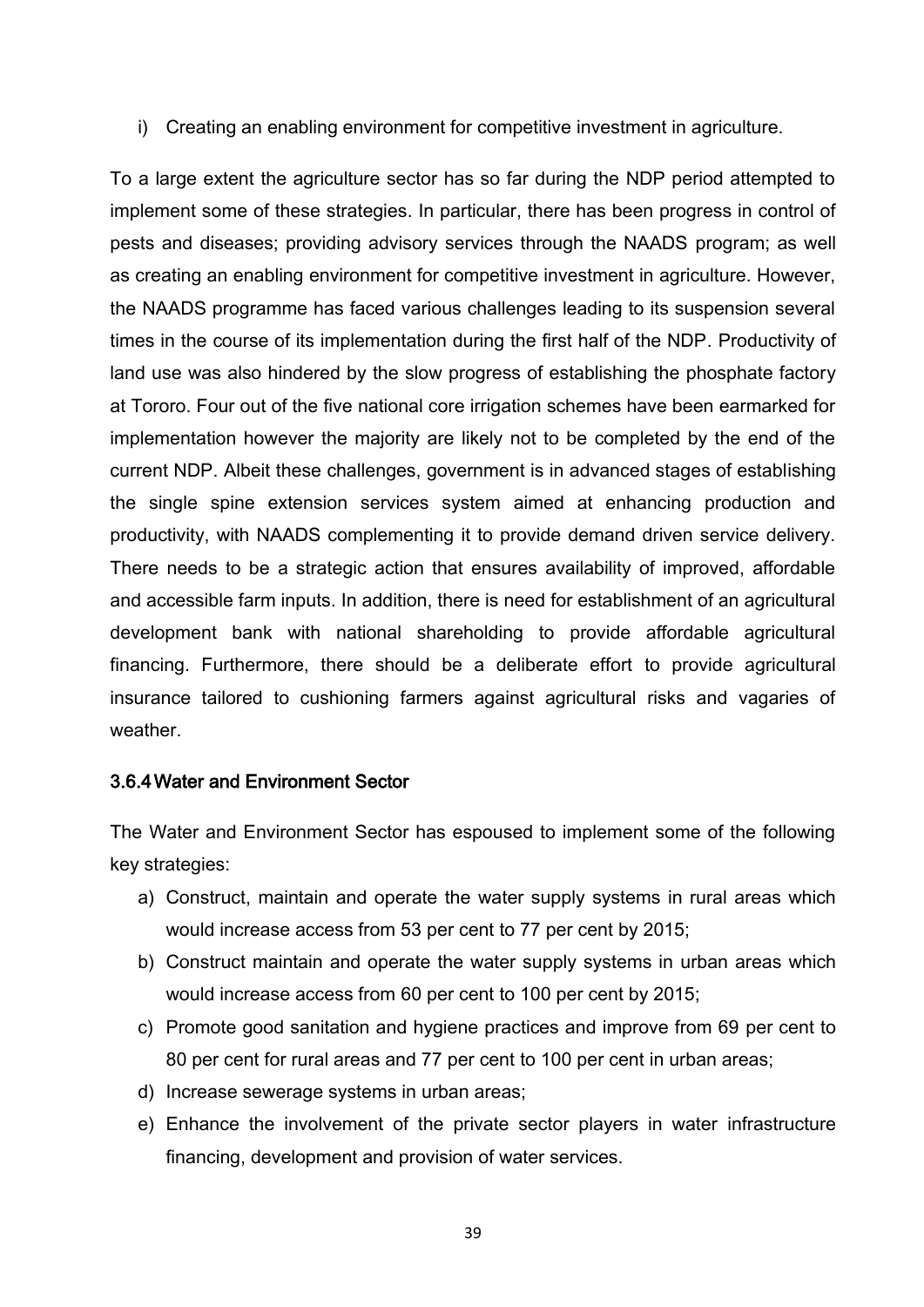i) Creating an enabling environment for competitive investment in agriculture.

To a large extent the agriculture sector has so far during the NDP period attempted to implement some of these strategies. In particular, there has been progress in control of pests and diseases; providing advisory services through the NAADS program; as well as creating an enabling environment for competitive investment in agriculture. However, the NAADS programme has faced various challenges leading to its suspension several times in the course of its implementation during the first half of the NDP. Productivity of land use was also hindered by the slow progress of establishing the phosphate factory at Tororo. Four out of the five national core irrigation schemes have been earmarked for implementation however the majority are likely not to be completed by the end of the current NDP. Albeit these challenges, government is in advanced stages of establishing the single spine extension services system aimed at enhancing production and productivity, with NAADS complementing it to provide demand driven service delivery. There needs to be a strategic action that ensures availability of improved, affordable and accessible farm inputs. In addition, there is need for establishment of an agricultural development bank with national shareholding to provide affordable agricultural financing. Furthermore, there should be a deliberate effort to provide agricultural insurance tailored to cushioning farmers against agricultural risks and vagaries of weather.

### 3.6.4 Water and Environment Sector

The Water and Environment Sector has espoused to implement some of the following key strategies:

a) Construct, maintain and operate the water supply systems in rural areas which would increase access from 53 per cent to 77 per cent by 2015;
b) Construct maintain and operate the water supply systems in urban areas which would increase access from 60 per cent to 100 per cent by 2015;
c) Promote good sanitation and hygiene practices and improve from 69 per cent to 80 per cent for rural areas and 77 per cent to 100 per cent in urban areas;
d) Increase sewerage systems in urban areas;
e) Enhance the involvement of the private sector players in water infrastructure financing, development and provision of water services.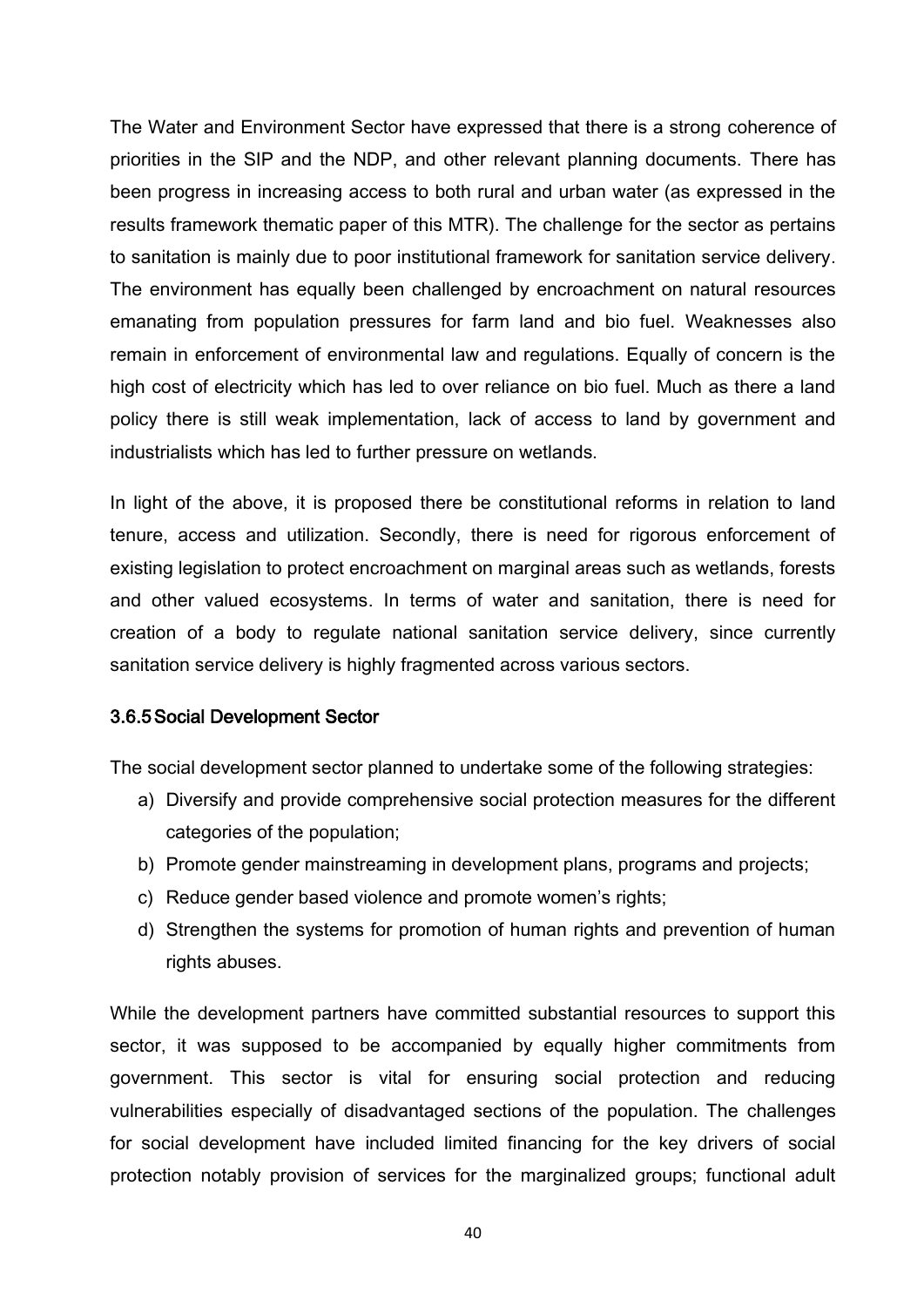The Water and Environment Sector have expressed that there is a strong coherence of priorities in the SIP and the NDP, and other relevant planning documents. There has been progress in increasing access to both rural and urban water (as expressed in the results framework thematic paper of this MTR). The challenge for the sector as pertains to sanitation is mainly due to poor institutional framework for sanitation service delivery. The environment has equally been challenged by encroachment on natural resources emanating from population pressures for farm land and bio fuel. Weaknesses also remain in enforcement of environmental law and regulations. Equally of concern is the high cost of electricity which has led to over reliance on bio fuel. Much as there a land policy there is still weak implementation, lack of access to land by government and industrialists which has led to further pressure on wetlands.

In light of the above, it is proposed there be constitutional reforms in relation to land tenure, access and utilization. Secondly, there is need for rigorous enforcement of existing legislation to protect encroachment on marginal areas such as wetlands, forests and other valued ecosystems. In terms of water and sanitation, there is need for creation of a body to regulate national sanitation service delivery, since currently sanitation service delivery is highly fragmented across various sectors.

### 3.6.5 Social Development Sector

The social development sector planned to undertake some of the following strategies:

a) Diversify and provide comprehensive social protection measures for the different categories of the population;
b) Promote gender mainstreaming in development plans, programs and projects;
c) Reduce gender based violence and promote women's rights;
d) Strengthen the systems for promotion of human rights and prevention of human rights abuses.

While the development partners have committed substantial resources to support this sector, it was supposed to be accompanied by equally higher commitments from government. This sector is vital for ensuring social protection and reducing vulnerabilities especially of disadvantaged sections of the population. The challenges for social development have included limited financing for the key drivers of social protection notably provision of services for the marginalized groups; functional adult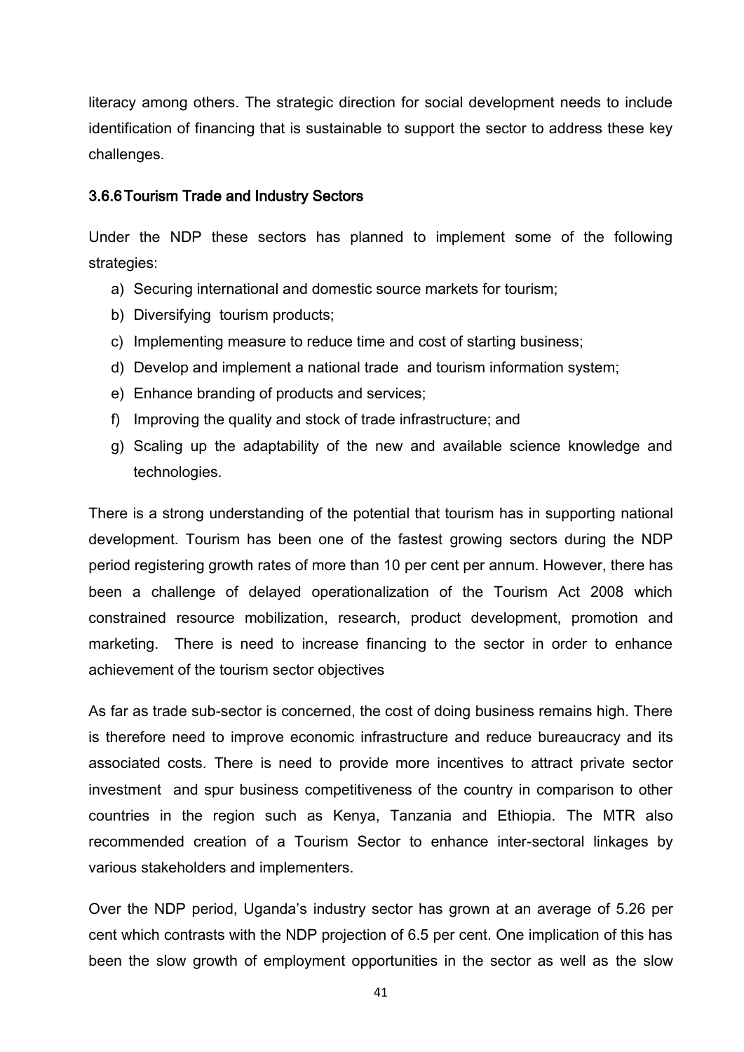literacy among others. The strategic direction for social development needs to include identification of financing that is sustainable to support the sector to address these key challenges.

### 3.6.6 Tourism Trade and Industry Sectors

Under the NDP these sectors has planned to implement some of the following strategies:

a) Securing international and domestic source markets for tourism;
b) Diversifying tourism products;
c) Implementing measure to reduce time and cost of starting business;
d) Develop and implement a national trade and tourism information system;
e) Enhance branding of products and services;
f) Improving the quality and stock of trade infrastructure; and
g) Scaling up the adaptability of the new and available science knowledge and technologies.

There is a strong understanding of the potential that tourism has in supporting national development. Tourism has been one of the fastest growing sectors during the NDP period registering growth rates of more than 10 per cent per annum. However, there has been a challenge of delayed operationalization of the Tourism Act 2008 which constrained resource mobilization, research, product development, promotion and marketing. There is need to increase financing to the sector in order to enhance achievement of the tourism sector objectives

As far as trade sub-sector is concerned, the cost of doing business remains high. There is therefore need to improve economic infrastructure and reduce bureaucracy and its associated costs. There is need to provide more incentives to attract private sector investment and spur business competitiveness of the country in comparison to other countries in the region such as Kenya, Tanzania and Ethiopia. The MTR also recommended creation of a Tourism Sector to enhance inter-sectoral linkages by various stakeholders and implementers.

Over the NDP period, Uganda's industry sector has grown at an average of 5.26 per cent which contrasts with the NDP projection of 6.5 per cent. One implication of this has been the slow growth of employment opportunities in the sector as well as the slow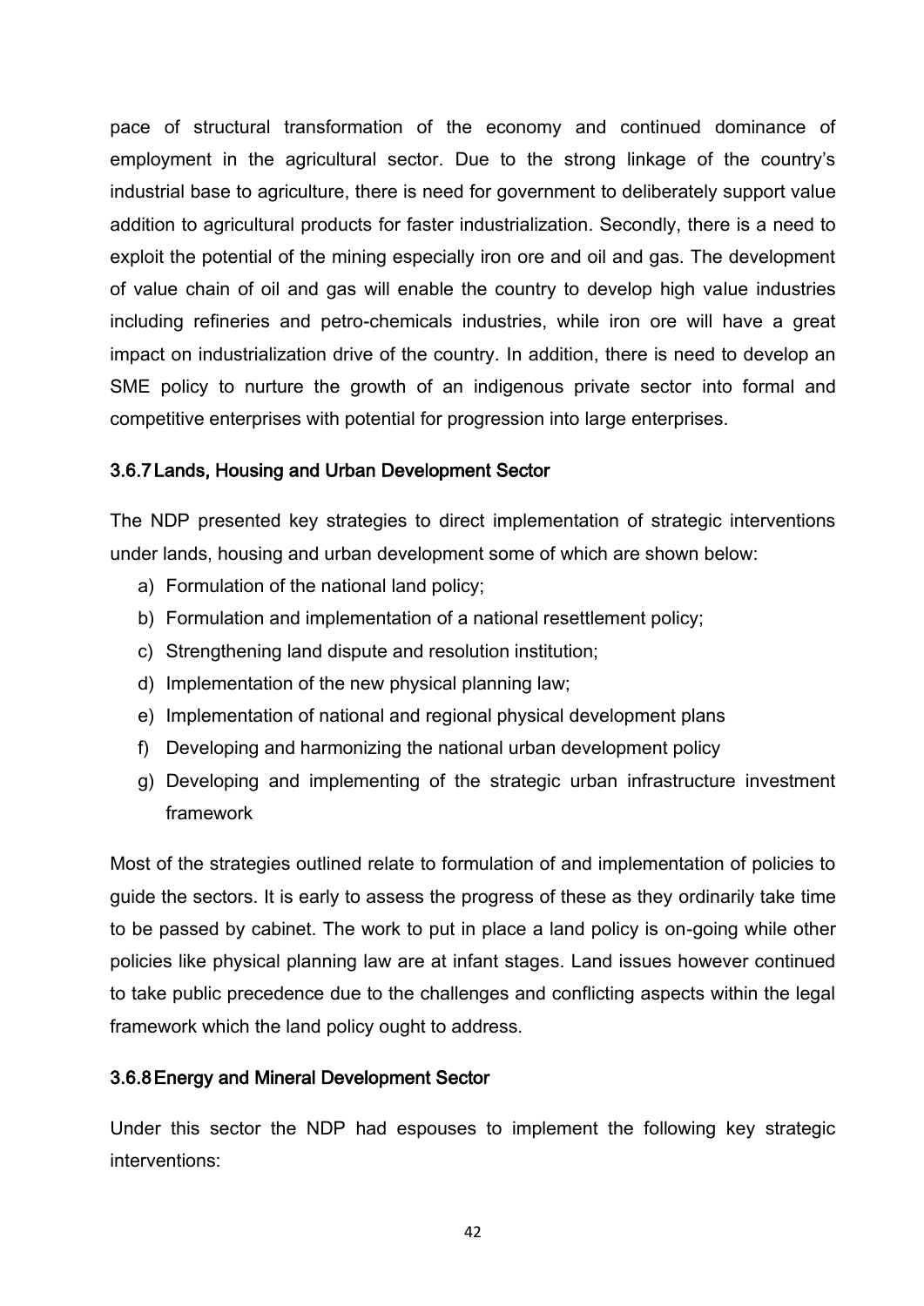pace of structural transformation of the economy and continued dominance of employment in the agricultural sector. Due to the strong linkage of the country's industrial base to agriculture, there is need for government to deliberately support value addition to agricultural products for faster industrialization. Secondly, there is a need to exploit the potential of the mining especially iron ore and oil and gas. The development of value chain of oil and gas will enable the country to develop high value industries including refineries and petro-chemicals industries, while iron ore will have a great impact on industrialization drive of the country. In addition, there is need to develop an SME policy to nurture the growth of an indigenous private sector into formal and competitive enterprises with potential for progression into large enterprises.

### 3.6.7 Lands, Housing and Urban Development Sector

The NDP presented key strategies to direct implementation of strategic interventions under lands, housing and urban development some of which are shown below:

a) Formulation of the national land policy;
b) Formulation and implementation of a national resettlement policy;
c) Strengthening land dispute and resolution institution;
d) Implementation of the new physical planning law;
e) Implementation of national and regional physical development plans
f) Developing and harmonizing the national urban development policy
g) Developing and implementing of the strategic urban infrastructure investment framework

Most of the strategies outlined relate to formulation of and implementation of policies to guide the sectors. It is early to assess the progress of these as they ordinarily take time to be passed by cabinet. The work to put in place a land policy is on-going while other policies like physical planning law are at infant stages. Land issues however continued to take public precedence due to the challenges and conflicting aspects within the legal framework which the land policy ought to address.

### 3.6.8 Energy and Mineral Development Sector

Under this sector the NDP had espouses to implement the following key strategic interventions: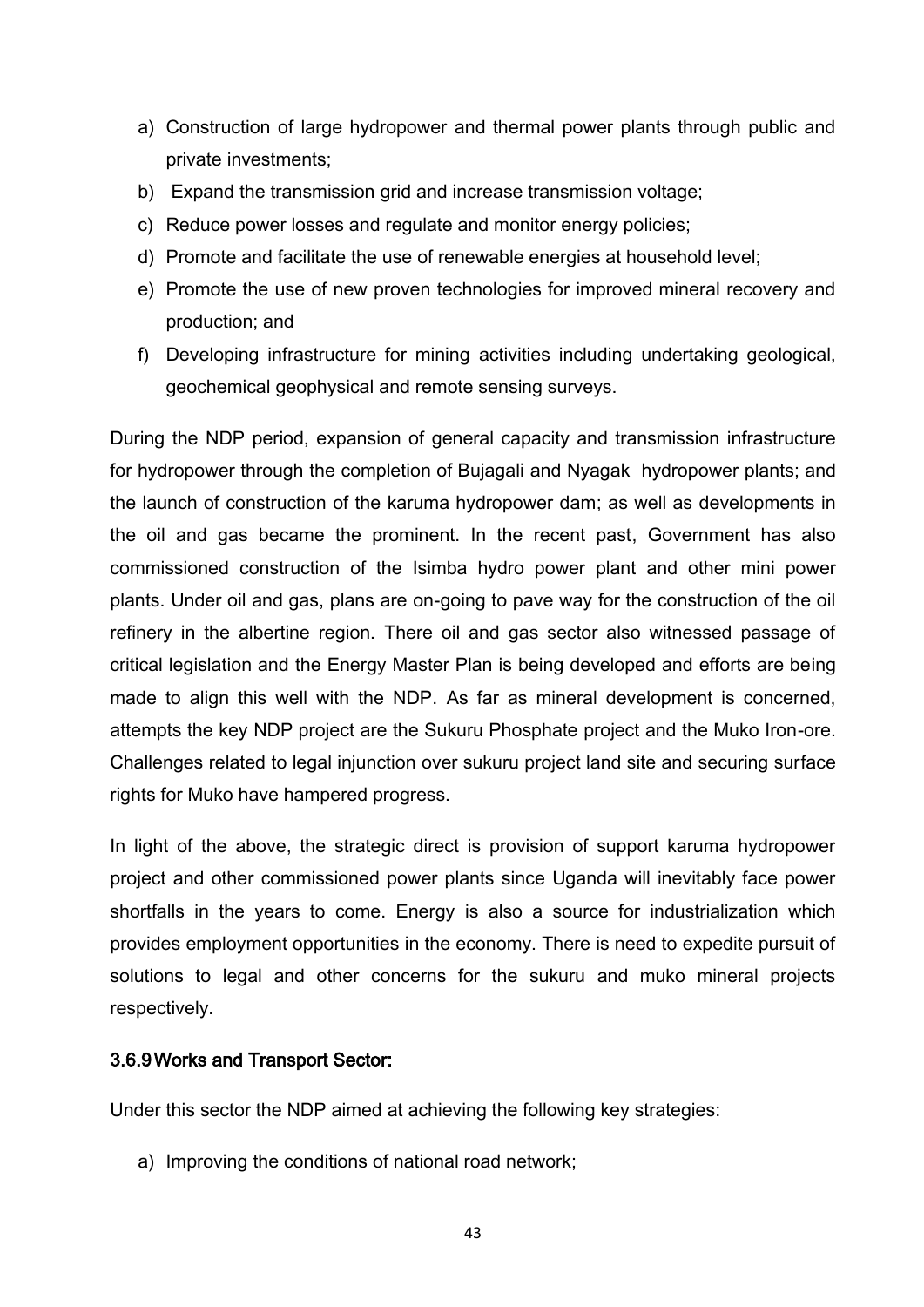a) Construction of large hydropower and thermal power plants through public and private investments;
b) Expand the transmission grid and increase transmission voltage;
c) Reduce power losses and regulate and monitor energy policies;
d) Promote and facilitate the use of renewable energies at household level;
e) Promote the use of new proven technologies for improved mineral recovery and production; and
f) Developing infrastructure for mining activities including undertaking geological, geochemical geophysical and remote sensing surveys.

During the NDP period, expansion of general capacity and transmission infrastructure for hydropower through the completion of Bujagali and Nyagak hydropower plants; and the launch of construction of the karuma hydropower dam; as well as developments in the oil and gas became the prominent. In the recent past, Government has also commissioned construction of the Isimba hydro power plant and other mini power plants. Under oil and gas, plans are on-going to pave way for the construction of the oil refinery in the albertine region. There oil and gas sector also witnessed passage of critical legislation and the Energy Master Plan is being developed and efforts are being made to align this well with the NDP. As far as mineral development is concerned, attempts the key NDP project are the Sukuru Phosphate project and the Muko Iron-ore. Challenges related to legal injunction over sukuru project land site and securing surface rights for Muko have hampered progress.

In light of the above, the strategic direct is provision of support karuma hydropower project and other commissioned power plants since Uganda will inevitably face power shortfalls in the years to come. Energy is also a source for industrialization which provides employment opportunities in the economy. There is need to expedite pursuit of solutions to legal and other concerns for the sukuru and muko mineral projects respectively.

### 3.6.9 Works and Transport Sector:

Under this sector the NDP aimed at achieving the following key strategies:

a) Improving the conditions of national road network;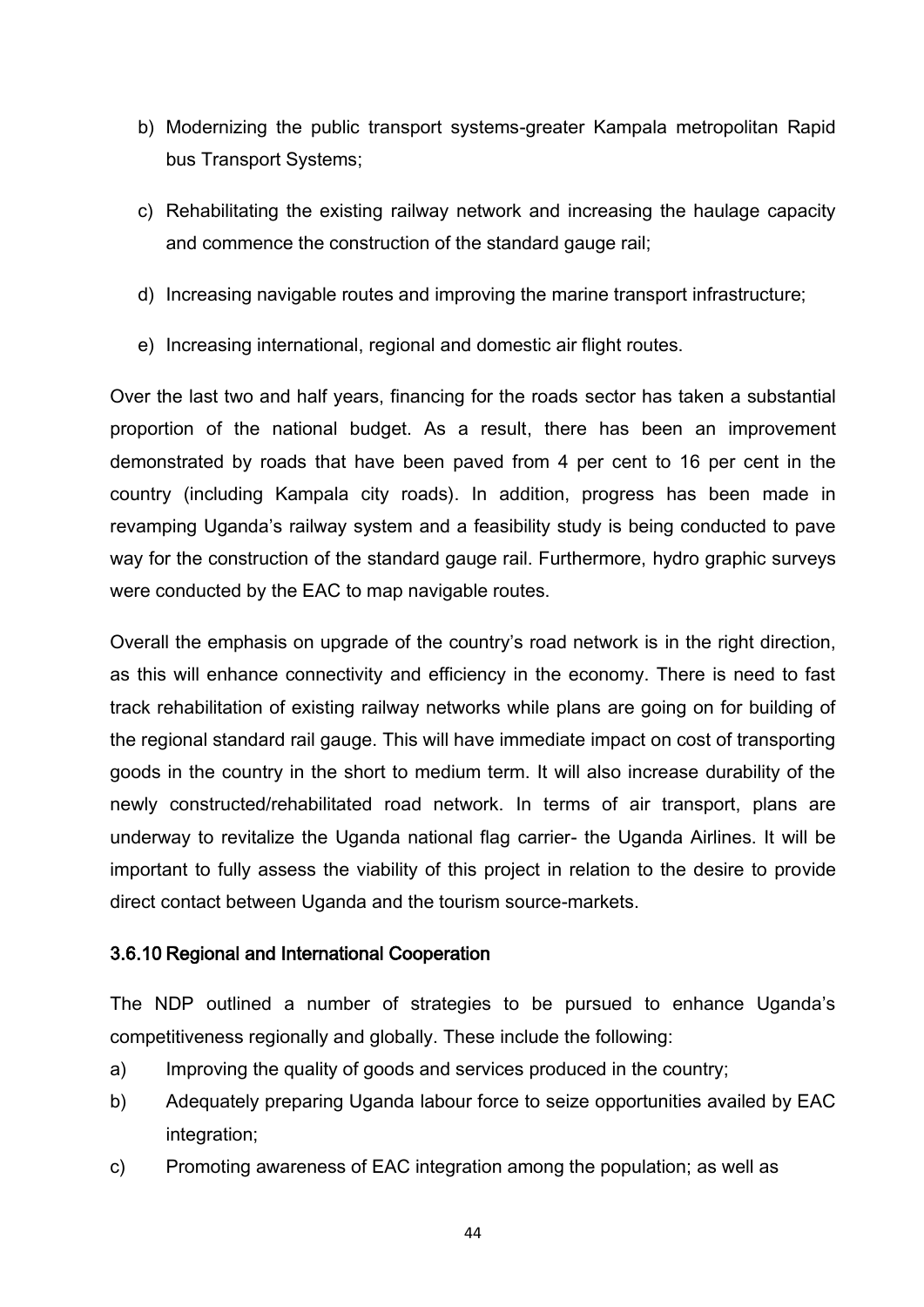b) Modernizing the public transport systems-greater Kampala metropolitan Rapid bus Transport Systems;

c) Rehabilitating the existing railway network and increasing the haulage capacity and commence the construction of the standard gauge rail;

d) Increasing navigable routes and improving the marine transport infrastructure;

e) Increasing international, regional and domestic air flight routes.

Over the last two and half years, financing for the roads sector has taken a substantial proportion of the national budget. As a result, there has been an improvement demonstrated by roads that have been paved from 4 per cent to 16 per cent in the country (including Kampala city roads). In addition, progress has been made in revamping Uganda's railway system and a feasibility study is being conducted to pave way for the construction of the standard gauge rail. Furthermore, hydro graphic surveys were conducted by the EAC to map navigable routes.

Overall the emphasis on upgrade of the country's road network is in the right direction, as this will enhance connectivity and efficiency in the economy. There is need to fast track rehabilitation of existing railway networks while plans are going on for building of the regional standard rail gauge. This will have immediate impact on cost of transporting goods in the country in the short to medium term. It will also increase durability of the newly constructed/rehabilitated road network. In terms of air transport, plans are underway to revitalize the Uganda national flag carrier- the Uganda Airlines. It will be important to fully assess the viability of this project in relation to the desire to provide direct contact between Uganda and the tourism source-markets.

### 3.6.10 Regional and International Cooperation

The NDP outlined a number of strategies to be pursued to enhance Uganda's competitiveness regionally and globally. These include the following:

a) Improving the quality of goods and services produced in the country;

b) Adequately preparing Uganda labour force to seize opportunities availed by EAC integration;

c) Promoting awareness of EAC integration among the population; as well as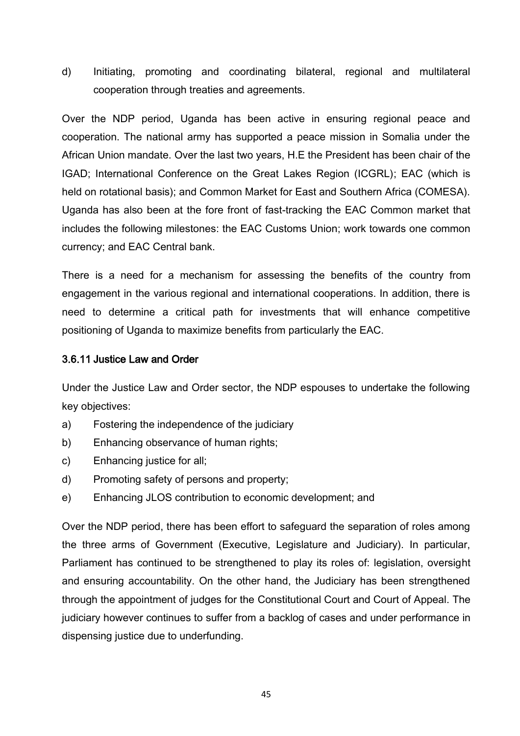d) Initiating, promoting and coordinating bilateral, regional and multilateral cooperation through treaties and agreements.

Over the NDP period, Uganda has been active in ensuring regional peace and cooperation. The national army has supported a peace mission in Somalia under the African Union mandate. Over the last two years, H.E the President has been chair of the IGAD; International Conference on the Great Lakes Region (ICGRL); EAC (which is held on rotational basis); and Common Market for East and Southern Africa (COMESA). Uganda has also been at the fore front of fast-tracking the EAC Common market that includes the following milestones: the EAC Customs Union; work towards one common currency; and EAC Central bank.

There is a need for a mechanism for assessing the benefits of the country from engagement in the various regional and international cooperations. In addition, there is need to determine a critical path for investments that will enhance competitive positioning of Uganda to maximize benefits from particularly the EAC.

### 3.6.11 Justice Law and Order

Under the Justice Law and Order sector, the NDP espouses to undertake the following key objectives:

a) Fostering the independence of the judiciary
b) Enhancing observance of human rights;
c) Enhancing justice for all;
d) Promoting safety of persons and property;
e) Enhancing JLOS contribution to economic development; and

Over the NDP period, there has been effort to safeguard the separation of roles among the three arms of Government (Executive, Legislature and Judiciary). In particular, Parliament has continued to be strengthened to play its roles of: legislation, oversight and ensuring accountability. On the other hand, the Judiciary has been strengthened through the appointment of judges for the Constitutional Court and Court of Appeal. The judiciary however continues to suffer from a backlog of cases and under performance in dispensing justice due to underfunding.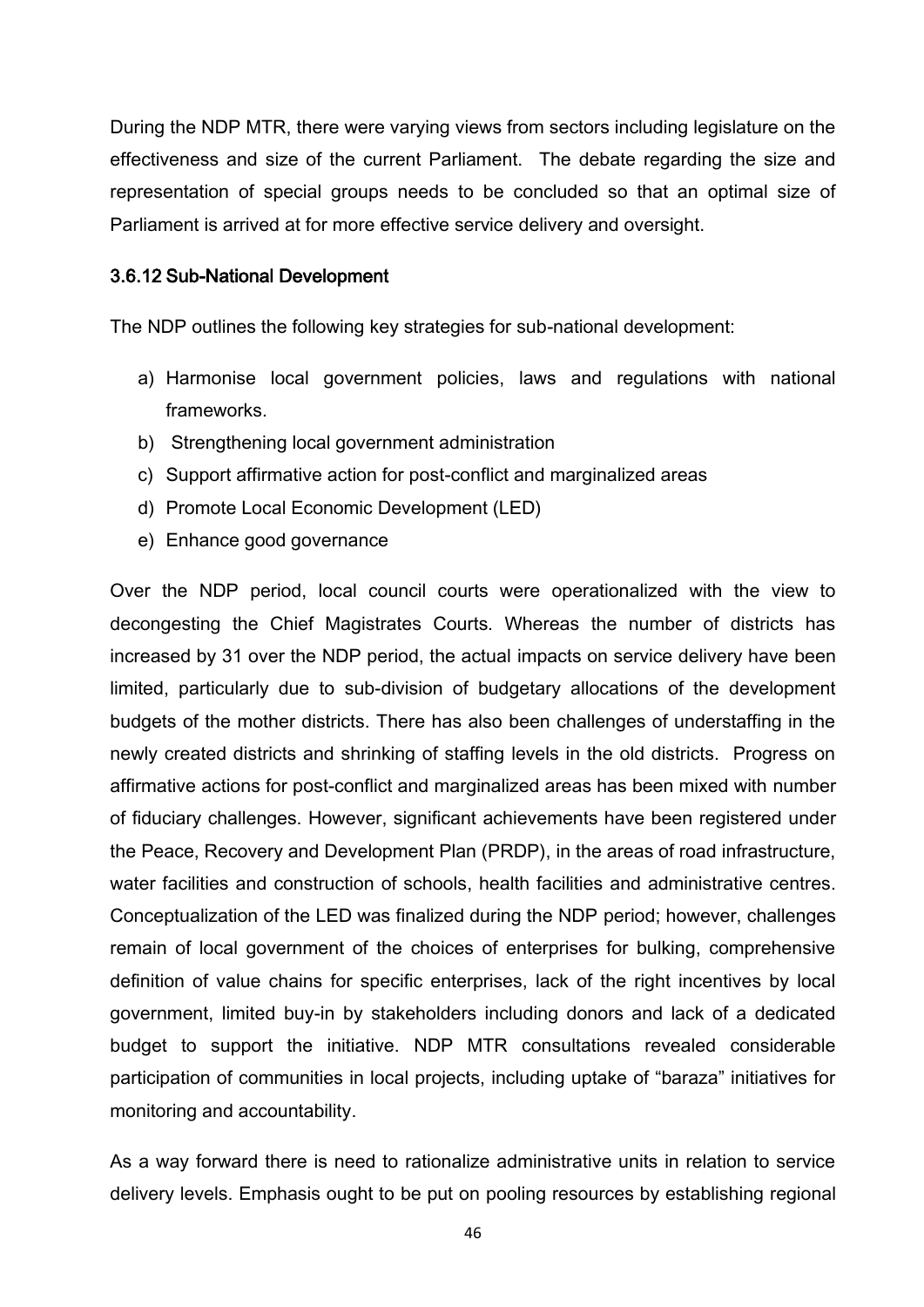During the NDP MTR, there were varying views from sectors including legislature on the effectiveness and size of the current Parliament. The debate regarding the size and representation of special groups needs to be concluded so that an optimal size of Parliament is arrived at for more effective service delivery and oversight.

### 3.6.12 Sub-National Development

The NDP outlines the following key strategies for sub-national development:

a) Harmonise local government policies, laws and regulations with national frameworks.
b) Strengthening local government administration
c) Support affirmative action for post-conflict and marginalized areas
d) Promote Local Economic Development (LED)
e) Enhance good governance

Over the NDP period, local council courts were operationalized with the view to decongesting the Chief Magistrates Courts. Whereas the number of districts has increased by 31 over the NDP period, the actual impacts on service delivery have been limited, particularly due to sub-division of budgetary allocations of the development budgets of the mother districts. There has also been challenges of understaffing in the newly created districts and shrinking of staffing levels in the old districts. Progress on affirmative actions for post-conflict and marginalized areas has been mixed with number of fiduciary challenges. However, significant achievements have been registered under the Peace, Recovery and Development Plan (PRDP), in the areas of road infrastructure, water facilities and construction of schools, health facilities and administrative centres. Conceptualization of the LED was finalized during the NDP period; however, challenges remain of local government of the choices of enterprises for bulking, comprehensive definition of value chains for specific enterprises, lack of the right incentives by local government, limited buy-in by stakeholders including donors and lack of a dedicated budget to support the initiative. NDP MTR consultations revealed considerable participation of communities in local projects, including uptake of "baraza" initiatives for monitoring and accountability.

As a way forward there is need to rationalize administrative units in relation to service delivery levels. Emphasis ought to be put on pooling resources by establishing regional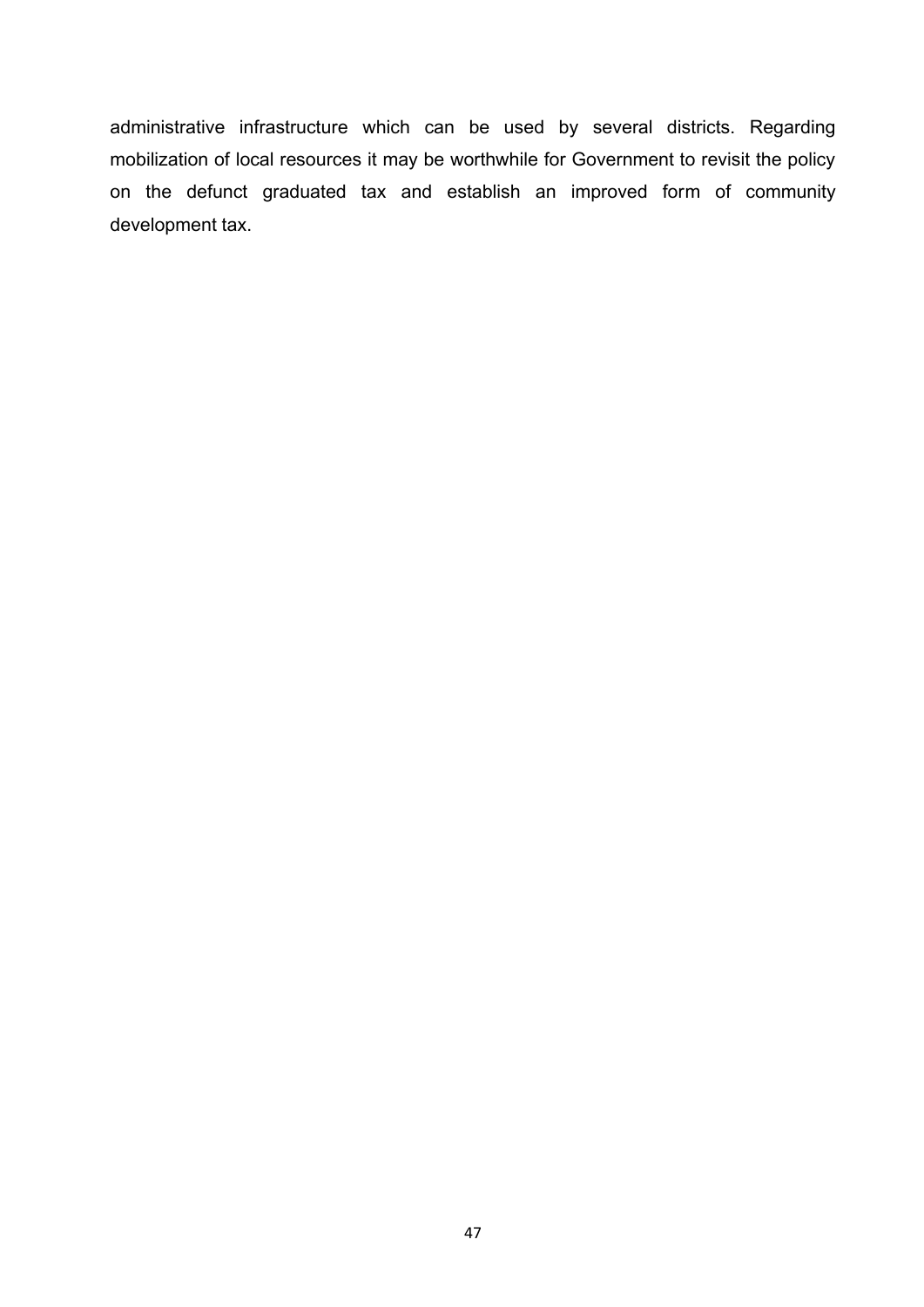administrative infrastructure which can be used by several districts. Regarding mobilization of local resources it may be worthwhile for Government to revisit the policy on the defunct graduated tax and establish an improved form of community development tax.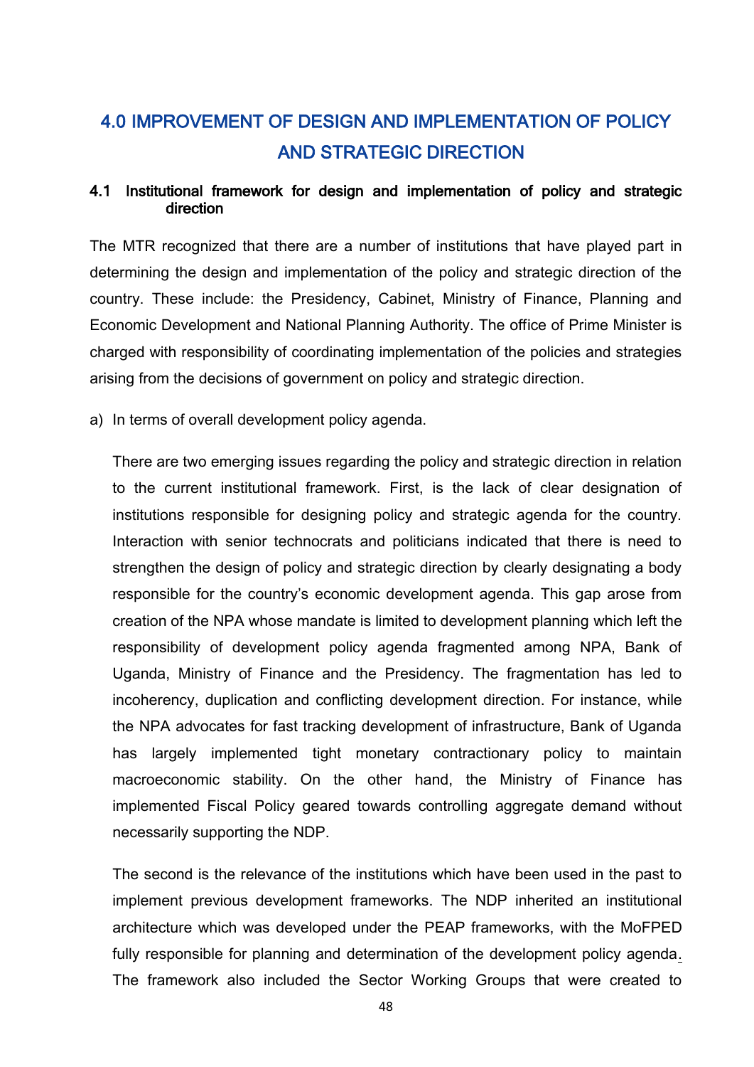# 4.0 IMPROVEMENT OF DESIGN AND IMPLEMENTATION OF POLICY AND STRATEGIC DIRECTION

## 4.1 Institutional framework for design and implementation of policy and strategic direction

The MTR recognized that there are a number of institutions that have played part in determining the design and implementation of the policy and strategic direction of the country. These include: the Presidency, Cabinet, Ministry of Finance, Planning and Economic Development and National Planning Authority. The office of Prime Minister is charged with responsibility of coordinating implementation of the policies and strategies arising from the decisions of government on policy and strategic direction.

a) In terms of overall development policy agenda.

There are two emerging issues regarding the policy and strategic direction in relation to the current institutional framework. First, is the lack of clear designation of institutions responsible for designing policy and strategic agenda for the country. Interaction with senior technocrats and politicians indicated that there is need to strengthen the design of policy and strategic direction by clearly designating a body responsible for the country's economic development agenda. This gap arose from creation of the NPA whose mandate is limited to development planning which left the responsibility of development policy agenda fragmented among NPA, Bank of Uganda, Ministry of Finance and the Presidency. The fragmentation has led to incoherency, duplication and conflicting development direction. For instance, while the NPA advocates for fast tracking development of infrastructure, Bank of Uganda has largely implemented tight monetary contractionary policy to maintain macroeconomic stability. On the other hand, the Ministry of Finance has implemented Fiscal Policy geared towards controlling aggregate demand without necessarily supporting the NDP.

The second is the relevance of the institutions which have been used in the past to implement previous development frameworks. The NDP inherited an institutional architecture which was developed under the PEAP frameworks, with the MoFPED fully responsible for planning and determination of the development policy agenda. The framework also included the Sector Working Groups that were created to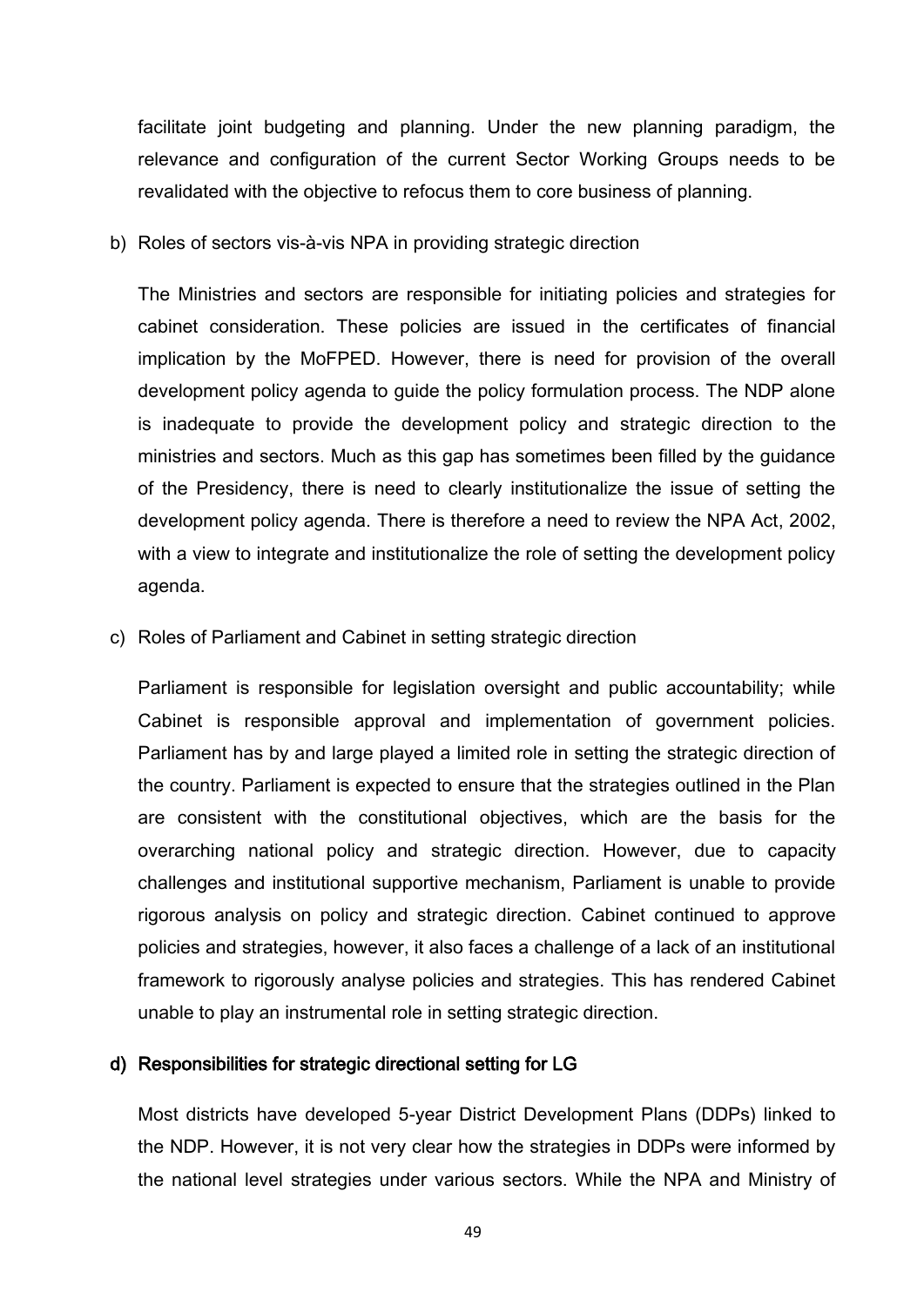facilitate joint budgeting and planning. Under the new planning paradigm, the relevance and configuration of the current Sector Working Groups needs to be revalidated with the objective to refocus them to core business of planning.

b) Roles of sectors vis-à-vis NPA in providing strategic direction

The Ministries and sectors are responsible for initiating policies and strategies for cabinet consideration. These policies are issued in the certificates of financial implication by the MoFPED. However, there is need for provision of the overall development policy agenda to guide the policy formulation process. The NDP alone is inadequate to provide the development policy and strategic direction to the ministries and sectors. Much as this gap has sometimes been filled by the guidance of the Presidency, there is need to clearly institutionalize the issue of setting the development policy agenda. There is therefore a need to review the NPA Act, 2002, with a view to integrate and institutionalize the role of setting the development policy agenda.

c) Roles of Parliament and Cabinet in setting strategic direction

Parliament is responsible for legislation oversight and public accountability; while Cabinet is responsible approval and implementation of government policies. Parliament has by and large played a limited role in setting the strategic direction of the country. Parliament is expected to ensure that the strategies outlined in the Plan are consistent with the constitutional objectives, which are the basis for the overarching national policy and strategic direction. However, due to capacity challenges and institutional supportive mechanism, Parliament is unable to provide rigorous analysis on policy and strategic direction. Cabinet continued to approve policies and strategies, however, it also faces a challenge of a lack of an institutional framework to rigorously analyse policies and strategies. This has rendered Cabinet unable to play an instrumental role in setting strategic direction.

**d) Responsibilities for strategic directional setting for LG**

Most districts have developed 5-year District Development Plans (DDPs) linked to the NDP. However, it is not very clear how the strategies in DDPs were informed by the national level strategies under various sectors. While the NPA and Ministry of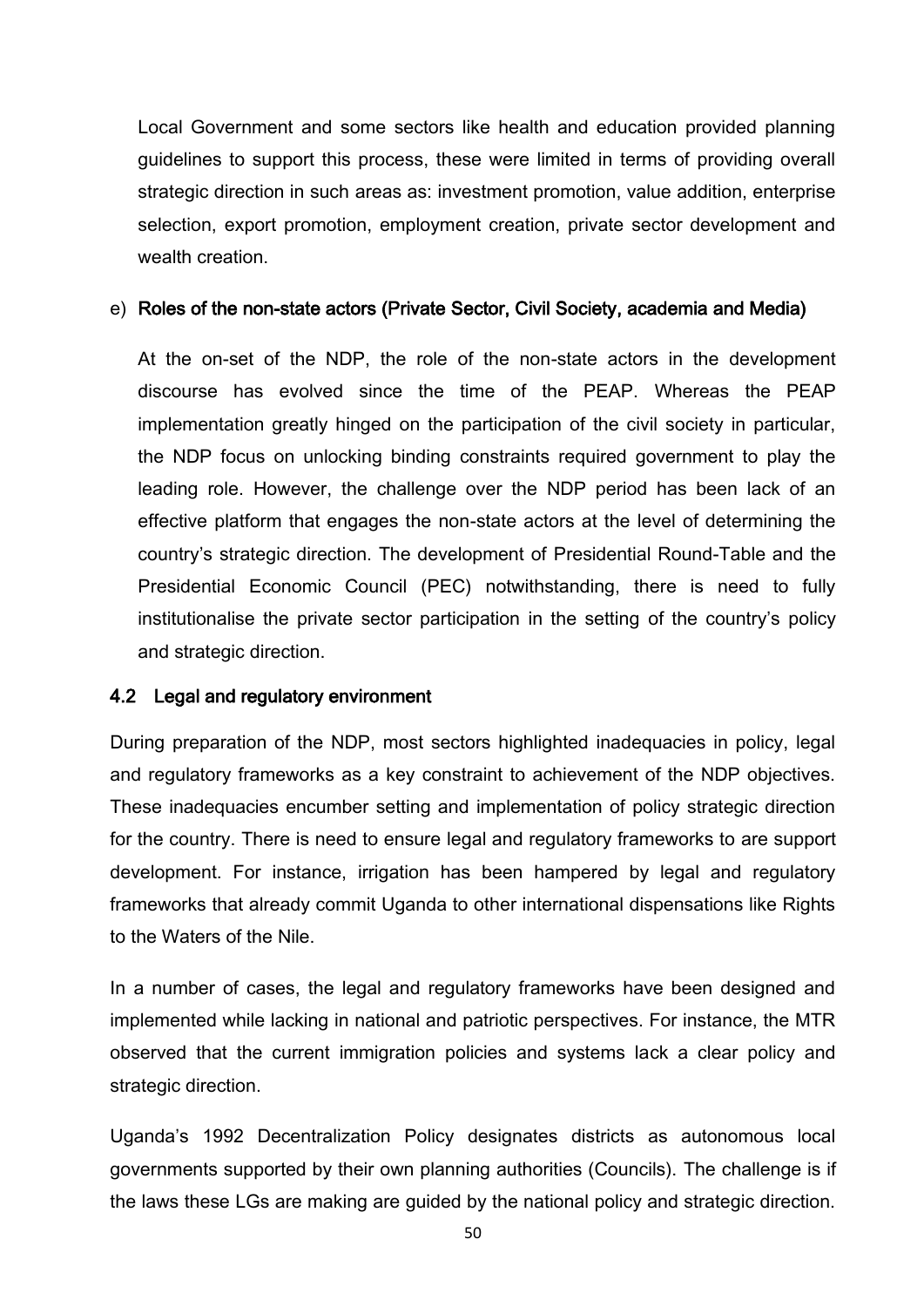Local Government and some sectors like health and education provided planning guidelines to support this process, these were limited in terms of providing overall strategic direction in such areas as: investment promotion, value addition, enterprise selection, export promotion, employment creation, private sector development and wealth creation.

e) **Roles of the non-state actors (Private Sector, Civil Society, academia and Media)**

At the on-set of the NDP, the role of the non-state actors in the development discourse has evolved since the time of the PEAP. Whereas the PEAP implementation greatly hinged on the participation of the civil society in particular, the NDP focus on unlocking binding constraints required government to play the leading role. However, the challenge over the NDP period has been lack of an effective platform that engages the non-state actors at the level of determining the country's strategic direction. The development of Presidential Round-Table and the Presidential Economic Council (PEC) notwithstanding, there is need to fully institutionalise the private sector participation in the setting of the country's policy and strategic direction.

### 4.2 Legal and regulatory environment

During preparation of the NDP, most sectors highlighted inadequacies in policy, legal and regulatory frameworks as a key constraint to achievement of the NDP objectives. These inadequacies encumber setting and implementation of policy strategic direction for the country. There is need to ensure legal and regulatory frameworks to are support development. For instance, irrigation has been hampered by legal and regulatory frameworks that already commit Uganda to other international dispensations like Rights to the Waters of the Nile.

In a number of cases, the legal and regulatory frameworks have been designed and implemented while lacking in national and patriotic perspectives. For instance, the MTR observed that the current immigration policies and systems lack a clear policy and strategic direction.

Uganda's 1992 Decentralization Policy designates districts as autonomous local governments supported by their own planning authorities (Councils). The challenge is if the laws these LGs are making are guided by the national policy and strategic direction.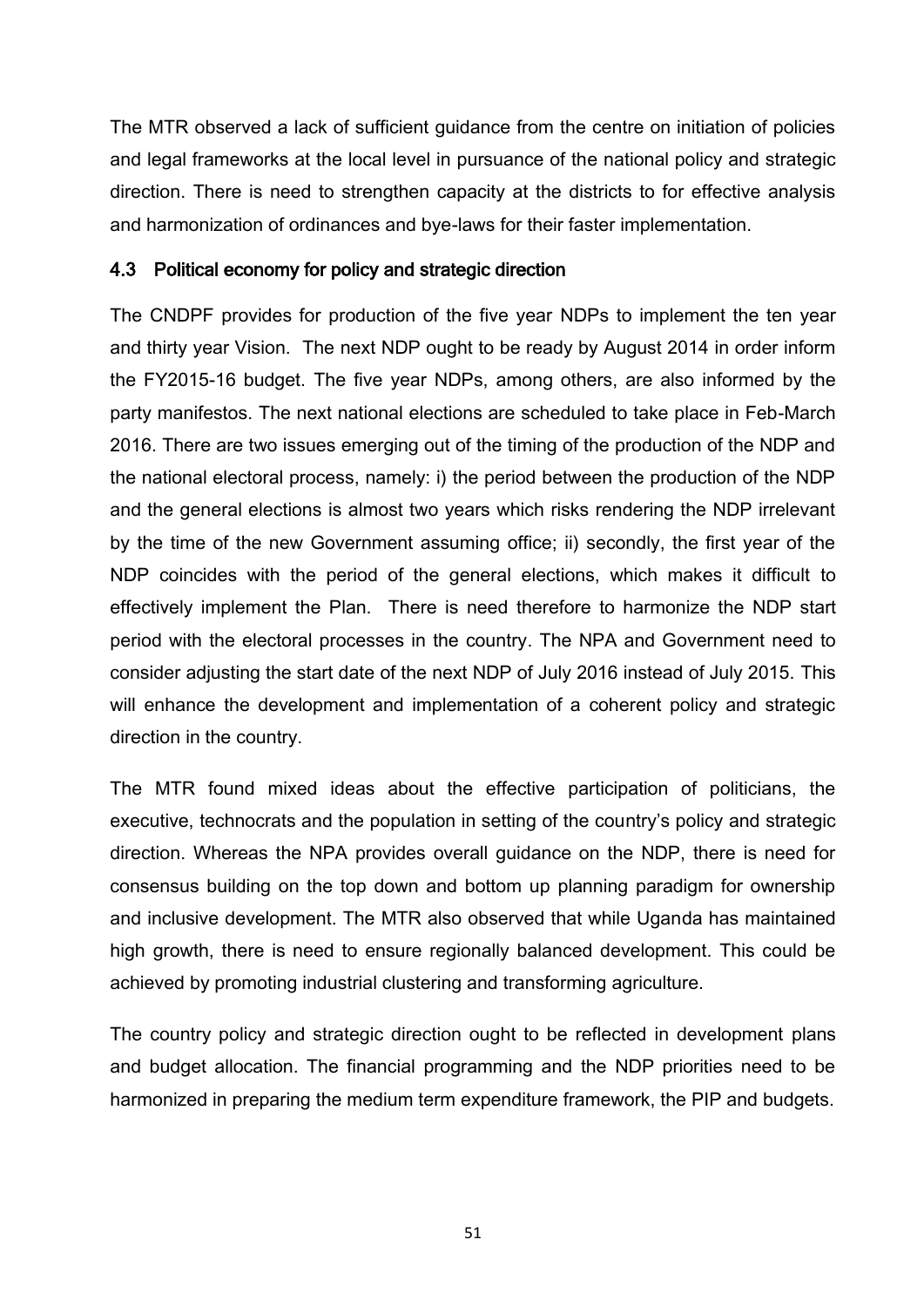The MTR observed a lack of sufficient guidance from the centre on initiation of policies and legal frameworks at the local level in pursuance of the national policy and strategic direction. There is need to strengthen capacity at the districts to for effective analysis and harmonization of ordinances and bye-laws for their faster implementation.

### 4.3 Political economy for policy and strategic direction

The CNDPF provides for production of the five year NDPs to implement the ten year and thirty year Vision. The next NDP ought to be ready by August 2014 in order inform the FY2015-16 budget. The five year NDPs, among others, are also informed by the party manifestos. The next national elections are scheduled to take place in Feb-March 2016. There are two issues emerging out of the timing of the production of the NDP and the national electoral process, namely: i) the period between the production of the NDP and the general elections is almost two years which risks rendering the NDP irrelevant by the time of the new Government assuming office; ii) secondly, the first year of the NDP coincides with the period of the general elections, which makes it difficult to effectively implement the Plan. There is need therefore to harmonize the NDP start period with the electoral processes in the country. The NPA and Government need to consider adjusting the start date of the next NDP of July 2016 instead of July 2015. This will enhance the development and implementation of a coherent policy and strategic direction in the country.

The MTR found mixed ideas about the effective participation of politicians, the executive, technocrats and the population in setting of the country's policy and strategic direction. Whereas the NPA provides overall guidance on the NDP, there is need for consensus building on the top down and bottom up planning paradigm for ownership and inclusive development. The MTR also observed that while Uganda has maintained high growth, there is need to ensure regionally balanced development. This could be achieved by promoting industrial clustering and transforming agriculture.

The country policy and strategic direction ought to be reflected in development plans and budget allocation. The financial programming and the NDP priorities need to be harmonized in preparing the medium term expenditure framework, the PIP and budgets.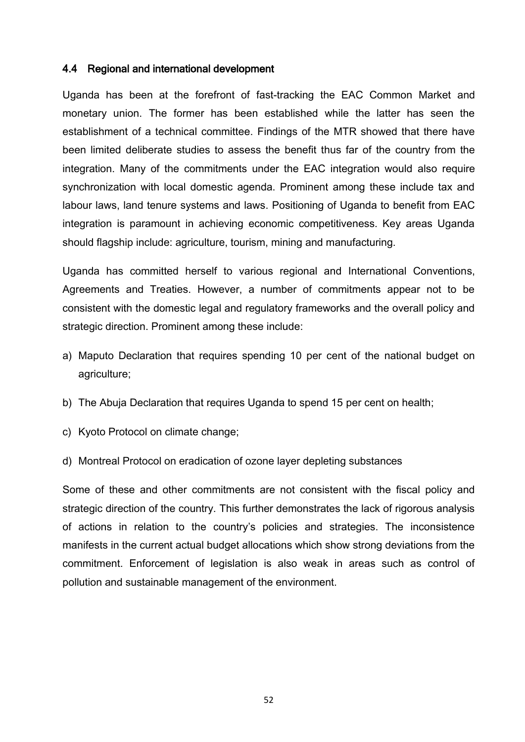### 4.4 Regional and international development

Uganda has been at the forefront of fast-tracking the EAC Common Market and monetary union. The former has been established while the latter has seen the establishment of a technical committee. Findings of the MTR showed that there have been limited deliberate studies to assess the benefit thus far of the country from the integration. Many of the commitments under the EAC integration would also require synchronization with local domestic agenda. Prominent among these include tax and labour laws, land tenure systems and laws. Positioning of Uganda to benefit from EAC integration is paramount in achieving economic competitiveness. Key areas Uganda should flagship include: agriculture, tourism, mining and manufacturing.

Uganda has committed herself to various regional and International Conventions, Agreements and Treaties. However, a number of commitments appear not to be consistent with the domestic legal and regulatory frameworks and the overall policy and strategic direction. Prominent among these include:

a) Maputo Declaration that requires spending 10 per cent of the national budget on agriculture;

b) The Abuja Declaration that requires Uganda to spend 15 per cent on health;

c) Kyoto Protocol on climate change;

d) Montreal Protocol on eradication of ozone layer depleting substances

Some of these and other commitments are not consistent with the fiscal policy and strategic direction of the country. This further demonstrates the lack of rigorous analysis of actions in relation to the country's policies and strategies. The inconsistence manifests in the current actual budget allocations which show strong deviations from the commitment. Enforcement of legislation is also weak in areas such as control of pollution and sustainable management of the environment.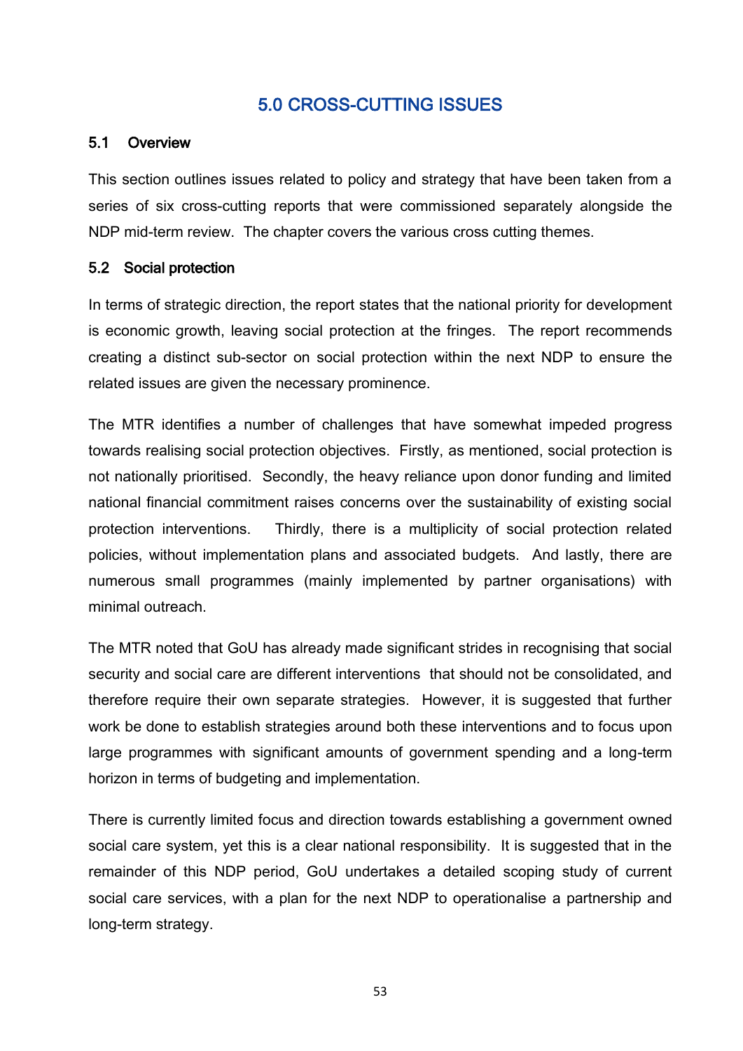# 5.0 CROSS-CUTTING ISSUES

## 5.1 Overview

This section outlines issues related to policy and strategy that have been taken from a series of six cross-cutting reports that were commissioned separately alongside the NDP mid-term review. The chapter covers the various cross cutting themes.

## 5.2 Social protection

In terms of strategic direction, the report states that the national priority for development is economic growth, leaving social protection at the fringes. The report recommends creating a distinct sub-sector on social protection within the next NDP to ensure the related issues are given the necessary prominence.

The MTR identifies a number of challenges that have somewhat impeded progress towards realising social protection objectives. Firstly, as mentioned, social protection is not nationally prioritised. Secondly, the heavy reliance upon donor funding and limited national financial commitment raises concerns over the sustainability of existing social protection interventions. Thirdly, there is a multiplicity of social protection related policies, without implementation plans and associated budgets. And lastly, there are numerous small programmes (mainly implemented by partner organisations) with minimal outreach.

The MTR noted that GoU has already made significant strides in recognising that social security and social care are different interventions that should not be consolidated, and therefore require their own separate strategies. However, it is suggested that further work be done to establish strategies around both these interventions and to focus upon large programmes with significant amounts of government spending and a long-term horizon in terms of budgeting and implementation.

There is currently limited focus and direction towards establishing a government owned social care system, yet this is a clear national responsibility. It is suggested that in the remainder of this NDP period, GoU undertakes a detailed scoping study of current social care services, with a plan for the next NDP to operationalise a partnership and long-term strategy.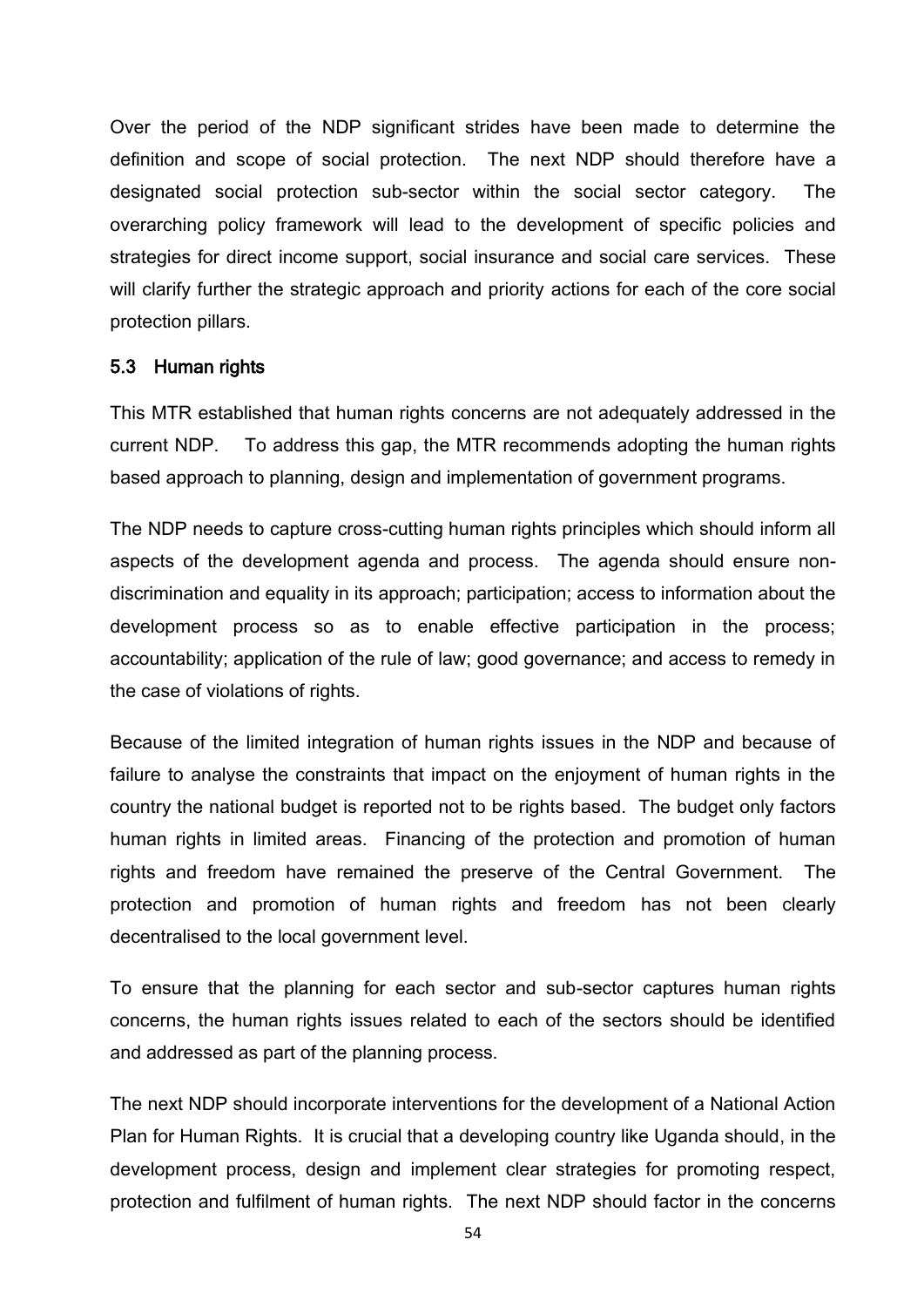Over the period of the NDP significant strides have been made to determine the definition and scope of social protection. The next NDP should therefore have a designated social protection sub-sector within the social sector category. The overarching policy framework will lead to the development of specific policies and strategies for direct income support, social insurance and social care services. These will clarify further the strategic approach and priority actions for each of the core social protection pillars.

### 5.3 Human rights

This MTR established that human rights concerns are not adequately addressed in the current NDP. To address this gap, the MTR recommends adopting the human rights based approach to planning, design and implementation of government programs.

The NDP needs to capture cross-cutting human rights principles which should inform all aspects of the development agenda and process. The agenda should ensure non-discrimination and equality in its approach; participation; access to information about the development process so as to enable effective participation in the process; accountability; application of the rule of law; good governance; and access to remedy in the case of violations of rights.

Because of the limited integration of human rights issues in the NDP and because of failure to analyse the constraints that impact on the enjoyment of human rights in the country the national budget is reported not to be rights based. The budget only factors human rights in limited areas. Financing of the protection and promotion of human rights and freedom have remained the preserve of the Central Government. The protection and promotion of human rights and freedom has not been clearly decentralised to the local government level.

To ensure that the planning for each sector and sub-sector captures human rights concerns, the human rights issues related to each of the sectors should be identified and addressed as part of the planning process.

The next NDP should incorporate interventions for the development of a National Action Plan for Human Rights. It is crucial that a developing country like Uganda should, in the development process, design and implement clear strategies for promoting respect, protection and fulfilment of human rights. The next NDP should factor in the concerns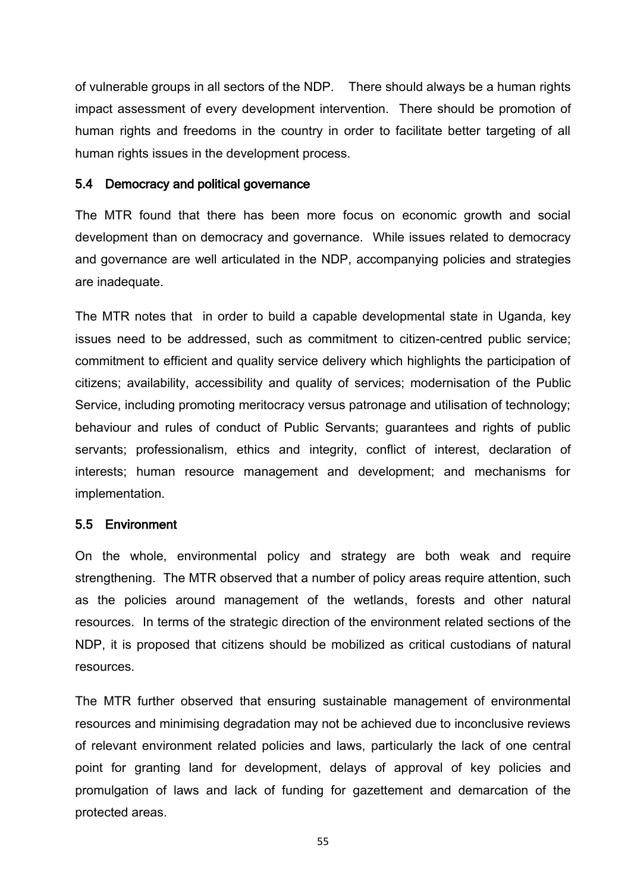of vulnerable groups in all sectors of the NDP. There should always be a human rights impact assessment of every development intervention. There should be promotion of human rights and freedoms in the country in order to facilitate better targeting of all human rights issues in the development process.

### 5.4 Democracy and political governance

The MTR found that there has been more focus on economic growth and social development than on democracy and governance. While issues related to democracy and governance are well articulated in the NDP, accompanying policies and strategies are inadequate.

The MTR notes that in order to build a capable developmental state in Uganda, key issues need to be addressed, such as commitment to citizen-centred public service; commitment to efficient and quality service delivery which highlights the participation of citizens; availability, accessibility and quality of services; modernisation of the Public Service, including promoting meritocracy versus patronage and utilisation of technology; behaviour and rules of conduct of Public Servants; guarantees and rights of public servants; professionalism, ethics and integrity, conflict of interest, declaration of interests; human resource management and development; and mechanisms for implementation.

### 5.5 Environment

On the whole, environmental policy and strategy are both weak and require strengthening. The MTR observed that a number of policy areas require attention, such as the policies around management of the wetlands, forests and other natural resources. In terms of the strategic direction of the environment related sections of the NDP, it is proposed that citizens should be mobilized as critical custodians of natural resources.

The MTR further observed that ensuring sustainable management of environmental resources and minimising degradation may not be achieved due to inconclusive reviews of relevant environment related policies and laws, particularly the lack of one central point for granting land for development, delays of approval of key policies and promulgation of laws and lack of funding for gazettement and demarcation of the protected areas.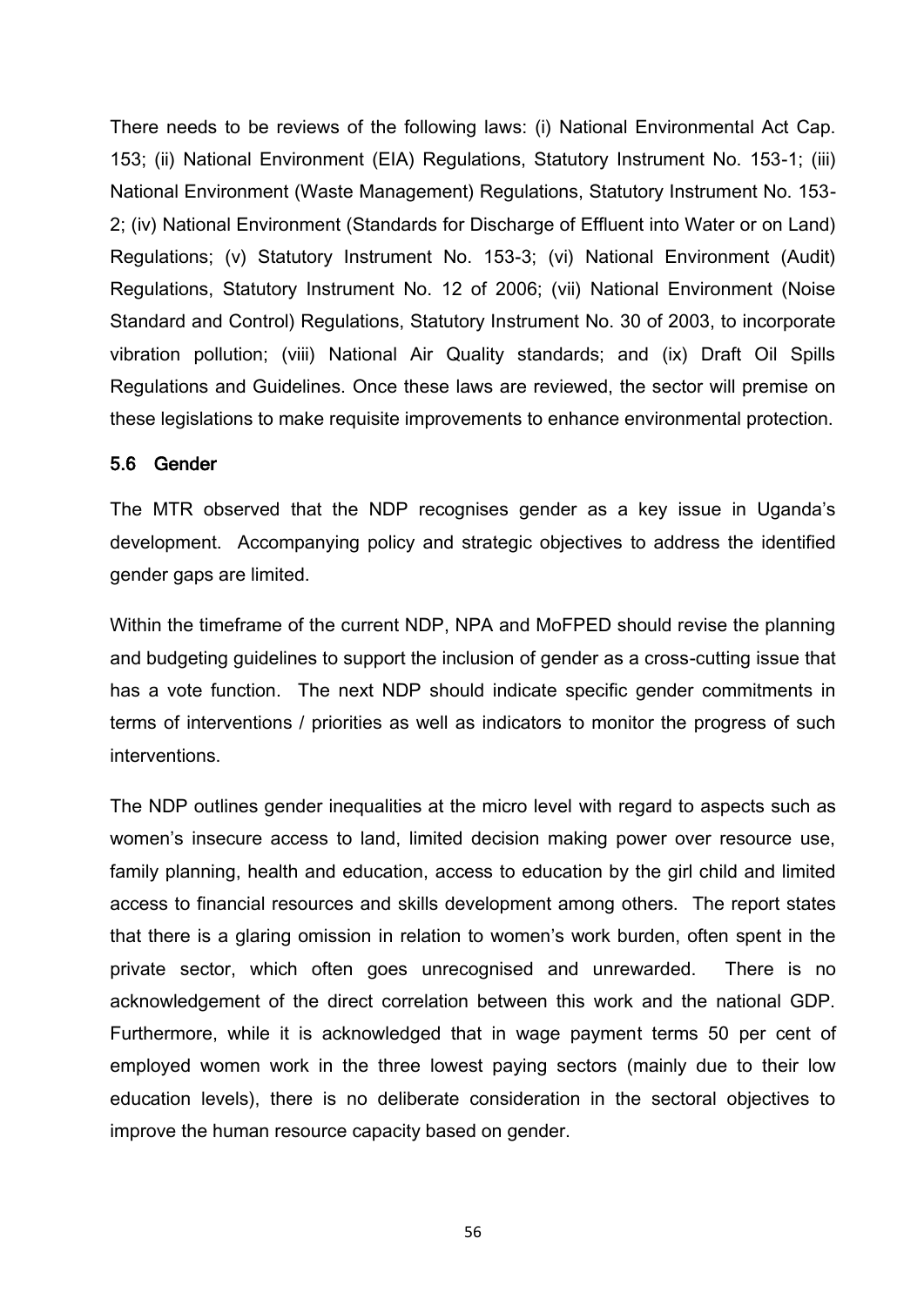There needs to be reviews of the following laws: (i) National Environmental Act Cap. 153; (ii) National Environment (EIA) Regulations, Statutory Instrument No. 153-1; (iii) National Environment (Waste Management) Regulations, Statutory Instrument No. 153-2; (iv) National Environment (Standards for Discharge of Effluent into Water or on Land) Regulations; (v) Statutory Instrument No. 153-3; (vi) National Environment (Audit) Regulations, Statutory Instrument No. 12 of 2006; (vii) National Environment (Noise Standard and Control) Regulations, Statutory Instrument No. 30 of 2003, to incorporate vibration pollution; (viii) National Air Quality standards; and (ix) Draft Oil Spills Regulations and Guidelines. Once these laws are reviewed, the sector will premise on these legislations to make requisite improvements to enhance environmental protection.

## 5.6 Gender

The MTR observed that the NDP recognises gender as a key issue in Uganda's development. Accompanying policy and strategic objectives to address the identified gender gaps are limited.

Within the timeframe of the current NDP, NPA and MoFPED should revise the planning and budgeting guidelines to support the inclusion of gender as a cross-cutting issue that has a vote function. The next NDP should indicate specific gender commitments in terms of interventions / priorities as well as indicators to monitor the progress of such interventions.

The NDP outlines gender inequalities at the micro level with regard to aspects such as women's insecure access to land, limited decision making power over resource use, family planning, health and education, access to education by the girl child and limited access to financial resources and skills development among others. The report states that there is a glaring omission in relation to women's work burden, often spent in the private sector, which often goes unrecognised and unrewarded. There is no acknowledgement of the direct correlation between this work and the national GDP. Furthermore, while it is acknowledged that in wage payment terms 50 per cent of employed women work in the three lowest paying sectors (mainly due to their low education levels), there is no deliberate consideration in the sectoral objectives to improve the human resource capacity based on gender.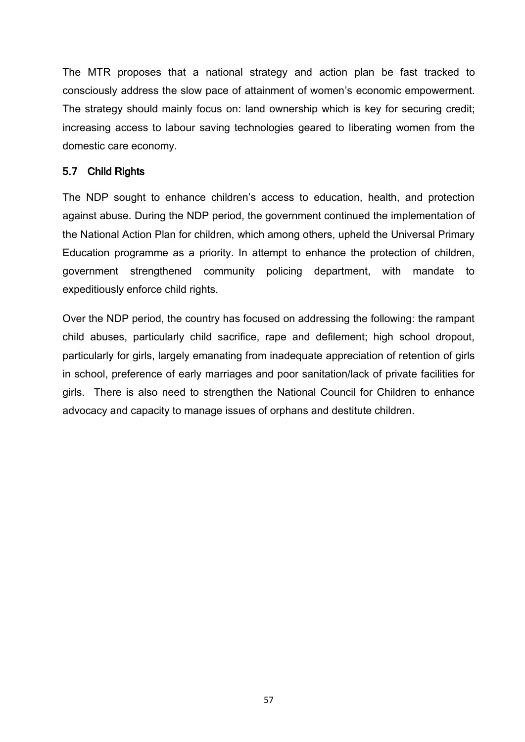The MTR proposes that a national strategy and action plan be fast tracked to consciously address the slow pace of attainment of women's economic empowerment. The strategy should mainly focus on: land ownership which is key for securing credit; increasing access to labour saving technologies geared to liberating women from the domestic care economy.

### 5.7 Child Rights

The NDP sought to enhance children's access to education, health, and protection against abuse. During the NDP period, the government continued the implementation of the National Action Plan for children, which among others, upheld the Universal Primary Education programme as a priority. In attempt to enhance the protection of children, government strengthened community policing department, with mandate to expeditiously enforce child rights.

Over the NDP period, the country has focused on addressing the following: the rampant child abuses, particularly child sacrifice, rape and defilement; high school dropout, particularly for girls, largely emanating from inadequate appreciation of retention of girls in school, preference of early marriages and poor sanitation/lack of private facilities for girls. There is also need to strengthen the National Council for Children to enhance advocacy and capacity to manage issues of orphans and destitute children.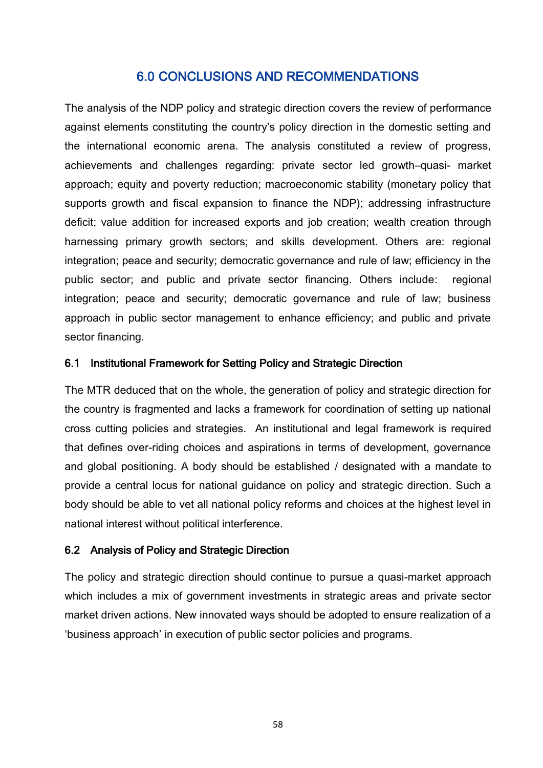# 6.0 CONCLUSIONS AND RECOMMENDATIONS

The analysis of the NDP policy and strategic direction covers the review of performance against elements constituting the country's policy direction in the domestic setting and the international economic arena. The analysis constituted a review of progress, achievements and challenges regarding: private sector led growth–quasi- market approach; equity and poverty reduction; macroeconomic stability (monetary policy that supports growth and fiscal expansion to finance the NDP); addressing infrastructure deficit; value addition for increased exports and job creation; wealth creation through harnessing primary growth sectors; and skills development. Others are: regional integration; peace and security; democratic governance and rule of law; efficiency in the public sector; and public and private sector financing. Others include: regional integration; peace and security; democratic governance and rule of law; business approach in public sector management to enhance efficiency; and public and private sector financing.

### 6.1 Institutional Framework for Setting Policy and Strategic Direction

The MTR deduced that on the whole, the generation of policy and strategic direction for the country is fragmented and lacks a framework for coordination of setting up national cross cutting policies and strategies. An institutional and legal framework is required that defines over-riding choices and aspirations in terms of development, governance and global positioning. A body should be established / designated with a mandate to provide a central locus for national guidance on policy and strategic direction. Such a body should be able to vet all national policy reforms and choices at the highest level in national interest without political interference.

### 6.2 Analysis of Policy and Strategic Direction

The policy and strategic direction should continue to pursue a quasi-market approach which includes a mix of government investments in strategic areas and private sector market driven actions. New innovated ways should be adopted to ensure realization of a 'business approach' in execution of public sector policies and programs.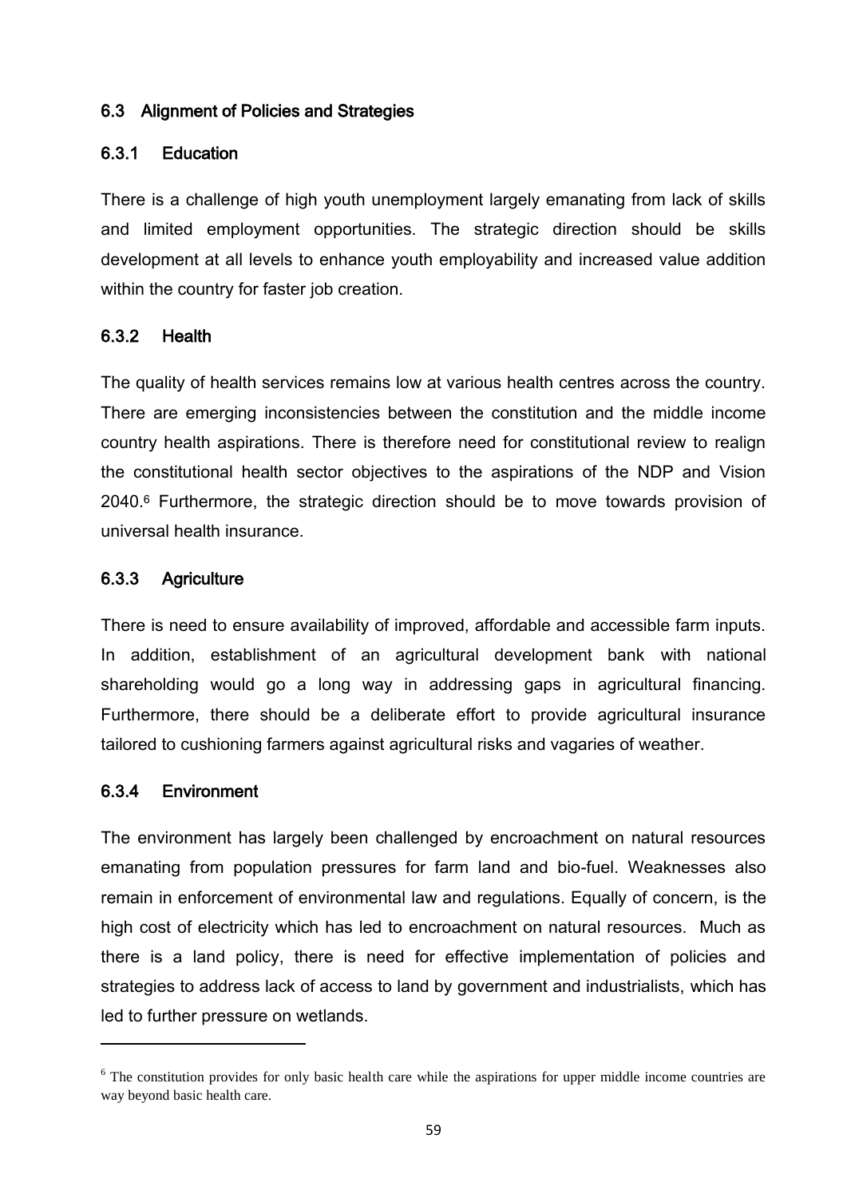## 6.3 Alignment of Policies and Strategies

### 6.3.1 Education

There is a challenge of high youth unemployment largely emanating from lack of skills and limited employment opportunities. The strategic direction should be skills development at all levels to enhance youth employability and increased value addition within the country for faster job creation.

### 6.3.2 Health

The quality of health services remains low at various health centres across the country. There are emerging inconsistencies between the constitution and the middle income country health aspirations. There is therefore need for constitutional review to realign the constitutional health sector objectives to the aspirations of the NDP and Vision 2040.[6] Furthermore, the strategic direction should be to move towards provision of universal health insurance.

### 6.3.3 Agriculture

There is need to ensure availability of improved, affordable and accessible farm inputs. In addition, establishment of an agricultural development bank with national shareholding would go a long way in addressing gaps in agricultural financing. Furthermore, there should be a deliberate effort to provide agricultural insurance tailored to cushioning farmers against agricultural risks and vagaries of weather.

### 6.3.4 Environment

The environment has largely been challenged by encroachment on natural resources emanating from population pressures for farm land and bio-fuel. Weaknesses also remain in enforcement of environmental law and regulations. Equally of concern, is the high cost of electricity which has led to encroachment on natural resources. Much as there is a land policy, there is need for effective implementation of policies and strategies to address lack of access to land by government and industrialists, which has led to further pressure on wetlands.

---

[6] The constitution provides for only basic health care while the aspirations for upper middle income countries are way beyond basic health care.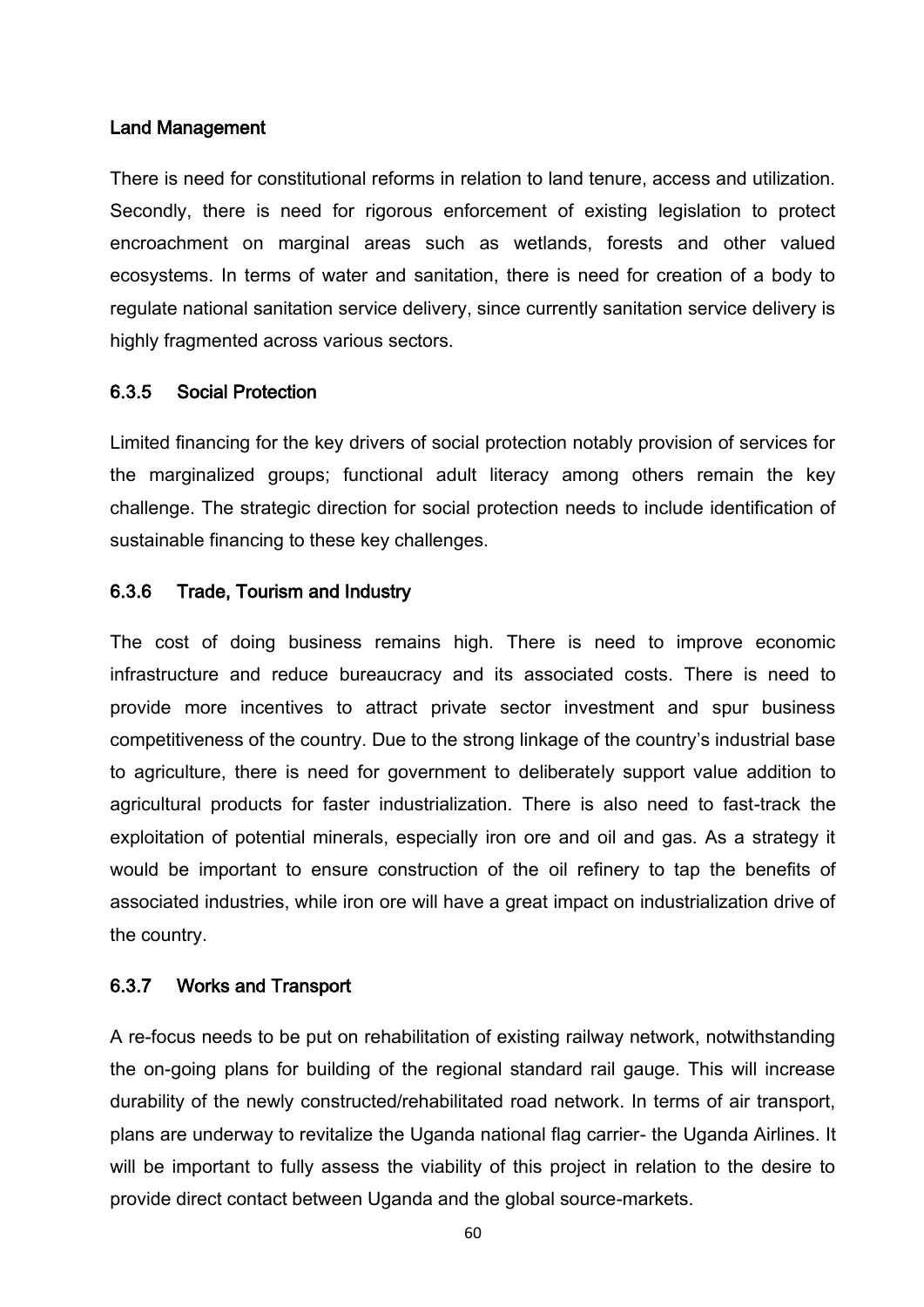#### Land Management

There is need for constitutional reforms in relation to land tenure, access and utilization. Secondly, there is need for rigorous enforcement of existing legislation to protect encroachment on marginal areas such as wetlands, forests and other valued ecosystems. In terms of water and sanitation, there is need for creation of a body to regulate national sanitation service delivery, since currently sanitation service delivery is highly fragmented across various sectors.

### 6.3.5 Social Protection

Limited financing for the key drivers of social protection notably provision of services for the marginalized groups; functional adult literacy among others remain the key challenge. The strategic direction for social protection needs to include identification of sustainable financing to these key challenges.

### 6.3.6 Trade, Tourism and Industry

The cost of doing business remains high. There is need to improve economic infrastructure and reduce bureaucracy and its associated costs. There is need to provide more incentives to attract private sector investment and spur business competitiveness of the country. Due to the strong linkage of the country's industrial base to agriculture, there is need for government to deliberately support value addition to agricultural products for faster industrialization. There is also need to fast-track the exploitation of potential minerals, especially iron ore and oil and gas. As a strategy it would be important to ensure construction of the oil refinery to tap the benefits of associated industries, while iron ore will have a great impact on industrialization drive of the country.

### 6.3.7 Works and Transport

A re-focus needs to be put on rehabilitation of existing railway network, notwithstanding the on-going plans for building of the regional standard rail gauge. This will increase durability of the newly constructed/rehabilitated road network. In terms of air transport, plans are underway to revitalize the Uganda national flag carrier- the Uganda Airlines. It will be important to fully assess the viability of this project in relation to the desire to provide direct contact between Uganda and the global source-markets.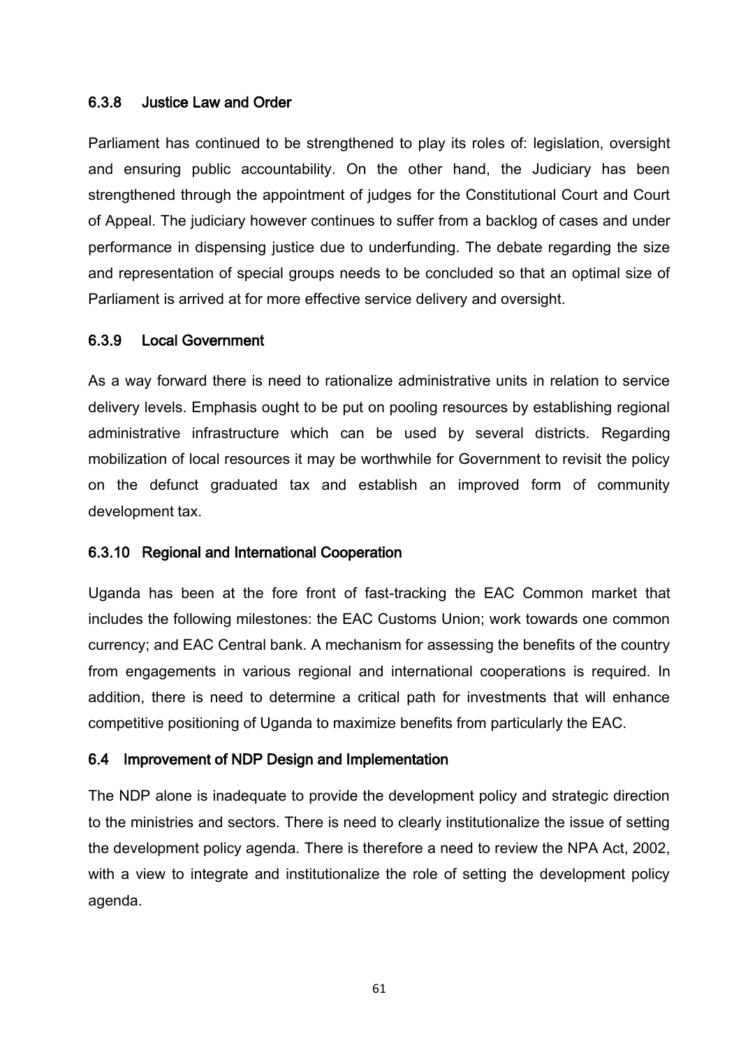### 6.3.8 Justice Law and Order

Parliament has continued to be strengthened to play its roles of: legislation, oversight and ensuring public accountability. On the other hand, the Judiciary has been strengthened through the appointment of judges for the Constitutional Court and Court of Appeal. The judiciary however continues to suffer from a backlog of cases and under performance in dispensing justice due to underfunding. The debate regarding the size and representation of special groups needs to be concluded so that an optimal size of Parliament is arrived at for more effective service delivery and oversight.

### 6.3.9 Local Government

As a way forward there is need to rationalize administrative units in relation to service delivery levels. Emphasis ought to be put on pooling resources by establishing regional administrative infrastructure which can be used by several districts. Regarding mobilization of local resources it may be worthwhile for Government to revisit the policy on the defunct graduated tax and establish an improved form of community development tax.

### 6.3.10 Regional and International Cooperation

Uganda has been at the fore front of fast-tracking the EAC Common market that includes the following milestones: the EAC Customs Union; work towards one common currency; and EAC Central bank. A mechanism for assessing the benefits of the country from engagements in various regional and international cooperations is required. In addition, there is need to determine a critical path for investments that will enhance competitive positioning of Uganda to maximize benefits from particularly the EAC.

## 6.4 Improvement of NDP Design and Implementation

The NDP alone is inadequate to provide the development policy and strategic direction to the ministries and sectors. There is need to clearly institutionalize the issue of setting the development policy agenda. There is therefore a need to review the NPA Act, 2002, with a view to integrate and institutionalize the role of setting the development policy agenda.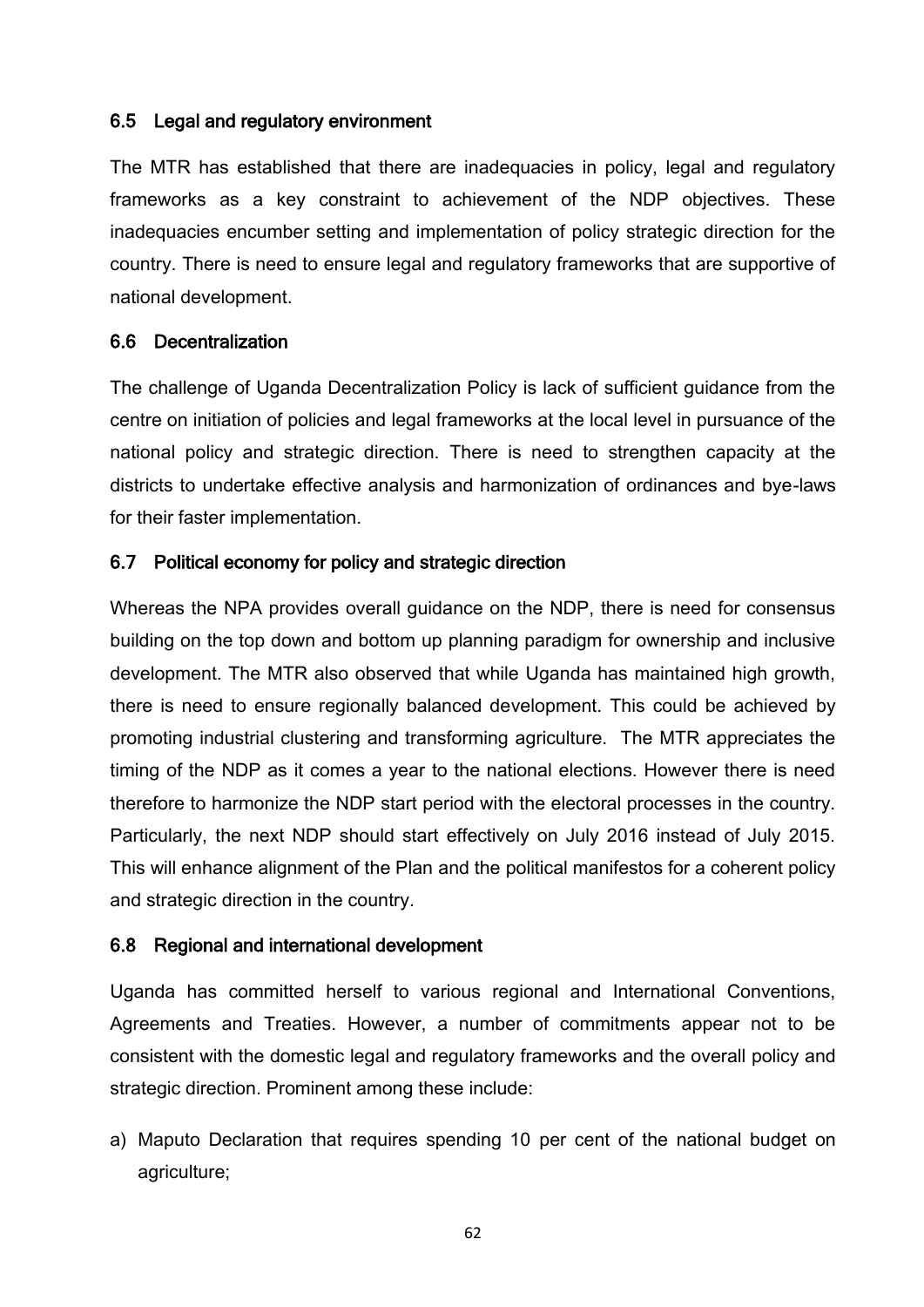### 6.5 Legal and regulatory environment

The MTR has established that there are inadequacies in policy, legal and regulatory frameworks as a key constraint to achievement of the NDP objectives. These inadequacies encumber setting and implementation of policy strategic direction for the country. There is need to ensure legal and regulatory frameworks that are supportive of national development.

### 6.6 Decentralization

The challenge of Uganda Decentralization Policy is lack of sufficient guidance from the centre on initiation of policies and legal frameworks at the local level in pursuance of the national policy and strategic direction. There is need to strengthen capacity at the districts to undertake effective analysis and harmonization of ordinances and bye-laws for their faster implementation.

### 6.7 Political economy for policy and strategic direction

Whereas the NPA provides overall guidance on the NDP, there is need for consensus building on the top down and bottom up planning paradigm for ownership and inclusive development. The MTR also observed that while Uganda has maintained high growth, there is need to ensure regionally balanced development. This could be achieved by promoting industrial clustering and transforming agriculture. The MTR appreciates the timing of the NDP as it comes a year to the national elections. However there is need therefore to harmonize the NDP start period with the electoral processes in the country. Particularly, the next NDP should start effectively on July 2016 instead of July 2015. This will enhance alignment of the Plan and the political manifestos for a coherent policy and strategic direction in the country.

### 6.8 Regional and international development

Uganda has committed herself to various regional and International Conventions, Agreements and Treaties. However, a number of commitments appear not to be consistent with the domestic legal and regulatory frameworks and the overall policy and strategic direction. Prominent among these include:

a) Maputo Declaration that requires spending 10 per cent of the national budget on agriculture;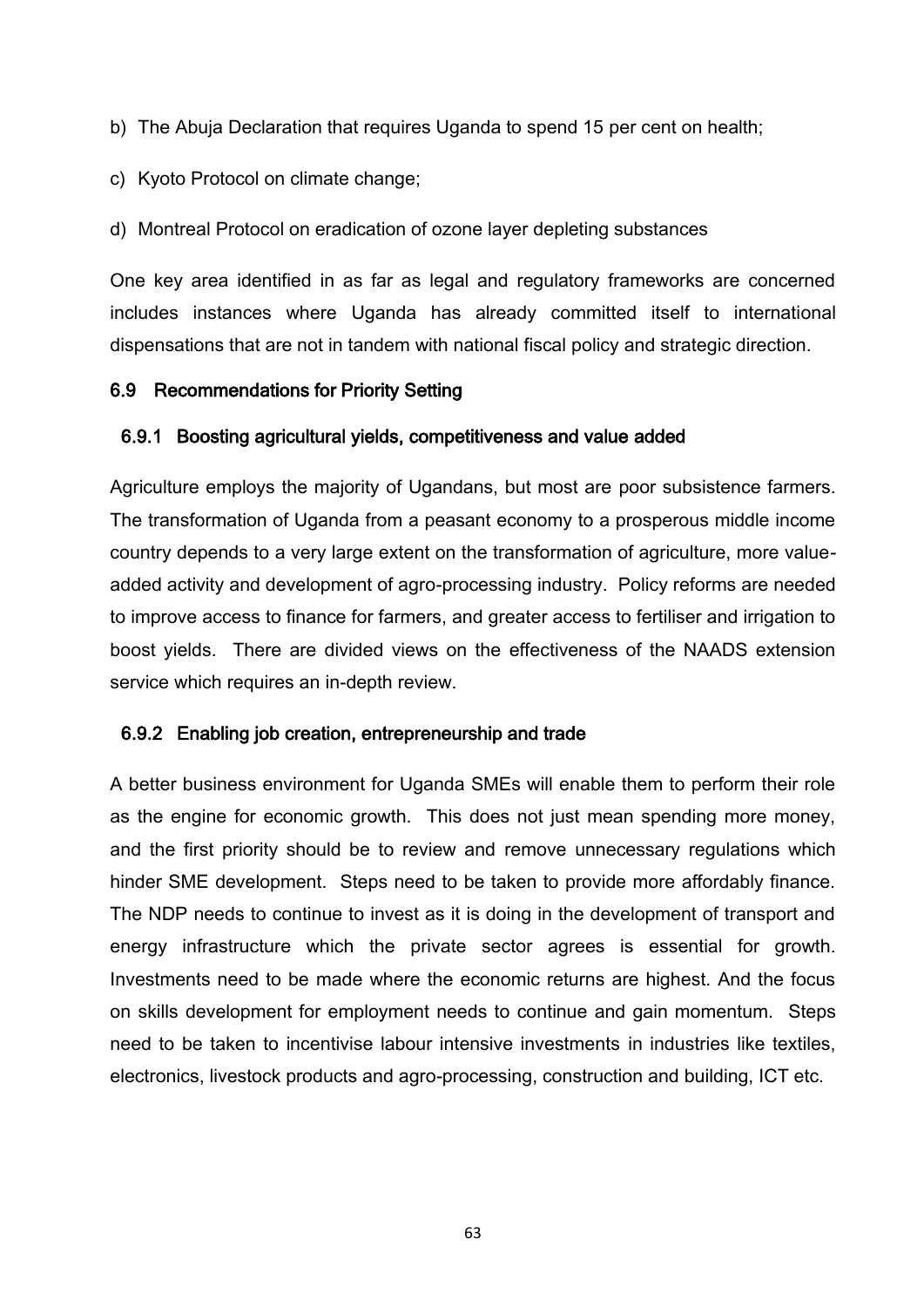b) The Abuja Declaration that requires Uganda to spend 15 per cent on health;

c) Kyoto Protocol on climate change;

d) Montreal Protocol on eradication of ozone layer depleting substances

One key area identified in as far as legal and regulatory frameworks are concerned includes instances where Uganda has already committed itself to international dispensations that are not in tandem with national fiscal policy and strategic direction.

## 6.9 Recommendations for Priority Setting

### 6.9.1 Boosting agricultural yields, competitiveness and value added

Agriculture employs the majority of Ugandans, but most are poor subsistence farmers. The transformation of Uganda from a peasant economy to a prosperous middle income country depends to a very large extent on the transformation of agriculture, more value-added activity and development of agro-processing industry. Policy reforms are needed to improve access to finance for farmers, and greater access to fertiliser and irrigation to boost yields. There are divided views on the effectiveness of the NAADS extension service which requires an in-depth review.

### 6.9.2 Enabling job creation, entrepreneurship and trade

A better business environment for Uganda SMEs will enable them to perform their role as the engine for economic growth. This does not just mean spending more money, and the first priority should be to review and remove unnecessary regulations which hinder SME development. Steps need to be taken to provide more affordably finance. The NDP needs to continue to invest as it is doing in the development of transport and energy infrastructure which the private sector agrees is essential for growth. Investments need to be made where the economic returns are highest. And the focus on skills development for employment needs to continue and gain momentum. Steps need to be taken to incentivise labour intensive investments in industries like textiles, electronics, livestock products and agro-processing, construction and building, ICT etc.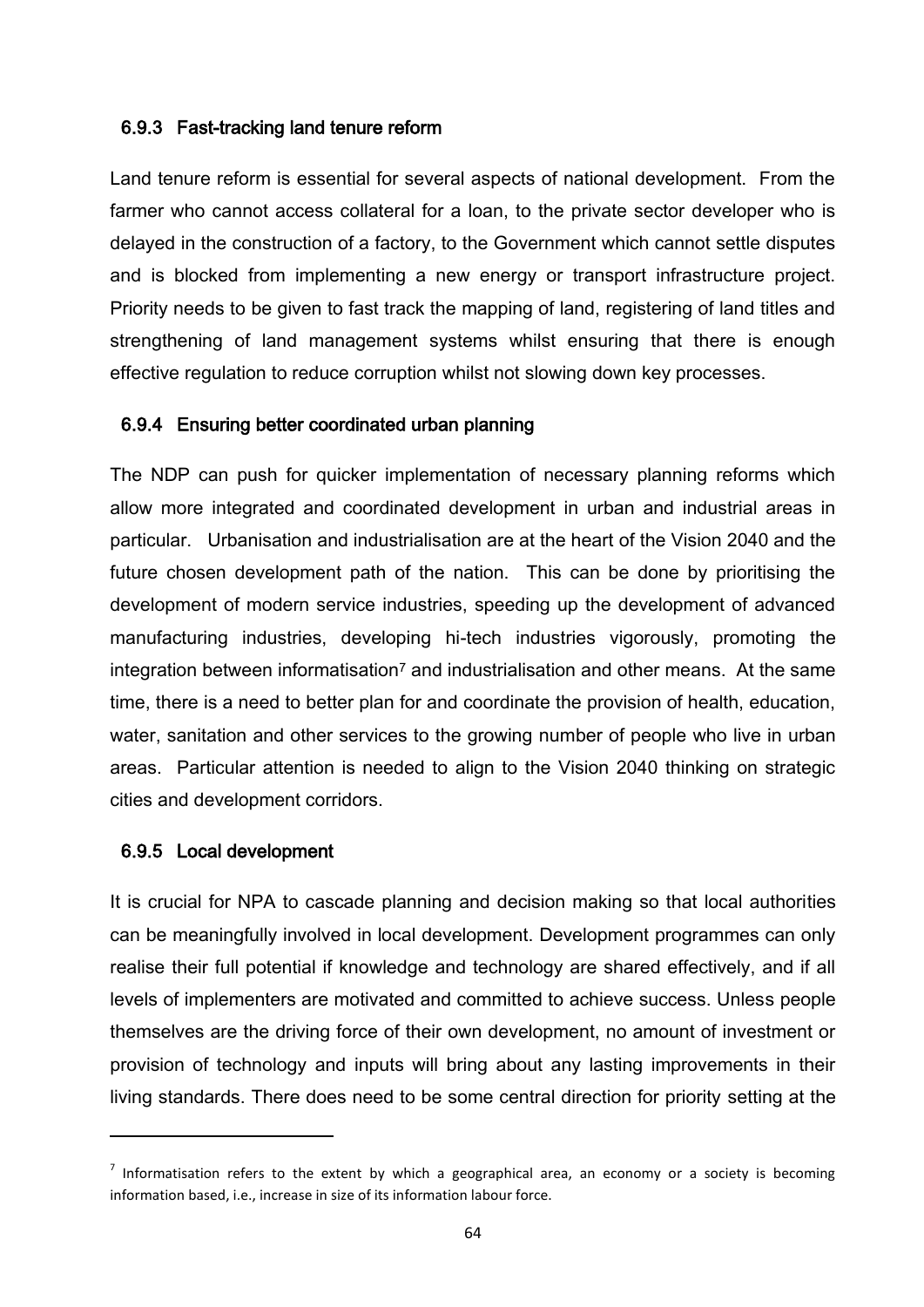### 6.9.3 Fast-tracking land tenure reform

Land tenure reform is essential for several aspects of national development. From the farmer who cannot access collateral for a loan, to the private sector developer who is delayed in the construction of a factory, to the Government which cannot settle disputes and is blocked from implementing a new energy or transport infrastructure project. Priority needs to be given to fast track the mapping of land, registering of land titles and strengthening of land management systems whilst ensuring that there is enough effective regulation to reduce corruption whilst not slowing down key processes.

### 6.9.4 Ensuring better coordinated urban planning

The NDP can push for quicker implementation of necessary planning reforms which allow more integrated and coordinated development in urban and industrial areas in particular. Urbanisation and industrialisation are at the heart of the Vision 2040 and the future chosen development path of the nation. This can be done by prioritising the development of modern service industries, speeding up the development of advanced manufacturing industries, developing hi-tech industries vigorously, promoting the integration between informatisation[7] and industrialisation and other means. At the same time, there is a need to better plan for and coordinate the provision of health, education, water, sanitation and other services to the growing number of people who live in urban areas. Particular attention is needed to align to the Vision 2040 thinking on strategic cities and development corridors.

### 6.9.5 Local development

It is crucial for NPA to cascade planning and decision making so that local authorities can be meaningfully involved in local development. Development programmes can only realise their full potential if knowledge and technology are shared effectively, and if all levels of implementers are motivated and committed to achieve success. Unless people themselves are the driving force of their own development, no amount of investment or provision of technology and inputs will bring about any lasting improvements in their living standards. There does need to be some central direction for priority setting at the

[7] Informatisation refers to the extent by which a geographical area, an economy or a society is becoming information based, i.e., increase in size of its information labour force.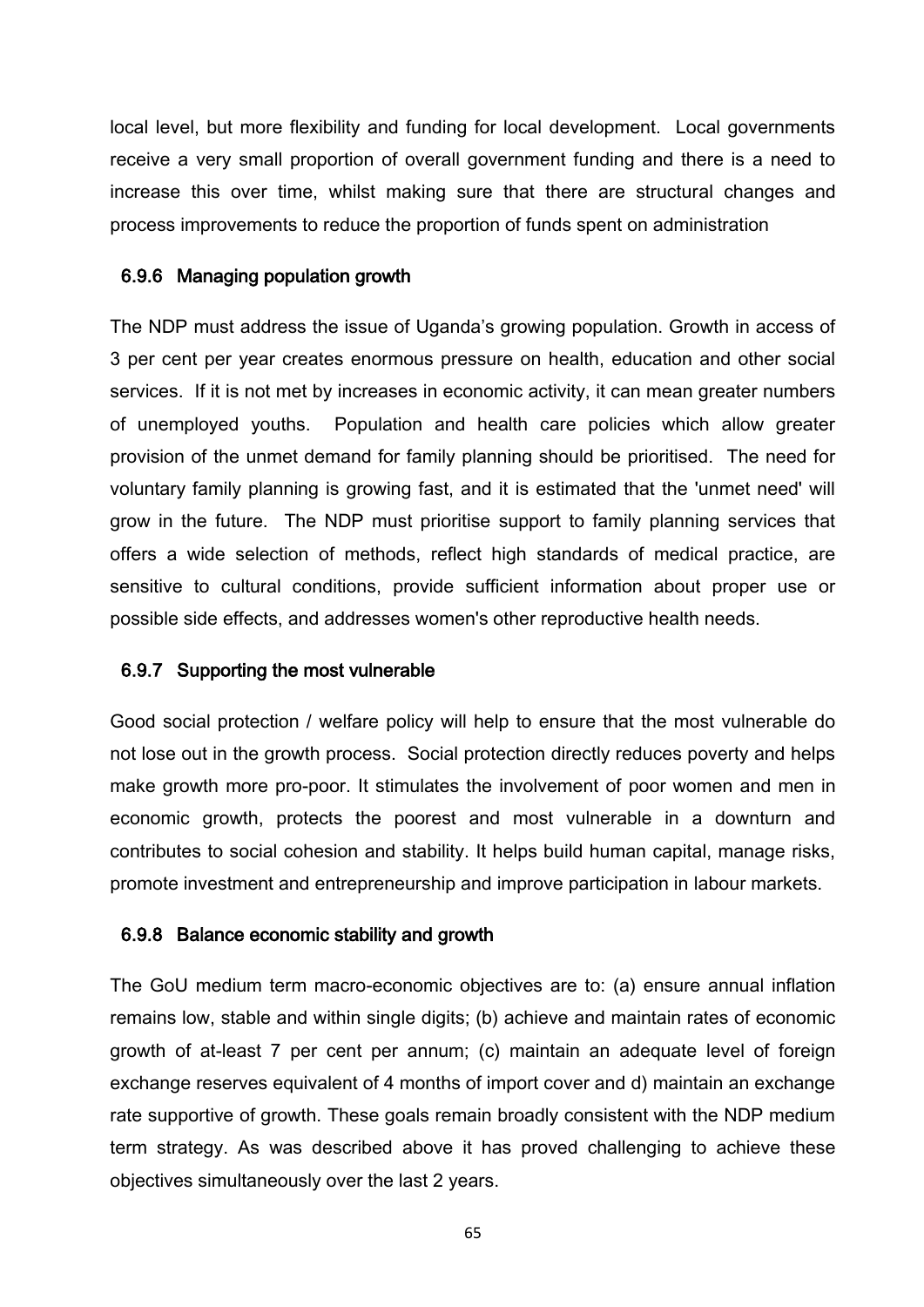local level, but more flexibility and funding for local development. Local governments receive a very small proportion of overall government funding and there is a need to increase this over time, whilst making sure that there are structural changes and process improvements to reduce the proportion of funds spent on administration

### 6.9.6 Managing population growth

The NDP must address the issue of Uganda's growing population. Growth in access of 3 per cent per year creates enormous pressure on health, education and other social services. If it is not met by increases in economic activity, it can mean greater numbers of unemployed youths. Population and health care policies which allow greater provision of the unmet demand for family planning should be prioritised. The need for voluntary family planning is growing fast, and it is estimated that the 'unmet need' will grow in the future. The NDP must prioritise support to family planning services that offers a wide selection of methods, reflect high standards of medical practice, are sensitive to cultural conditions, provide sufficient information about proper use or possible side effects, and addresses women's other reproductive health needs.

### 6.9.7 Supporting the most vulnerable

Good social protection / welfare policy will help to ensure that the most vulnerable do not lose out in the growth process. Social protection directly reduces poverty and helps make growth more pro-poor. It stimulates the involvement of poor women and men in economic growth, protects the poorest and most vulnerable in a downturn and contributes to social cohesion and stability. It helps build human capital, manage risks, promote investment and entrepreneurship and improve participation in labour markets.

### 6.9.8 Balance economic stability and growth

The GoU medium term macro-economic objectives are to: (a) ensure annual inflation remains low, stable and within single digits; (b) achieve and maintain rates of economic growth of at-least 7 per cent per annum; (c) maintain an adequate level of foreign exchange reserves equivalent of 4 months of import cover and d) maintain an exchange rate supportive of growth. These goals remain broadly consistent with the NDP medium term strategy. As was described above it has proved challenging to achieve these objectives simultaneously over the last 2 years.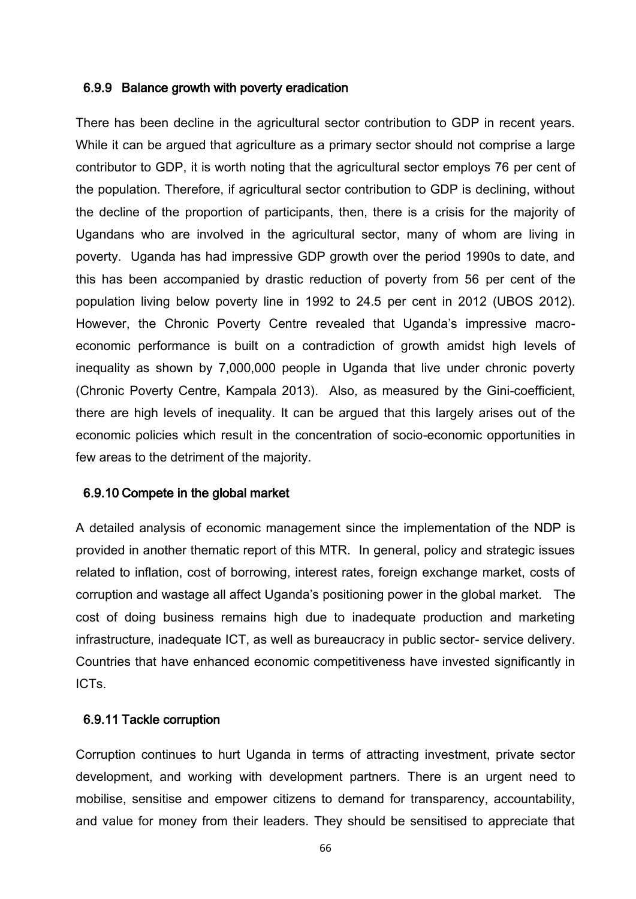### 6.9.9 Balance growth with poverty eradication

There has been decline in the agricultural sector contribution to GDP in recent years. While it can be argued that agriculture as a primary sector should not comprise a large contributor to GDP, it is worth noting that the agricultural sector employs 76 per cent of the population. Therefore, if agricultural sector contribution to GDP is declining, without the decline of the proportion of participants, then, there is a crisis for the majority of Ugandans who are involved in the agricultural sector, many of whom are living in poverty. Uganda has had impressive GDP growth over the period 1990s to date, and this has been accompanied by drastic reduction of poverty from 56 per cent of the population living below poverty line in 1992 to 24.5 per cent in 2012 (UBOS 2012). However, the Chronic Poverty Centre revealed that Uganda's impressive macro-economic performance is built on a contradiction of growth amidst high levels of inequality as shown by 7,000,000 people in Uganda that live under chronic poverty (Chronic Poverty Centre, Kampala 2013). Also, as measured by the Gini-coefficient, there are high levels of inequality. It can be argued that this largely arises out of the economic policies which result in the concentration of socio-economic opportunities in few areas to the detriment of the majority.

### 6.9.10 Compete in the global market

A detailed analysis of economic management since the implementation of the NDP is provided in another thematic report of this MTR. In general, policy and strategic issues related to inflation, cost of borrowing, interest rates, foreign exchange market, costs of corruption and wastage all affect Uganda's positioning power in the global market. The cost of doing business remains high due to inadequate production and marketing infrastructure, inadequate ICT, as well as bureaucracy in public sector- service delivery. Countries that have enhanced economic competitiveness have invested significantly in ICTs.

### 6.9.11 Tackle corruption

Corruption continues to hurt Uganda in terms of attracting investment, private sector development, and working with development partners. There is an urgent need to mobilise, sensitise and empower citizens to demand for transparency, accountability, and value for money from their leaders. They should be sensitised to appreciate that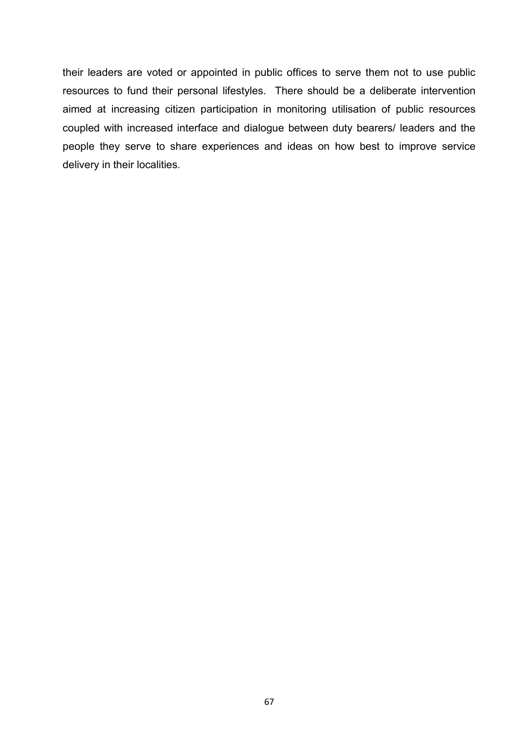their leaders are voted or appointed in public offices to serve them not to use public resources to fund their personal lifestyles. There should be a deliberate intervention aimed at increasing citizen participation in monitoring utilisation of public resources coupled with increased interface and dialogue between duty bearers/ leaders and the people they serve to share experiences and ideas on how best to improve service delivery in their localities.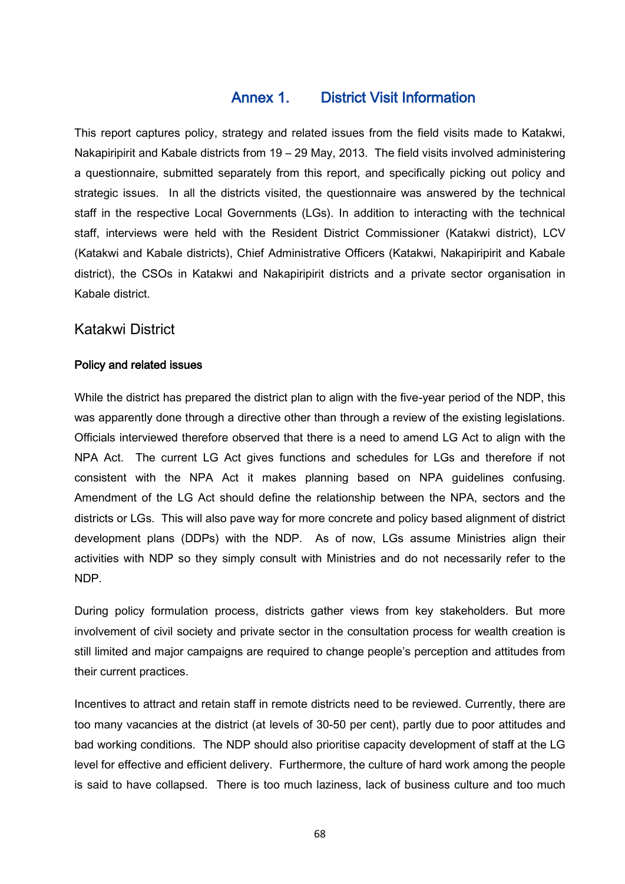# Annex 1. District Visit Information

This report captures policy, strategy and related issues from the field visits made to Katakwi, Nakapiripirit and Kabale districts from 19 – 29 May, 2013. The field visits involved administering a questionnaire, submitted separately from this report, and specifically picking out policy and strategic issues. In all the districts visited, the questionnaire was answered by the technical staff in the respective Local Governments (LGs). In addition to interacting with the technical staff, interviews were held with the Resident District Commissioner (Katakwi district), LCV (Katakwi and Kabale districts), Chief Administrative Officers (Katakwi, Nakapiripirit and Kabale district), the CSOs in Katakwi and Nakapiripirit districts and a private sector organisation in Kabale district.

## Katakwi District

### Policy and related issues

While the district has prepared the district plan to align with the five-year period of the NDP, this was apparently done through a directive other than through a review of the existing legislations. Officials interviewed therefore observed that there is a need to amend LG Act to align with the NPA Act. The current LG Act gives functions and schedules for LGs and therefore if not consistent with the NPA Act it makes planning based on NPA guidelines confusing. Amendment of the LG Act should define the relationship between the NPA, sectors and the districts or LGs. This will also pave way for more concrete and policy based alignment of district development plans (DDPs) with the NDP. As of now, LGs assume Ministries align their activities with NDP so they simply consult with Ministries and do not necessarily refer to the NDP.

During policy formulation process, districts gather views from key stakeholders. But more involvement of civil society and private sector in the consultation process for wealth creation is still limited and major campaigns are required to change people's perception and attitudes from their current practices.

Incentives to attract and retain staff in remote districts need to be reviewed. Currently, there are too many vacancies at the district (at levels of 30-50 per cent), partly due to poor attitudes and bad working conditions. The NDP should also prioritise capacity development of staff at the LG level for effective and efficient delivery. Furthermore, the culture of hard work among the people is said to have collapsed. There is too much laziness, lack of business culture and too much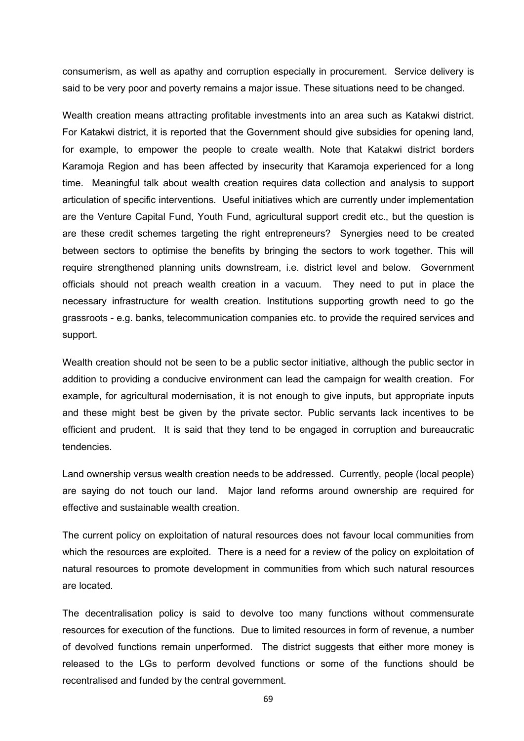consumerism, as well as apathy and corruption especially in procurement. Service delivery is said to be very poor and poverty remains a major issue. These situations need to be changed.

Wealth creation means attracting profitable investments into an area such as Katakwi district. For Katakwi district, it is reported that the Government should give subsidies for opening land, for example, to empower the people to create wealth. Note that Katakwi district borders Karamoja Region and has been affected by insecurity that Karamoja experienced for a long time. Meaningful talk about wealth creation requires data collection and analysis to support articulation of specific interventions. Useful initiatives which are currently under implementation are the Venture Capital Fund, Youth Fund, agricultural support credit etc., but the question is are these credit schemes targeting the right entrepreneurs? Synergies need to be created between sectors to optimise the benefits by bringing the sectors to work together. This will require strengthened planning units downstream, i.e. district level and below. Government officials should not preach wealth creation in a vacuum. They need to put in place the necessary infrastructure for wealth creation. Institutions supporting growth need to go the grassroots - e.g. banks, telecommunication companies etc. to provide the required services and support.

Wealth creation should not be seen to be a public sector initiative, although the public sector in addition to providing a conducive environment can lead the campaign for wealth creation. For example, for agricultural modernisation, it is not enough to give inputs, but appropriate inputs and these might best be given by the private sector. Public servants lack incentives to be efficient and prudent. It is said that they tend to be engaged in corruption and bureaucratic tendencies.

Land ownership versus wealth creation needs to be addressed. Currently, people (local people) are saying do not touch our land. Major land reforms around ownership are required for effective and sustainable wealth creation.

The current policy on exploitation of natural resources does not favour local communities from which the resources are exploited. There is a need for a review of the policy on exploitation of natural resources to promote development in communities from which such natural resources are located.

The decentralisation policy is said to devolve too many functions without commensurate resources for execution of the functions. Due to limited resources in form of revenue, a number of devolved functions remain unperformed. The district suggests that either more money is released to the LGs to perform devolved functions or some of the functions should be recentralised and funded by the central government.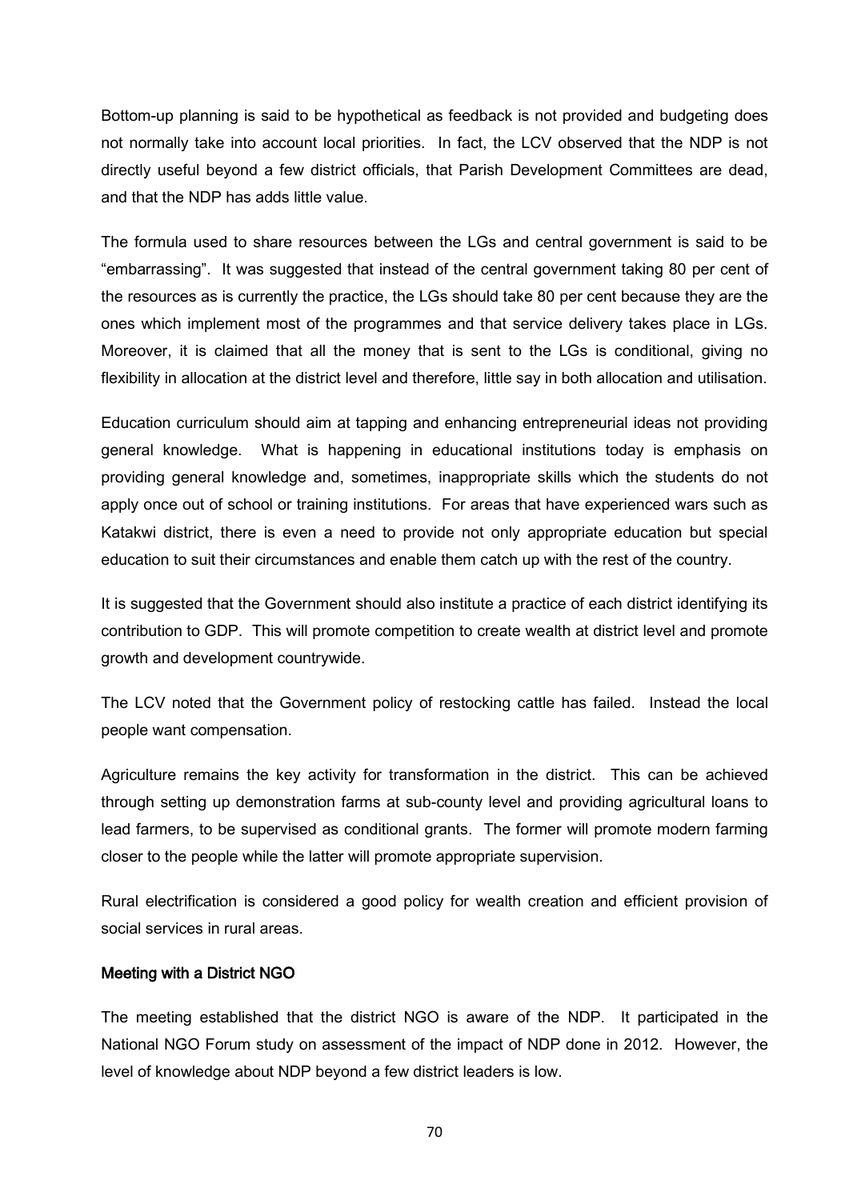Bottom-up planning is said to be hypothetical as feedback is not provided and budgeting does not normally take into account local priorities. In fact, the LCV observed that the NDP is not directly useful beyond a few district officials, that Parish Development Committees are dead, and that the NDP has adds little value.

The formula used to share resources between the LGs and central government is said to be "embarrassing". It was suggested that instead of the central government taking 80 per cent of the resources as is currently the practice, the LGs should take 80 per cent because they are the ones which implement most of the programmes and that service delivery takes place in LGs. Moreover, it is claimed that all the money that is sent to the LGs is conditional, giving no flexibility in allocation at the district level and therefore, little say in both allocation and utilisation.

Education curriculum should aim at tapping and enhancing entrepreneurial ideas not providing general knowledge. What is happening in educational institutions today is emphasis on providing general knowledge and, sometimes, inappropriate skills which the students do not apply once out of school or training institutions. For areas that have experienced wars such as Katakwi district, there is even a need to provide not only appropriate education but special education to suit their circumstances and enable them catch up with the rest of the country.

It is suggested that the Government should also institute a practice of each district identifying its contribution to GDP. This will promote competition to create wealth at district level and promote growth and development countrywide.

The LCV noted that the Government policy of restocking cattle has failed. Instead the local people want compensation.

Agriculture remains the key activity for transformation in the district. This can be achieved through setting up demonstration farms at sub-county level and providing agricultural loans to lead farmers, to be supervised as conditional grants. The former will promote modern farming closer to the people while the latter will promote appropriate supervision.

Rural electrification is considered a good policy for wealth creation and efficient provision of social services in rural areas.

**Meeting with a District NGO**

The meeting established that the district NGO is aware of the NDP. It participated in the National NGO Forum study on assessment of the impact of NDP done in 2012. However, the level of knowledge about NDP beyond a few district leaders is low.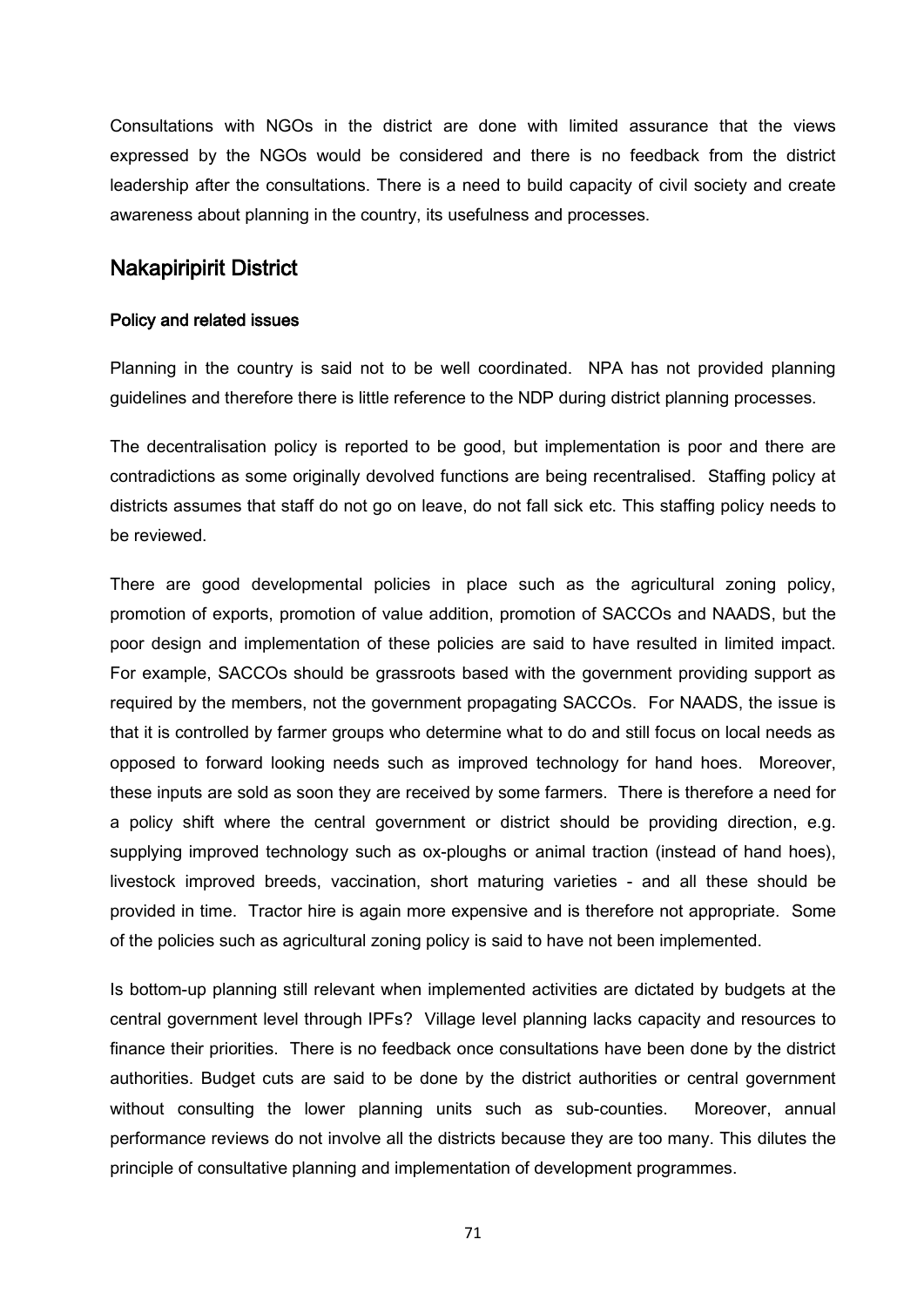Consultations with NGOs in the district are done with limited assurance that the views expressed by the NGOs would be considered and there is no feedback from the district leadership after the consultations. There is a need to build capacity of civil society and create awareness about planning in the country, its usefulness and processes.

## Nakapiripirit District

### Policy and related issues

Planning in the country is said not to be well coordinated. NPA has not provided planning guidelines and therefore there is little reference to the NDP during district planning processes.

The decentralisation policy is reported to be good, but implementation is poor and there are contradictions as some originally devolved functions are being recentralised. Staffing policy at districts assumes that staff do not go on leave, do not fall sick etc. This staffing policy needs to be reviewed.

There are good developmental policies in place such as the agricultural zoning policy, promotion of exports, promotion of value addition, promotion of SACCOs and NAADS, but the poor design and implementation of these policies are said to have resulted in limited impact. For example, SACCOs should be grassroots based with the government providing support as required by the members, not the government propagating SACCOs. For NAADS, the issue is that it is controlled by farmer groups who determine what to do and still focus on local needs as opposed to forward looking needs such as improved technology for hand hoes. Moreover, these inputs are sold as soon they are received by some farmers. There is therefore a need for a policy shift where the central government or district should be providing direction, e.g. supplying improved technology such as ox-ploughs or animal traction (instead of hand hoes), livestock improved breeds, vaccination, short maturing varieties - and all these should be provided in time. Tractor hire is again more expensive and is therefore not appropriate. Some of the policies such as agricultural zoning policy is said to have not been implemented.

Is bottom-up planning still relevant when implemented activities are dictated by budgets at the central government level through IPFs? Village level planning lacks capacity and resources to finance their priorities. There is no feedback once consultations have been done by the district authorities. Budget cuts are said to be done by the district authorities or central government without consulting the lower planning units such as sub-counties. Moreover, annual performance reviews do not involve all the districts because they are too many. This dilutes the principle of consultative planning and implementation of development programmes.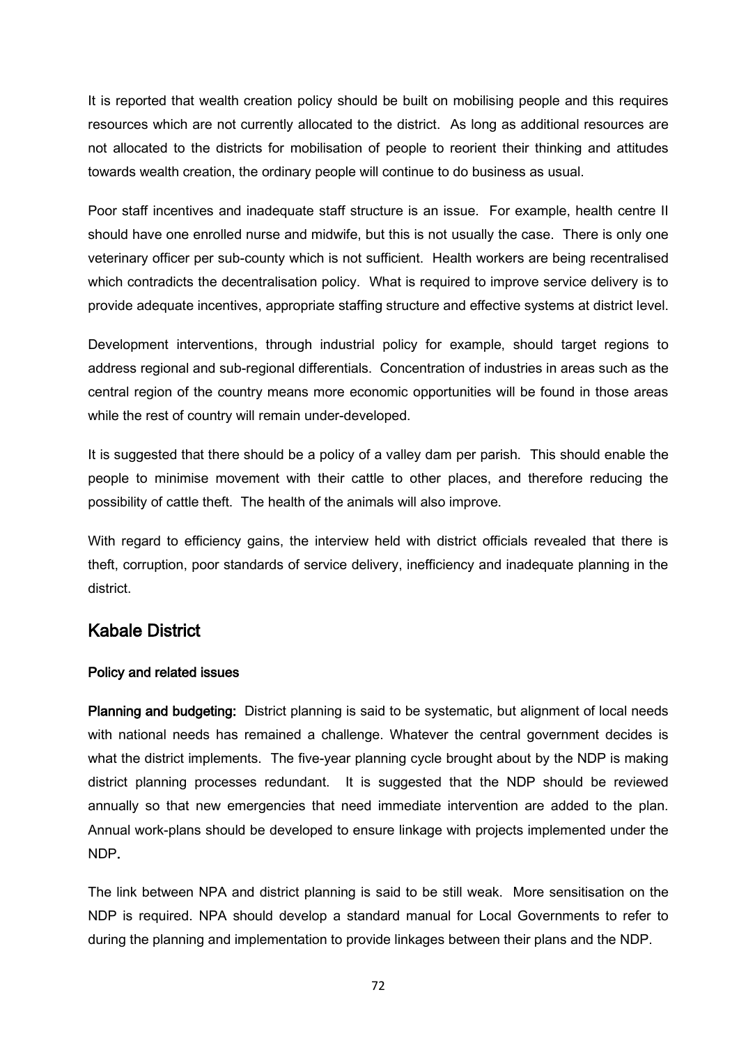It is reported that wealth creation policy should be built on mobilising people and this requires resources which are not currently allocated to the district. As long as additional resources are not allocated to the districts for mobilisation of people to reorient their thinking and attitudes towards wealth creation, the ordinary people will continue to do business as usual.

Poor staff incentives and inadequate staff structure is an issue. For example, health centre II should have one enrolled nurse and midwife, but this is not usually the case. There is only one veterinary officer per sub-county which is not sufficient. Health workers are being recentralised which contradicts the decentralisation policy. What is required to improve service delivery is to provide adequate incentives, appropriate staffing structure and effective systems at district level.

Development interventions, through industrial policy for example, should target regions to address regional and sub-regional differentials. Concentration of industries in areas such as the central region of the country means more economic opportunities will be found in those areas while the rest of country will remain under-developed.

It is suggested that there should be a policy of a valley dam per parish. This should enable the people to minimise movement with their cattle to other places, and therefore reducing the possibility of cattle theft. The health of the animals will also improve.

With regard to efficiency gains, the interview held with district officials revealed that there is theft, corruption, poor standards of service delivery, inefficiency and inadequate planning in the district.

## Kabale District

#### Policy and related issues

**Planning and budgeting:** District planning is said to be systematic, but alignment of local needs with national needs has remained a challenge. Whatever the central government decides is what the district implements. The five-year planning cycle brought about by the NDP is making district planning processes redundant. It is suggested that the NDP should be reviewed annually so that new emergencies that need immediate intervention are added to the plan. Annual work-plans should be developed to ensure linkage with projects implemented under the NDP.

The link between NPA and district planning is said to be still weak. More sensitisation on the NDP is required. NPA should develop a standard manual for Local Governments to refer to during the planning and implementation to provide linkages between their plans and the NDP.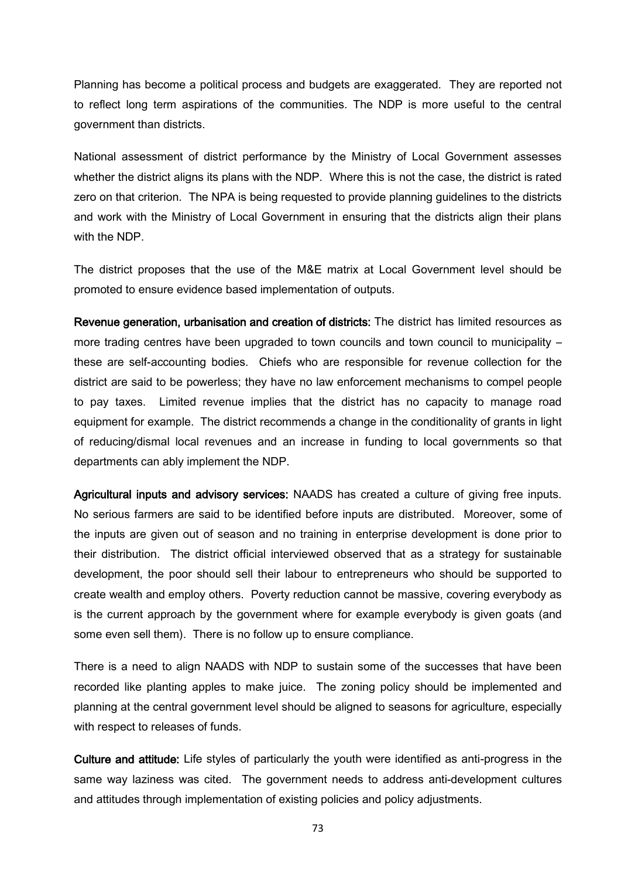Planning has become a political process and budgets are exaggerated. They are reported not to reflect long term aspirations of the communities. The NDP is more useful to the central government than districts.

National assessment of district performance by the Ministry of Local Government assesses whether the district aligns its plans with the NDP. Where this is not the case, the district is rated zero on that criterion. The NPA is being requested to provide planning guidelines to the districts and work with the Ministry of Local Government in ensuring that the districts align their plans with the NDP.

The district proposes that the use of the M&E matrix at Local Government level should be promoted to ensure evidence based implementation of outputs.

**Revenue generation, urbanisation and creation of districts:** The district has limited resources as more trading centres have been upgraded to town councils and town council to municipality – these are self-accounting bodies. Chiefs who are responsible for revenue collection for the district are said to be powerless; they have no law enforcement mechanisms to compel people to pay taxes. Limited revenue implies that the district has no capacity to manage road equipment for example. The district recommends a change in the conditionality of grants in light of reducing/dismal local revenues and an increase in funding to local governments so that departments can ably implement the NDP.

**Agricultural inputs and advisory services:** NAADS has created a culture of giving free inputs. No serious farmers are said to be identified before inputs are distributed. Moreover, some of the inputs are given out of season and no training in enterprise development is done prior to their distribution. The district official interviewed observed that as a strategy for sustainable development, the poor should sell their labour to entrepreneurs who should be supported to create wealth and employ others. Poverty reduction cannot be massive, covering everybody as is the current approach by the government where for example everybody is given goats (and some even sell them). There is no follow up to ensure compliance.

There is a need to align NAADS with NDP to sustain some of the successes that have been recorded like planting apples to make juice. The zoning policy should be implemented and planning at the central government level should be aligned to seasons for agriculture, especially with respect to releases of funds.

**Culture and attitude:** Life styles of particularly the youth were identified as anti-progress in the same way laziness was cited. The government needs to address anti-development cultures and attitudes through implementation of existing policies and policy adjustments.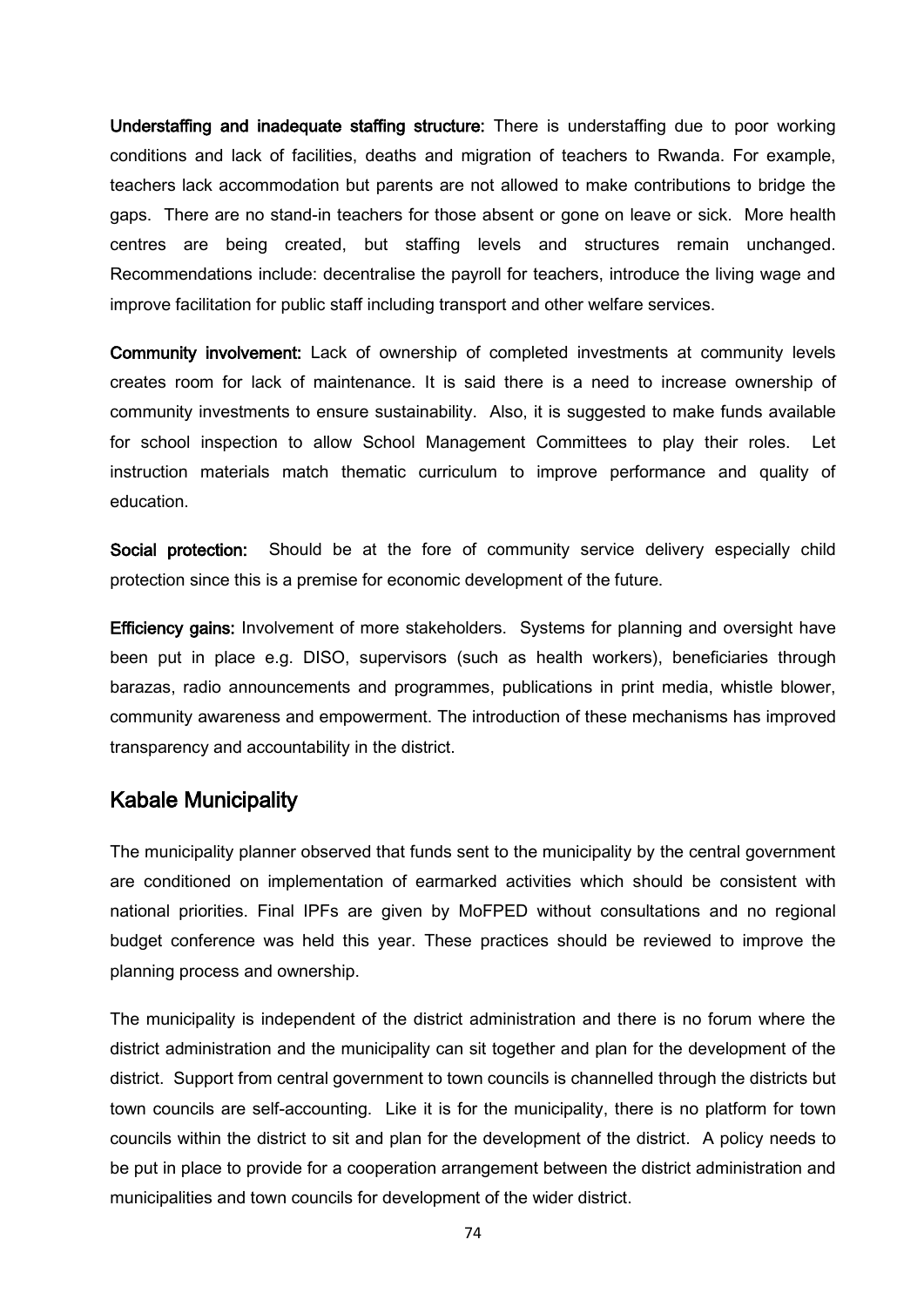**Understaffing and inadequate staffing structure:** There is understaffing due to poor working conditions and lack of facilities, deaths and migration of teachers to Rwanda. For example, teachers lack accommodation but parents are not allowed to make contributions to bridge the gaps. There are no stand-in teachers for those absent or gone on leave or sick. More health centres are being created, but staffing levels and structures remain unchanged. Recommendations include: decentralise the payroll for teachers, introduce the living wage and improve facilitation for public staff including transport and other welfare services.

**Community involvement:** Lack of ownership of completed investments at community levels creates room for lack of maintenance. It is said there is a need to increase ownership of community investments to ensure sustainability. Also, it is suggested to make funds available for school inspection to allow School Management Committees to play their roles. Let instruction materials match thematic curriculum to improve performance and quality of education.

**Social protection:** Should be at the fore of community service delivery especially child protection since this is a premise for economic development of the future.

**Efficiency gains:** Involvement of more stakeholders. Systems for planning and oversight have been put in place e.g. DISO, supervisors (such as health workers), beneficiaries through barazas, radio announcements and programmes, publications in print media, whistle blower, community awareness and empowerment. The introduction of these mechanisms has improved transparency and accountability in the district.

## Kabale Municipality

The municipality planner observed that funds sent to the municipality by the central government are conditioned on implementation of earmarked activities which should be consistent with national priorities. Final IPFs are given by MoFPED without consultations and no regional budget conference was held this year. These practices should be reviewed to improve the planning process and ownership.

The municipality is independent of the district administration and there is no forum where the district administration and the municipality can sit together and plan for the development of the district. Support from central government to town councils is channelled through the districts but town councils are self-accounting. Like it is for the municipality, there is no platform for town councils within the district to sit and plan for the development of the district. A policy needs to be put in place to provide for a cooperation arrangement between the district administration and municipalities and town councils for development of the wider district.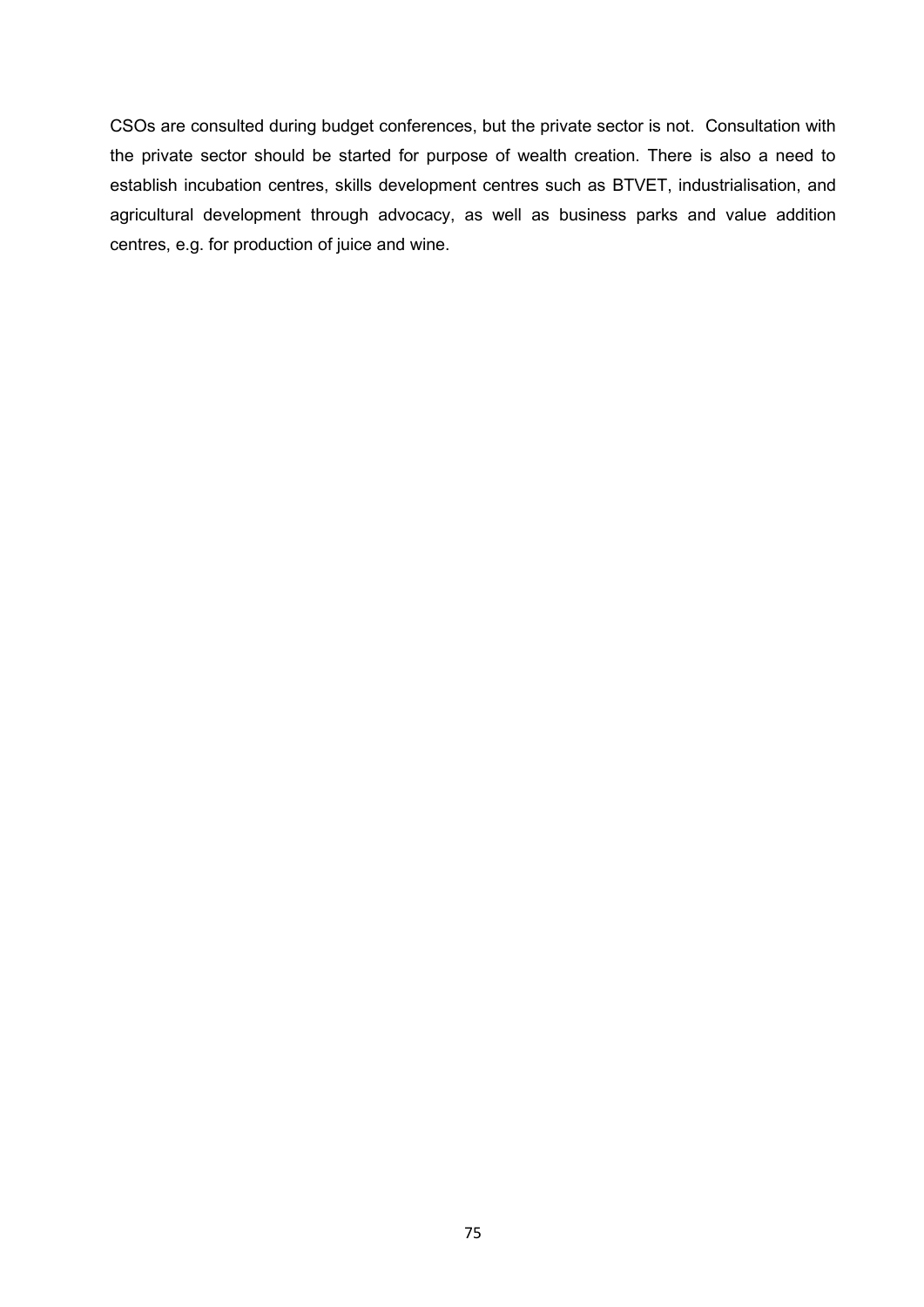CSOs are consulted during budget conferences, but the private sector is not.  Consultation with the private sector should be started for purpose of wealth creation. There is also a need to establish incubation centres, skills development centres such as BTVET, industrialisation, and agricultural development through advocacy, as well as business parks and value addition centres, e.g. for production of juice and wine.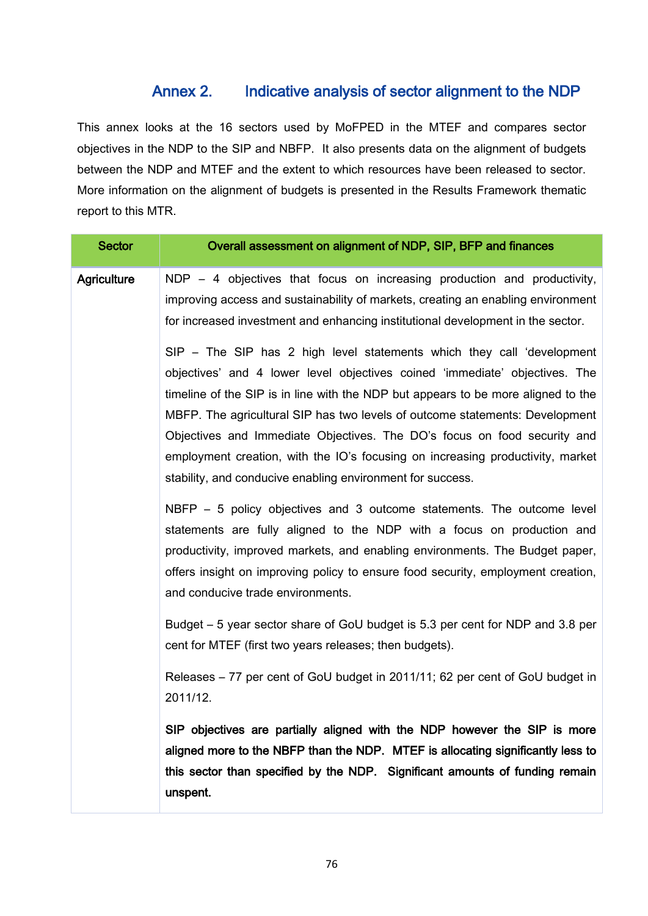## Annex 2. Indicative analysis of sector alignment to the NDP

This annex looks at the 16 sectors used by MoFPED in the MTEF and compares sector objectives in the NDP to the SIP and NBFP. It also presents data on the alignment of budgets between the NDP and MTEF and the extent to which resources have been released to sector. More information on the alignment of budgets is presented in the Results Framework thematic report to this MTR.

| Sector | Overall assessment on alignment of NDP, SIP, BFP and finances |
|---|---|
| **Agriculture** | NDP – 4 objectives that focus on increasing production and productivity, improving access and sustainability of markets, creating an enabling environment for increased investment and enhancing institutional development in the sector.<br><br>SIP – The SIP has 2 high level statements which they call 'development objectives' and 4 lower level objectives coined 'immediate' objectives. The timeline of the SIP is in line with the NDP but appears to be more aligned to the MBFP. The agricultural SIP has two levels of outcome statements: Development Objectives and Immediate Objectives. The DO's focus on food security and employment creation, with the IO's focusing on increasing productivity, market stability, and conducive enabling environment for success.<br><br>NBFP – 5 policy objectives and 3 outcome statements. The outcome level statements are fully aligned to the NDP with a focus on production and productivity, improved markets, and enabling environments. The Budget paper, offers insight on improving policy to ensure food security, employment creation, and conducive trade environments.<br><br>Budget – 5 year sector share of GoU budget is 5.3 per cent for NDP and 3.8 per cent for MTEF (first two years releases; then budgets).<br><br>Releases – 77 per cent of GoU budget in 2011/11; 62 per cent of GoU budget in 2011/12.<br><br>**SIP objectives are partially aligned with the NDP however the SIP is more aligned more to the NBFP than the NDP. MTEF is allocating significantly less to this sector than specified by the NDP. Significant amounts of funding remain unspent.** |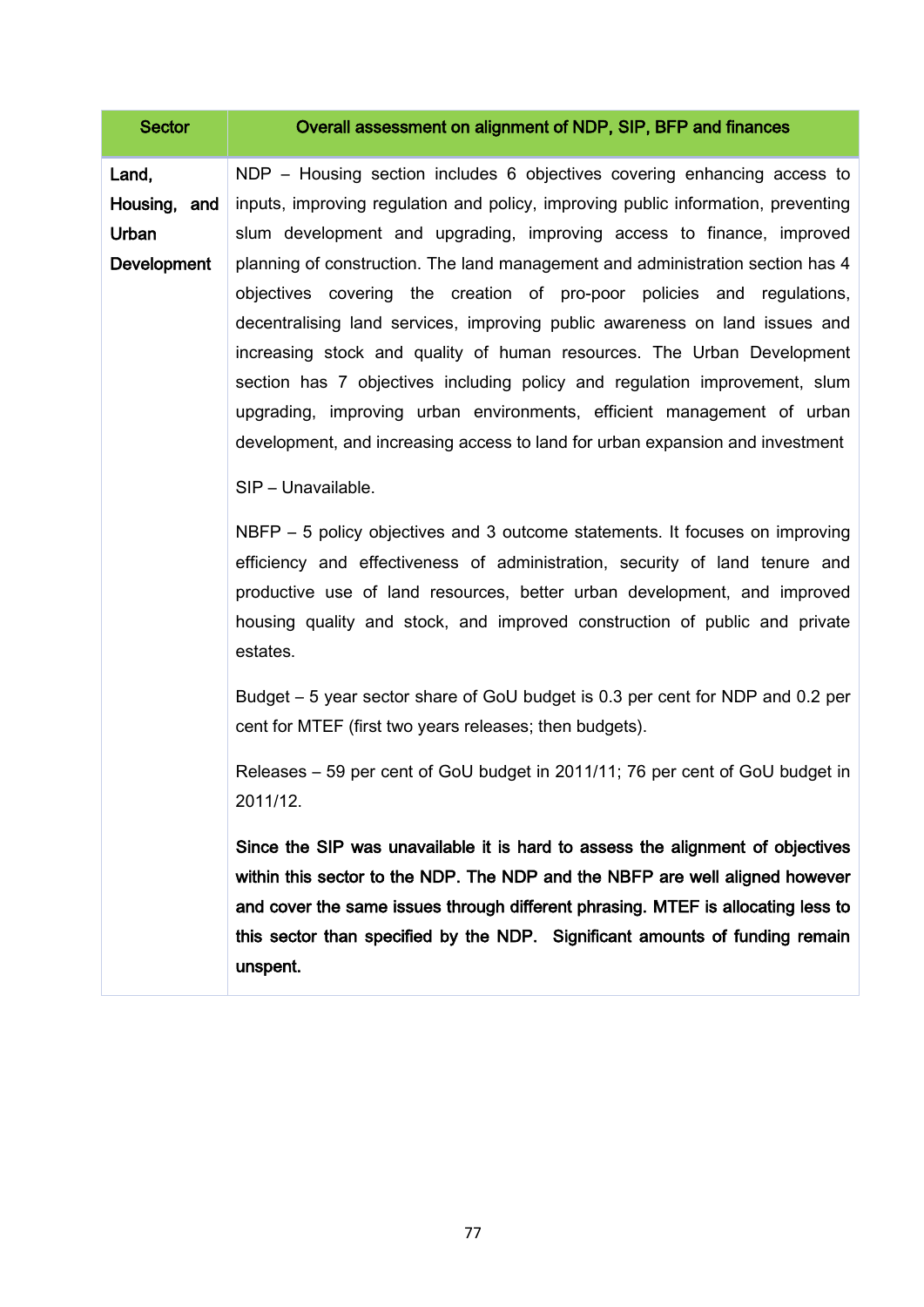| Sector | Overall assessment on alignment of NDP, SIP, BFP and finances |
|---|---|
| **Land, Housing, and Urban Development** | NDP – Housing section includes 6 objectives covering enhancing access to inputs, improving regulation and policy, improving public information, preventing slum development and upgrading, improving access to finance, improved planning of construction. The land management and administration section has 4 objectives covering the creation of pro-poor policies and regulations, decentralising land services, improving public awareness on land issues and increasing stock and quality of human resources. The Urban Development section has 7 objectives including policy and regulation improvement, slum upgrading, improving urban environments, efficient management of urban development, and increasing access to land for urban expansion and investment<br><br>SIP – Unavailable.<br><br>NBFP – 5 policy objectives and 3 outcome statements. It focuses on improving efficiency and effectiveness of administration, security of land tenure and productive use of land resources, better urban development, and improved housing quality and stock, and improved construction of public and private estates.<br><br>Budget – 5 year sector share of GoU budget is 0.3 per cent for NDP and 0.2 per cent for MTEF (first two years releases; then budgets).<br><br>Releases – 59 per cent of GoU budget in 2011/11; 76 per cent of GoU budget in 2011/12.<br><br>**Since the SIP was unavailable it is hard to assess the alignment of objectives within this sector to the NDP. The NDP and the NBFP are well aligned however and cover the same issues through different phrasing. MTEF is allocating less to this sector than specified by the NDP. Significant amounts of funding remain unspent.** |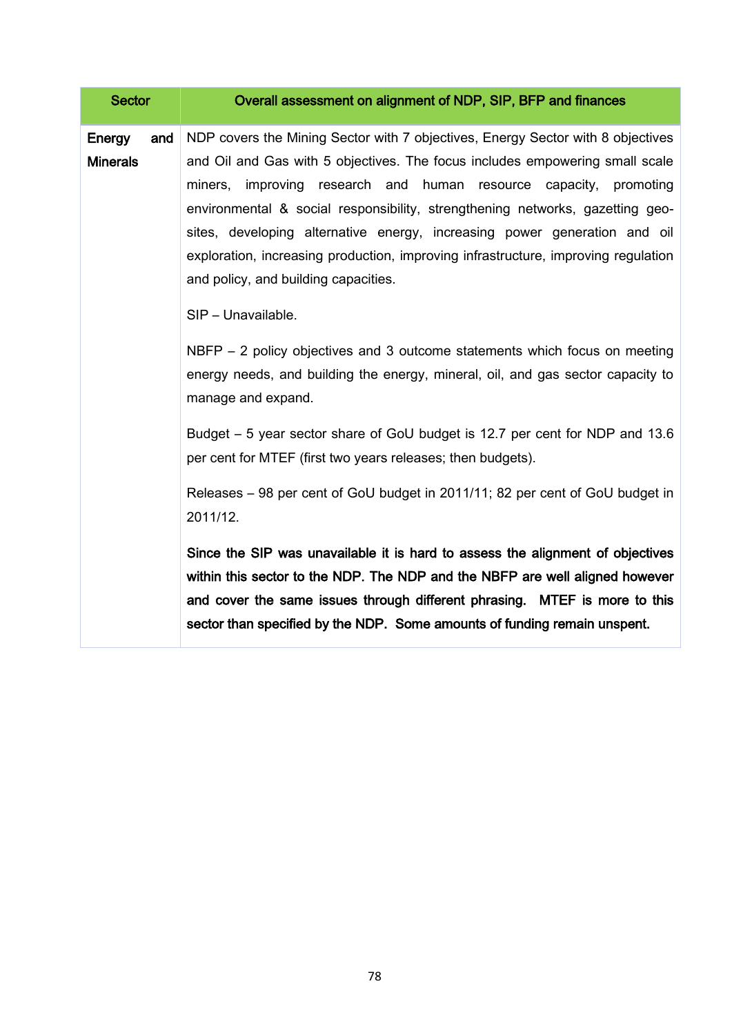| Sector | Overall assessment on alignment of NDP, SIP, BFP and finances |
|---|---|
| Energy and Minerals | NDP covers the Mining Sector with 7 objectives, Energy Sector with 8 objectives and Oil and Gas with 5 objectives. The focus includes empowering small scale miners, improving research and human resource capacity, promoting environmental & social responsibility, strengthening networks, gazetting geo-sites, developing alternative energy, increasing power generation and oil exploration, increasing production, improving infrastructure, improving regulation and policy, and building capacities.<br><br>SIP – Unavailable.<br><br>NBFP – 2 policy objectives and 3 outcome statements which focus on meeting energy needs, and building the energy, mineral, oil, and gas sector capacity to manage and expand.<br><br>Budget – 5 year sector share of GoU budget is 12.7 per cent for NDP and 13.6 per cent for MTEF (first two years releases; then budgets).<br><br>Releases – 98 per cent of GoU budget in 2011/11; 82 per cent of GoU budget in 2011/12.<br><br>**Since the SIP was unavailable it is hard to assess the alignment of objectives within this sector to the NDP. The NDP and the NBFP are well aligned however and cover the same issues through different phrasing. MTEF is more to this sector than specified by the NDP. Some amounts of funding remain unspent.** |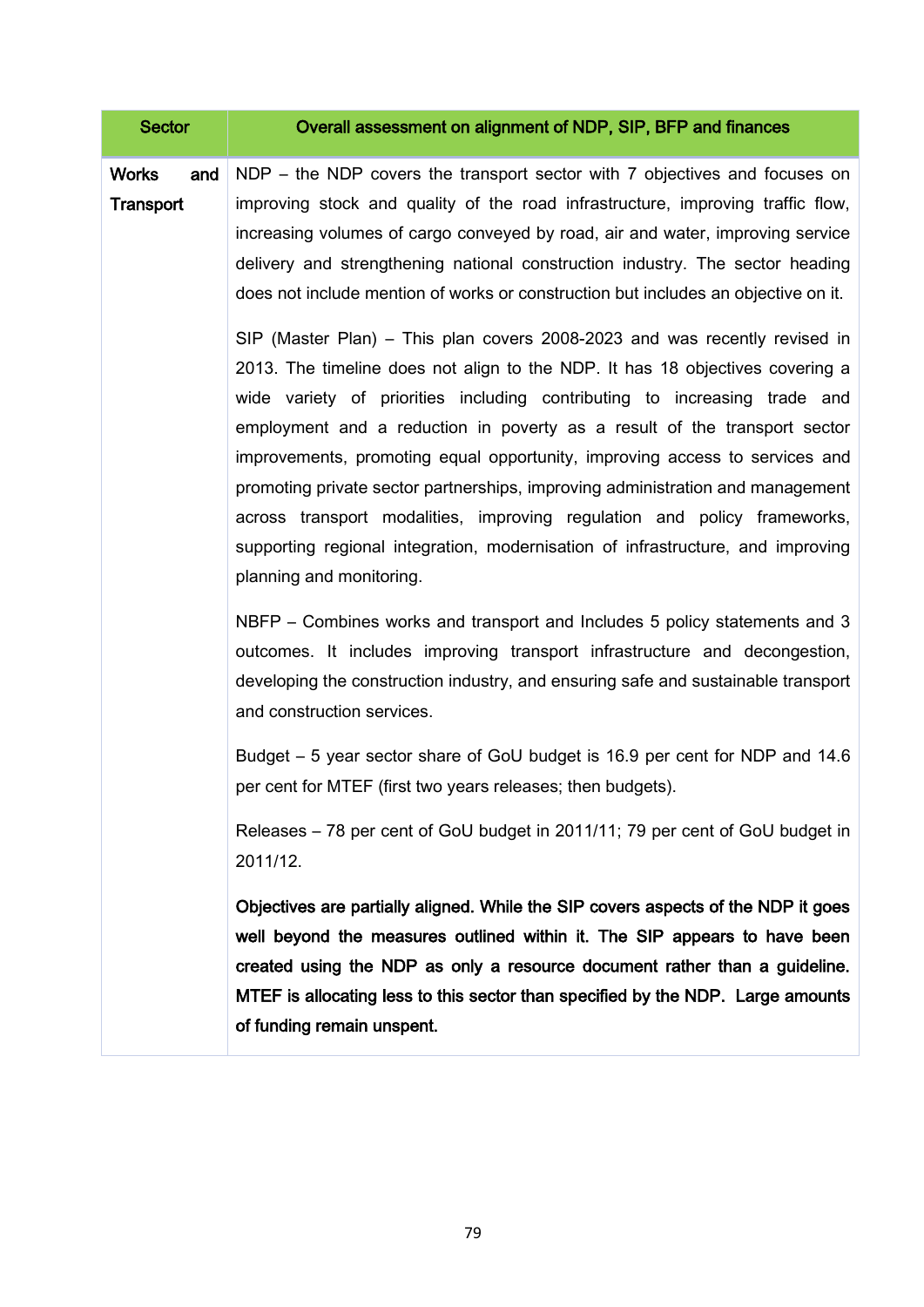| Sector | Overall assessment on alignment of NDP, SIP, BFP and finances |
|---|---|
| **Works and Transport** | NDP – the NDP covers the transport sector with 7 objectives and focuses on improving stock and quality of the road infrastructure, improving traffic flow, increasing volumes of cargo conveyed by road, air and water, improving service delivery and strengthening national construction industry. The sector heading does not include mention of works or construction but includes an objective on it.<br><br>SIP (Master Plan) – This plan covers 2008-2023 and was recently revised in 2013. The timeline does not align to the NDP. It has 18 objectives covering a wide variety of priorities including contributing to increasing trade and employment and a reduction in poverty as a result of the transport sector improvements, promoting equal opportunity, improving access to services and promoting private sector partnerships, improving administration and management across transport modalities, improving regulation and policy frameworks, supporting regional integration, modernisation of infrastructure, and improving planning and monitoring.<br><br>NBFP – Combines works and transport and Includes 5 policy statements and 3 outcomes. It includes improving transport infrastructure and decongestion, developing the construction industry, and ensuring safe and sustainable transport and construction services.<br><br>Budget – 5 year sector share of GoU budget is 16.9 per cent for NDP and 14.6 per cent for MTEF (first two years releases; then budgets).<br><br>Releases – 78 per cent of GoU budget in 2011/11; 79 per cent of GoU budget in 2011/12.<br><br>**Objectives are partially aligned. While the SIP covers aspects of the NDP it goes well beyond the measures outlined within it. The SIP appears to have been created using the NDP as only a resource document rather than a guideline. MTEF is allocating less to this sector than specified by the NDP. Large amounts of funding remain unspent.** |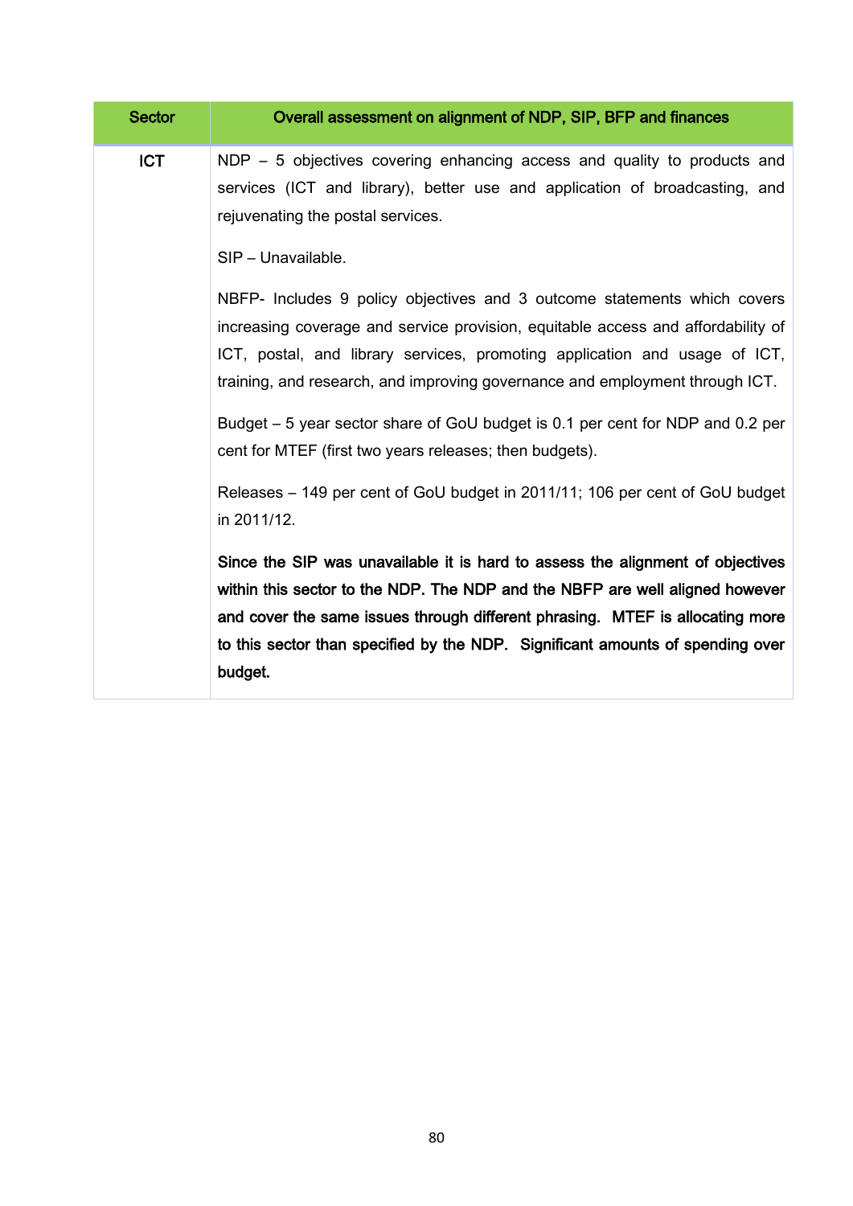| Sector | Overall assessment on alignment of NDP, SIP, BFP and finances |
|---|---|
| ICT | NDP – 5 objectives covering enhancing access and quality to products and services (ICT and library), better use and application of broadcasting, and rejuvenating the postal services.<br><br>SIP – Unavailable.<br><br>NBFP- Includes 9 policy objectives and 3 outcome statements which covers increasing coverage and service provision, equitable access and affordability of ICT, postal, and library services, promoting application and usage of ICT, training, and research, and improving governance and employment through ICT.<br><br>Budget – 5 year sector share of GoU budget is 0.1 per cent for NDP and 0.2 per cent for MTEF (first two years releases; then budgets).<br><br>Releases – 149 per cent of GoU budget in 2011/11; 106 per cent of GoU budget in 2011/12.<br><br>**Since the SIP was unavailable it is hard to assess the alignment of objectives within this sector to the NDP. The NDP and the NBFP are well aligned however and cover the same issues through different phrasing. MTEF is allocating more to this sector than specified by the NDP. Significant amounts of spending over budget.** |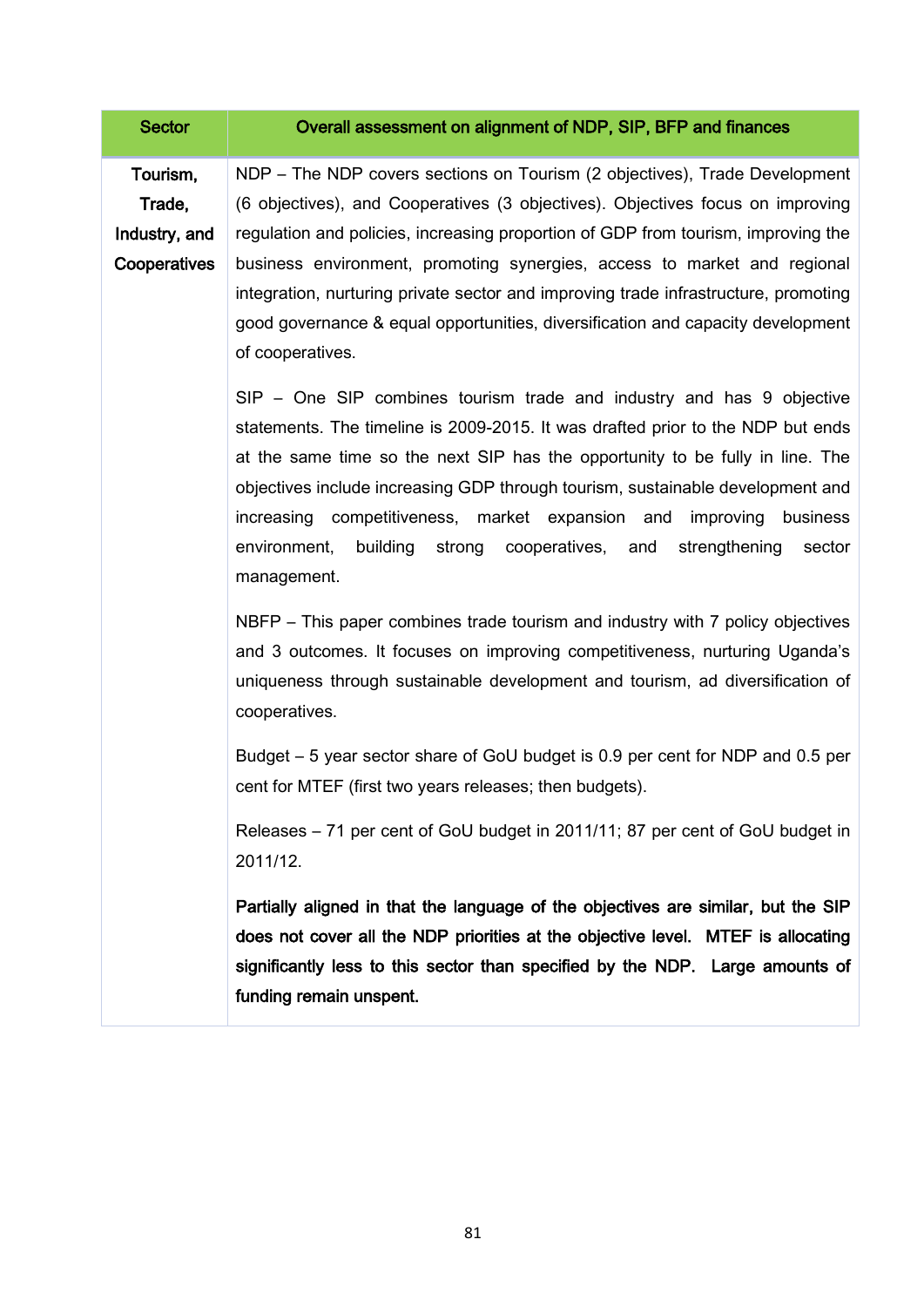| Sector | Overall assessment on alignment of NDP, SIP, BFP and finances |
|---|---|
| Tourism, Trade, Industry, and Cooperatives | NDP – The NDP covers sections on Tourism (2 objectives), Trade Development (6 objectives), and Cooperatives (3 objectives). Objectives focus on improving regulation and policies, increasing proportion of GDP from tourism, improving the business environment, promoting synergies, access to market and regional integration, nurturing private sector and improving trade infrastructure, promoting good governance & equal opportunities, diversification and capacity development of cooperatives.<br><br>SIP – One SIP combines tourism trade and industry and has 9 objective statements. The timeline is 2009-2015. It was drafted prior to the NDP but ends at the same time so the next SIP has the opportunity to be fully in line. The objectives include increasing GDP through tourism, sustainable development and increasing competitiveness, market expansion and improving business environment, building strong cooperatives, and strengthening sector management.<br><br>NBFP – This paper combines trade tourism and industry with 7 policy objectives and 3 outcomes. It focuses on improving competitiveness, nurturing Uganda's uniqueness through sustainable development and tourism, ad diversification of cooperatives.<br><br>Budget – 5 year sector share of GoU budget is 0.9 per cent for NDP and 0.5 per cent for MTEF (first two years releases; then budgets).<br><br>Releases – 71 per cent of GoU budget in 2011/11; 87 per cent of GoU budget in 2011/12.<br><br>**Partially aligned in that the language of the objectives are similar, but the SIP does not cover all the NDP priorities at the objective level. MTEF is allocating significantly less to this sector than specified by the NDP. Large amounts of funding remain unspent.** |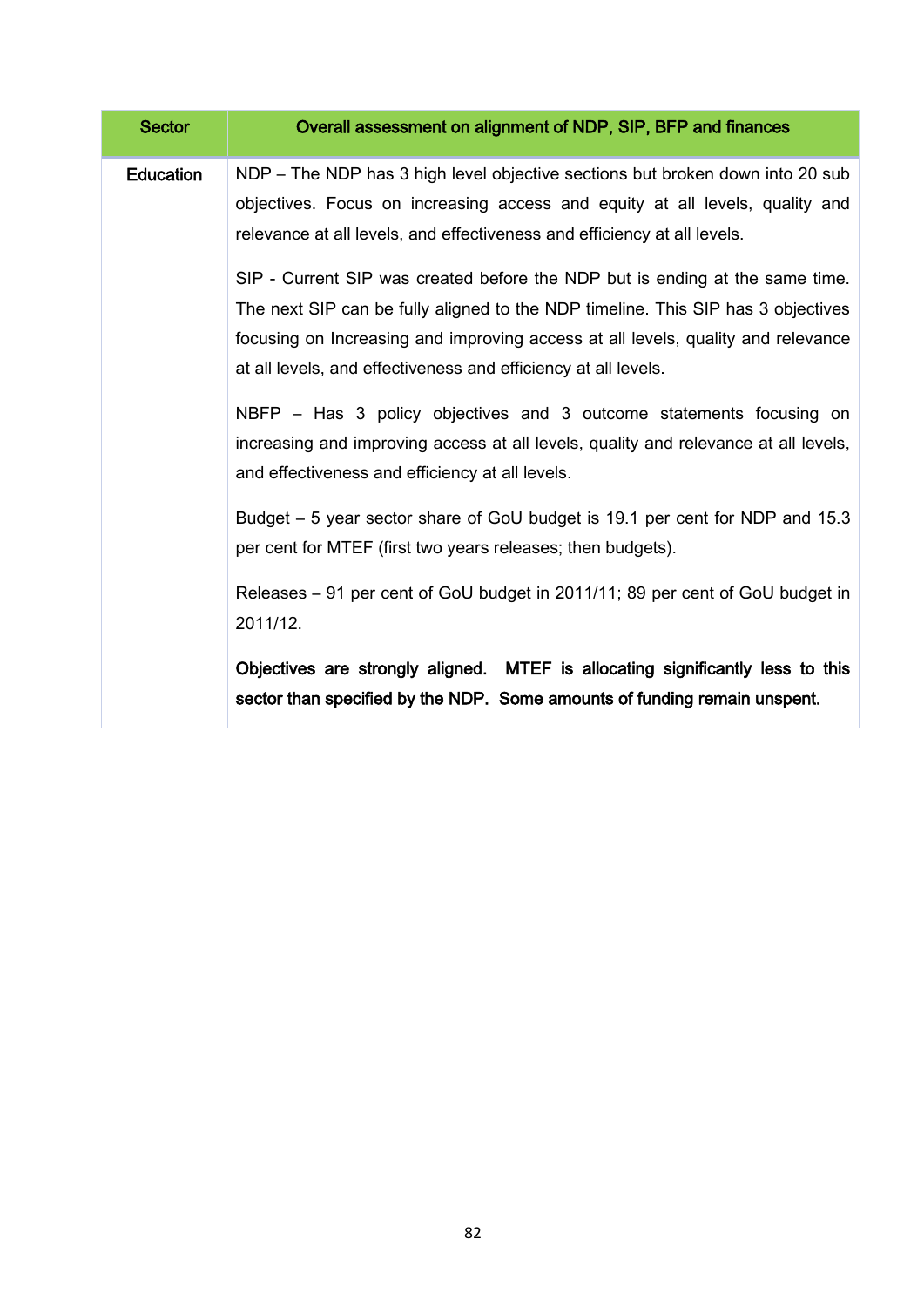| Sector | Overall assessment on alignment of NDP, SIP, BFP and finances |
|---|---|
| Education | NDP – The NDP has 3 high level objective sections but broken down into 20 sub objectives. Focus on increasing access and equity at all levels, quality and relevance at all levels, and effectiveness and efficiency at all levels.<br><br>SIP - Current SIP was created before the NDP but is ending at the same time. The next SIP can be fully aligned to the NDP timeline. This SIP has 3 objectives focusing on Increasing and improving access at all levels, quality and relevance at all levels, and effectiveness and efficiency at all levels.<br><br>NBFP – Has 3 policy objectives and 3 outcome statements focusing on increasing and improving access at all levels, quality and relevance at all levels, and effectiveness and efficiency at all levels.<br><br>Budget – 5 year sector share of GoU budget is 19.1 per cent for NDP and 15.3 per cent for MTEF (first two years releases; then budgets).<br><br>Releases – 91 per cent of GoU budget in 2011/11; 89 per cent of GoU budget in 2011/12.<br><br>**Objectives are strongly aligned. MTEF is allocating significantly less to this sector than specified by the NDP. Some amounts of funding remain unspent.** |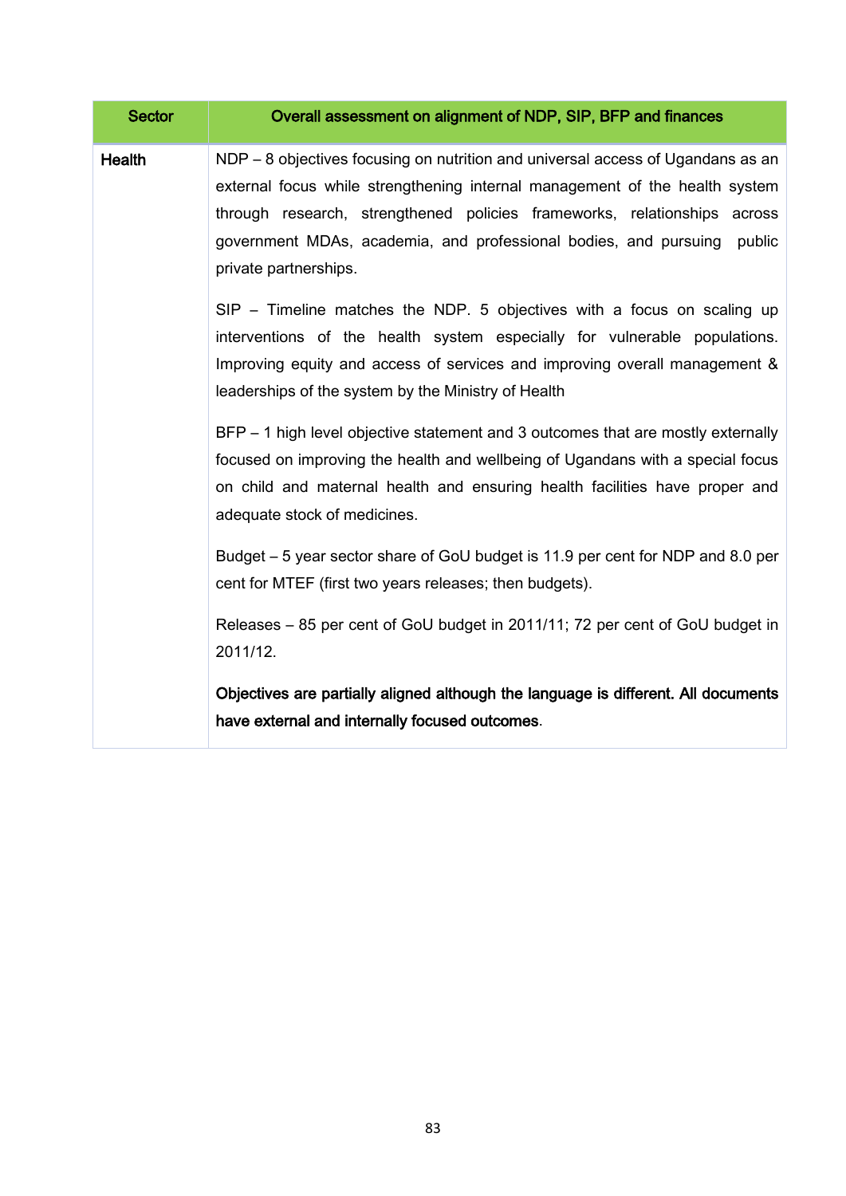| Sector | Overall assessment on alignment of NDP, SIP, BFP and finances |
|---|---|
| **Health** | NDP – 8 objectives focusing on nutrition and universal access of Ugandans as an external focus while strengthening internal management of the health system through research, strengthened policies frameworks, relationships across government MDAs, academia, and professional bodies, and pursuing public private partnerships.<br><br>SIP – Timeline matches the NDP. 5 objectives with a focus on scaling up interventions of the health system especially for vulnerable populations. Improving equity and access of services and improving overall management & leaderships of the system by the Ministry of Health<br><br>BFP – 1 high level objective statement and 3 outcomes that are mostly externally focused on improving the health and wellbeing of Ugandans with a special focus on child and maternal health and ensuring health facilities have proper and adequate stock of medicines.<br><br>Budget – 5 year sector share of GoU budget is 11.9 per cent for NDP and 8.0 per cent for MTEF (first two years releases; then budgets).<br><br>Releases – 85 per cent of GoU budget in 2011/11; 72 per cent of GoU budget in 2011/12.<br><br>**Objectives are partially aligned although the language is different. All documents have external and internally focused outcomes**. |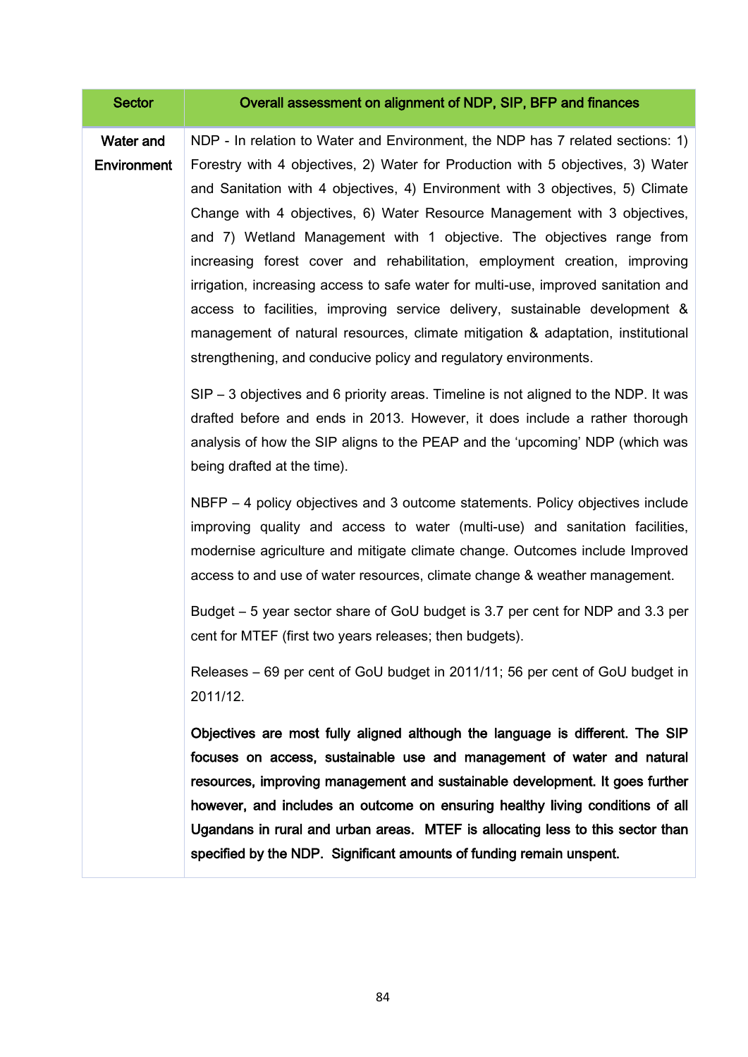| Sector | Overall assessment on alignment of NDP, SIP, BFP and finances |
|---|---|
| Water and Environment | NDP - In relation to Water and Environment, the NDP has 7 related sections: 1) Forestry with 4 objectives, 2) Water for Production with 5 objectives, 3) Water and Sanitation with 4 objectives, 4) Environment with 3 objectives, 5) Climate Change with 4 objectives, 6) Water Resource Management with 3 objectives, and 7) Wetland Management with 1 objective. The objectives range from increasing forest cover and rehabilitation, employment creation, improving irrigation, increasing access to safe water for multi-use, improved sanitation and access to facilities, improving service delivery, sustainable development & management of natural resources, climate mitigation & adaptation, institutional strengthening, and conducive policy and regulatory environments.<br><br>SIP – 3 objectives and 6 priority areas. Timeline is not aligned to the NDP. It was drafted before and ends in 2013. However, it does include a rather thorough analysis of how the SIP aligns to the PEAP and the 'upcoming' NDP (which was being drafted at the time).<br><br>NBFP – 4 policy objectives and 3 outcome statements. Policy objectives include improving quality and access to water (multi-use) and sanitation facilities, modernise agriculture and mitigate climate change. Outcomes include Improved access to and use of water resources, climate change & weather management.<br><br>Budget – 5 year sector share of GoU budget is 3.7 per cent for NDP and 3.3 per cent for MTEF (first two years releases; then budgets).<br><br>Releases – 69 per cent of GoU budget in 2011/11; 56 per cent of GoU budget in 2011/12.<br><br>**Objectives are most fully aligned although the language is different. The SIP focuses on access, sustainable use and management of water and natural resources, improving management and sustainable development. It goes further however, and includes an outcome on ensuring healthy living conditions of all Ugandans in rural and urban areas. MTEF is allocating less to this sector than specified by the NDP. Significant amounts of funding remain unspent.** |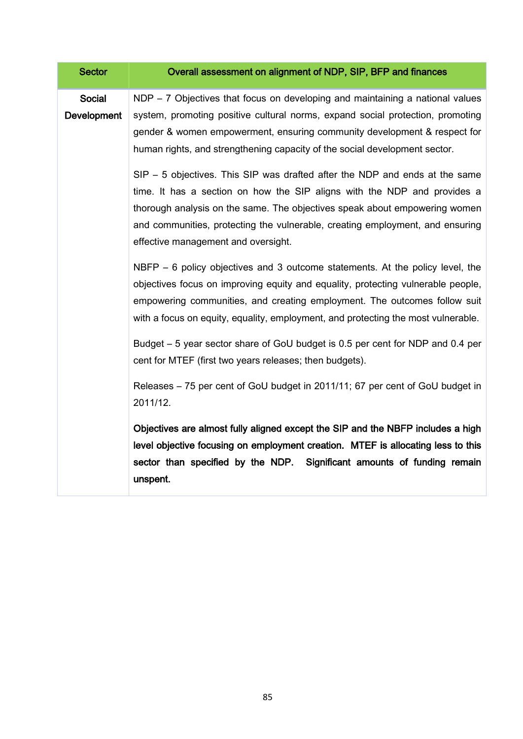| Sector | Overall assessment on alignment of NDP, SIP, BFP and finances |
|---|---|
| **Social Development** | NDP – 7 Objectives that focus on developing and maintaining a national values system, promoting positive cultural norms, expand social protection, promoting gender & women empowerment, ensuring community development & respect for human rights, and strengthening capacity of the social development sector.<br><br>SIP – 5 objectives. This SIP was drafted after the NDP and ends at the same time. It has a section on how the SIP aligns with the NDP and provides a thorough analysis on the same. The objectives speak about empowering women and communities, protecting the vulnerable, creating employment, and ensuring effective management and oversight.<br><br>NBFP – 6 policy objectives and 3 outcome statements. At the policy level, the objectives focus on improving equity and equality, protecting vulnerable people, empowering communities, and creating employment. The outcomes follow suit with a focus on equity, equality, employment, and protecting the most vulnerable.<br><br>Budget – 5 year sector share of GoU budget is 0.5 per cent for NDP and 0.4 per cent for MTEF (first two years releases; then budgets).<br><br>Releases – 75 per cent of GoU budget in 2011/11; 67 per cent of GoU budget in 2011/12.<br><br>**Objectives are almost fully aligned except the SIP and the NBFP includes a high level objective focusing on employment creation. MTEF is allocating less to this sector than specified by the NDP. Significant amounts of funding remain unspent.** |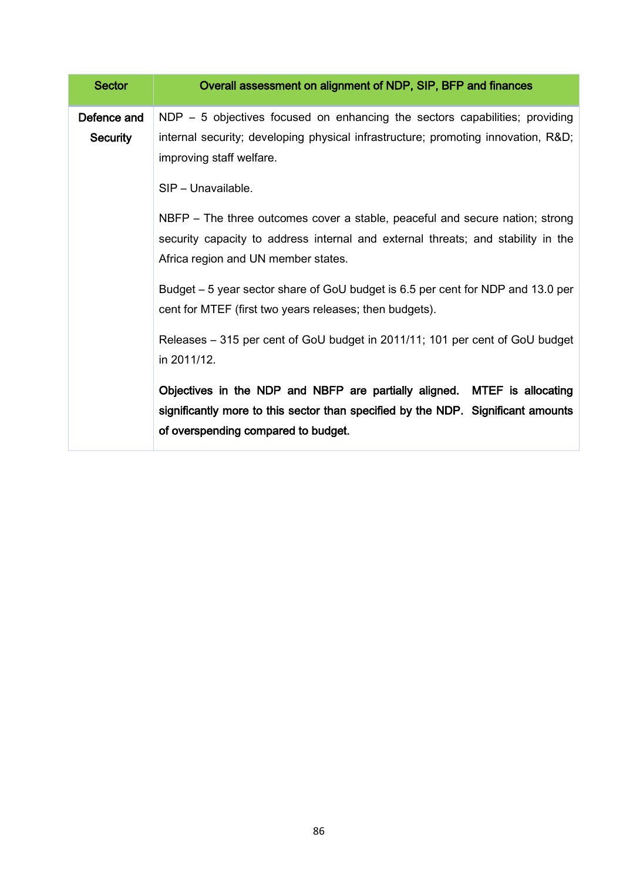| Sector | Overall assessment on alignment of NDP, SIP, BFP and finances |
|---|---|
| Defence and Security | NDP – 5 objectives focused on enhancing the sectors capabilities; providing internal security; developing physical infrastructure; promoting innovation, R&D; improving staff welfare.<br><br>SIP – Unavailable.<br><br>NBFP – The three outcomes cover a stable, peaceful and secure nation; strong security capacity to address internal and external threats; and stability in the Africa region and UN member states.<br><br>Budget – 5 year sector share of GoU budget is 6.5 per cent for NDP and 13.0 per cent for MTEF (first two years releases; then budgets).<br><br>Releases – 315 per cent of GoU budget in 2011/11; 101 per cent of GoU budget in 2011/12.<br><br>**Objectives in the NDP and NBFP are partially aligned. MTEF is allocating significantly more to this sector than specified by the NDP. Significant amounts of overspending compared to budget.** |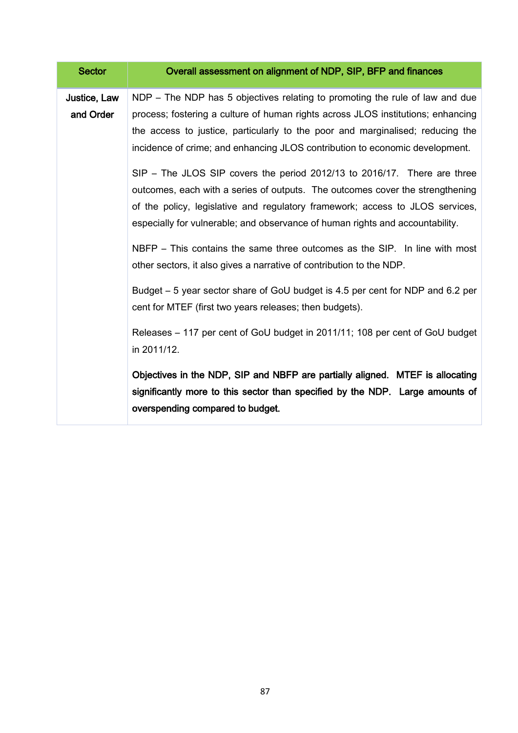| Sector | Overall assessment on alignment of NDP, SIP, BFP and finances |
|---|---|
| **Justice, Law and Order** | NDP – The NDP has 5 objectives relating to promoting the rule of law and due process; fostering a culture of human rights across JLOS institutions; enhancing the access to justice, particularly to the poor and marginalised; reducing the incidence of crime; and enhancing JLOS contribution to economic development.<br><br>SIP – The JLOS SIP covers the period 2012/13 to 2016/17. There are three outcomes, each with a series of outputs. The outcomes cover the strengthening of the policy, legislative and regulatory framework; access to JLOS services, especially for vulnerable; and observance of human rights and accountability.<br><br>NBFP – This contains the same three outcomes as the SIP. In line with most other sectors, it also gives a narrative of contribution to the NDP.<br><br>Budget – 5 year sector share of GoU budget is 4.5 per cent for NDP and 6.2 per cent for MTEF (first two years releases; then budgets).<br><br>Releases – 117 per cent of GoU budget in 2011/11; 108 per cent of GoU budget in 2011/12.<br><br>**Objectives in the NDP, SIP and NBFP are partially aligned. MTEF is allocating significantly more to this sector than specified by the NDP. Large amounts of overspending compared to budget.** |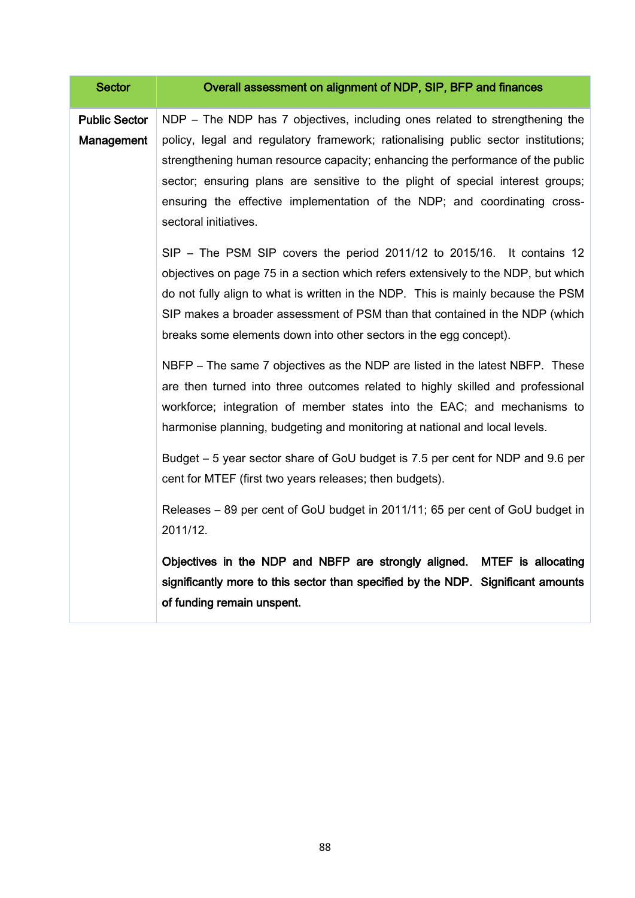| Sector | Overall assessment on alignment of NDP, SIP, BFP and finances |
|---|---|
| **Public Sector Management** | NDP – The NDP has 7 objectives, including ones related to strengthening the policy, legal and regulatory framework; rationalising public sector institutions; strengthening human resource capacity; enhancing the performance of the public sector; ensuring plans are sensitive to the plight of special interest groups; ensuring the effective implementation of the NDP; and coordinating cross-sectoral initiatives.<br><br>SIP – The PSM SIP covers the period 2011/12 to 2015/16. It contains 12 objectives on page 75 in a section which refers extensively to the NDP, but which do not fully align to what is written in the NDP. This is mainly because the PSM SIP makes a broader assessment of PSM than that contained in the NDP (which breaks some elements down into other sectors in the egg concept).<br><br>NBFP – The same 7 objectives as the NDP are listed in the latest NBFP. These are then turned into three outcomes related to highly skilled and professional workforce; integration of member states into the EAC; and mechanisms to harmonise planning, budgeting and monitoring at national and local levels.<br><br>Budget – 5 year sector share of GoU budget is 7.5 per cent for NDP and 9.6 per cent for MTEF (first two years releases; then budgets).<br><br>Releases – 89 per cent of GoU budget in 2011/11; 65 per cent of GoU budget in 2011/12.<br><br>**Objectives in the NDP and NBFP are strongly aligned. MTEF is allocating significantly more to this sector than specified by the NDP. Significant amounts of funding remain unspent.** |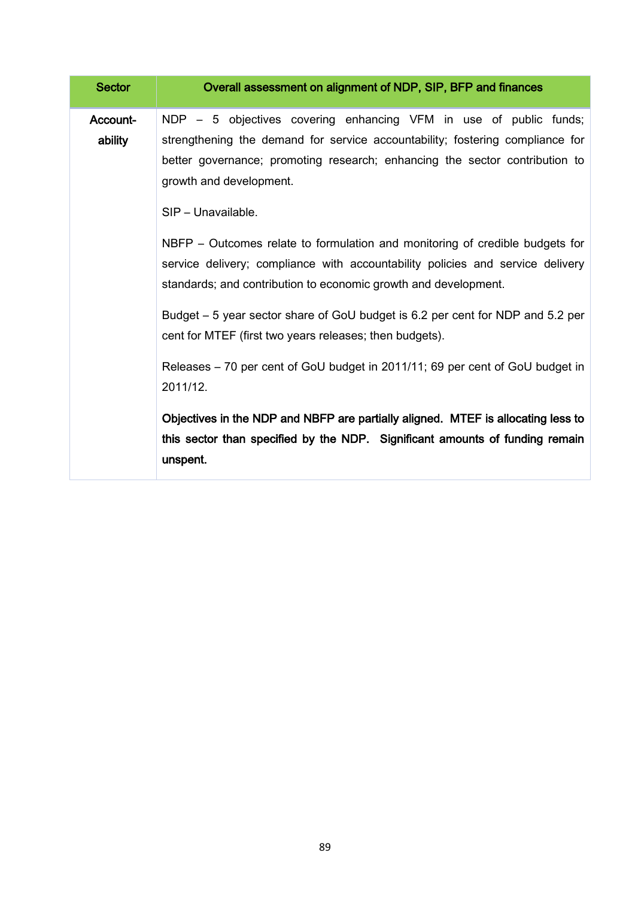| Sector | Overall assessment on alignment of NDP, SIP, BFP and finances |
| --- | --- |
| **Account-ability** | NDP – 5 objectives covering enhancing VFM in use of public funds; strengthening the demand for service accountability; fostering compliance for better governance; promoting research; enhancing the sector contribution to growth and development.<br><br>SIP – Unavailable.<br><br>NBFP – Outcomes relate to formulation and monitoring of credible budgets for service delivery; compliance with accountability policies and service delivery standards; and contribution to economic growth and development.<br><br>Budget – 5 year sector share of GoU budget is 6.2 per cent for NDP and 5.2 per cent for MTEF (first two years releases; then budgets).<br><br>Releases – 70 per cent of GoU budget in 2011/11; 69 per cent of GoU budget in 2011/12.<br><br>**Objectives in the NDP and NBFP are partially aligned. MTEF is allocating less to this sector than specified by the NDP. Significant amounts of funding remain unspent.** |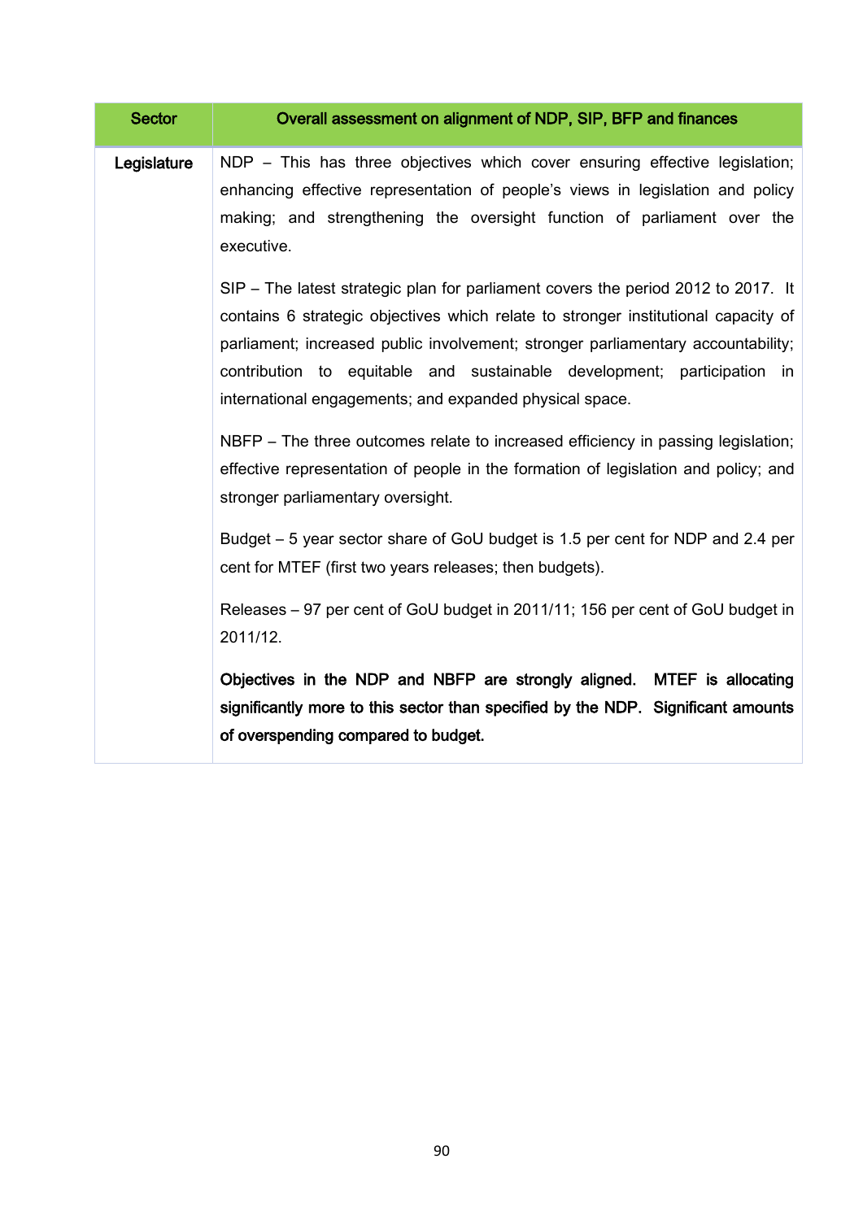| Sector | Overall assessment on alignment of NDP, SIP, BFP and finances |
| --- | --- |
| **Legislature** | NDP – This has three objectives which cover ensuring effective legislation; enhancing effective representation of people's views in legislation and policy making; and strengthening the oversight function of parliament over the executive.<br><br>SIP – The latest strategic plan for parliament covers the period 2012 to 2017. It contains 6 strategic objectives which relate to stronger institutional capacity of parliament; increased public involvement; stronger parliamentary accountability; contribution to equitable and sustainable development; participation in international engagements; and expanded physical space.<br><br>NBFP – The three outcomes relate to increased efficiency in passing legislation; effective representation of people in the formation of legislation and policy; and stronger parliamentary oversight.<br><br>Budget – 5 year sector share of GoU budget is 1.5 per cent for NDP and 2.4 per cent for MTEF (first two years releases; then budgets).<br><br>Releases – 97 per cent of GoU budget in 2011/11; 156 per cent of GoU budget in 2011/12.<br><br>**Objectives in the NDP and NBFP are strongly aligned. MTEF is allocating significantly more to this sector than specified by the NDP. Significant amounts of overspending compared to budget.** |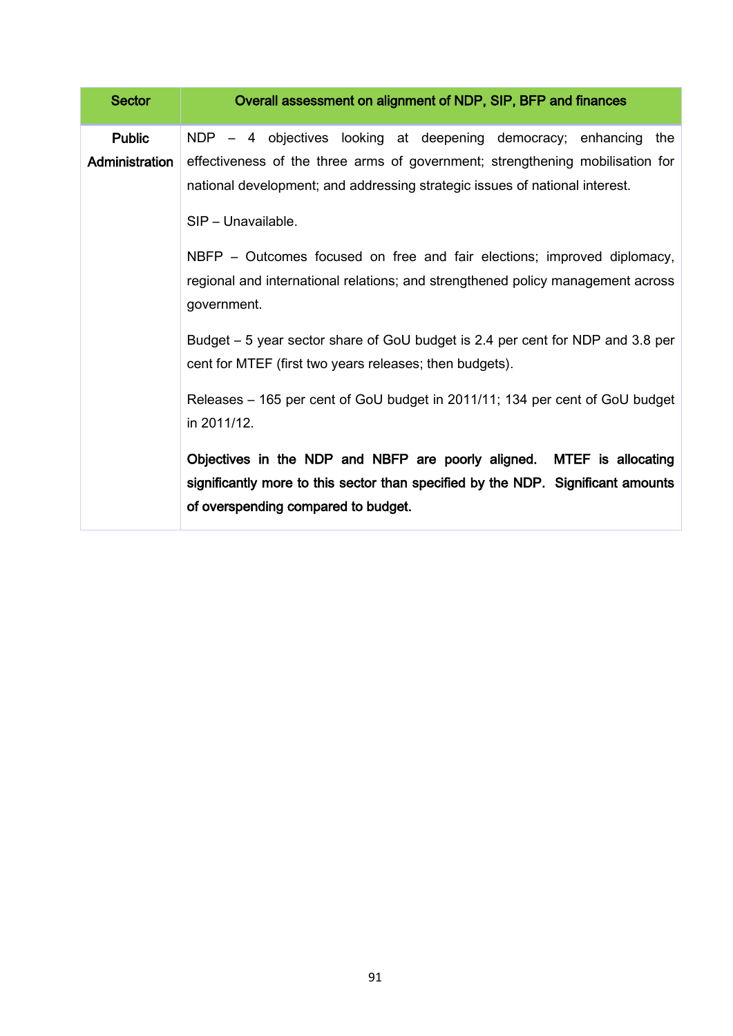| Sector | Overall assessment on alignment of NDP, SIP, BFP and finances |
|---|---|
| **Public Administration** | NDP – 4 objectives looking at deepening democracy; enhancing the effectiveness of the three arms of government; strengthening mobilisation for national development; and addressing strategic issues of national interest.<br><br>SIP – Unavailable.<br><br>NBFP – Outcomes focused on free and fair elections; improved diplomacy, regional and international relations; and strengthened policy management across government.<br><br>Budget – 5 year sector share of GoU budget is 2.4 per cent for NDP and 3.8 per cent for MTEF (first two years releases; then budgets).<br><br>Releases – 165 per cent of GoU budget in 2011/11; 134 per cent of GoU budget in 2011/12.<br><br>**Objectives in the NDP and NBFP are poorly aligned. MTEF is allocating significantly more to this sector than specified by the NDP. Significant amounts of overspending compared to budget.** |